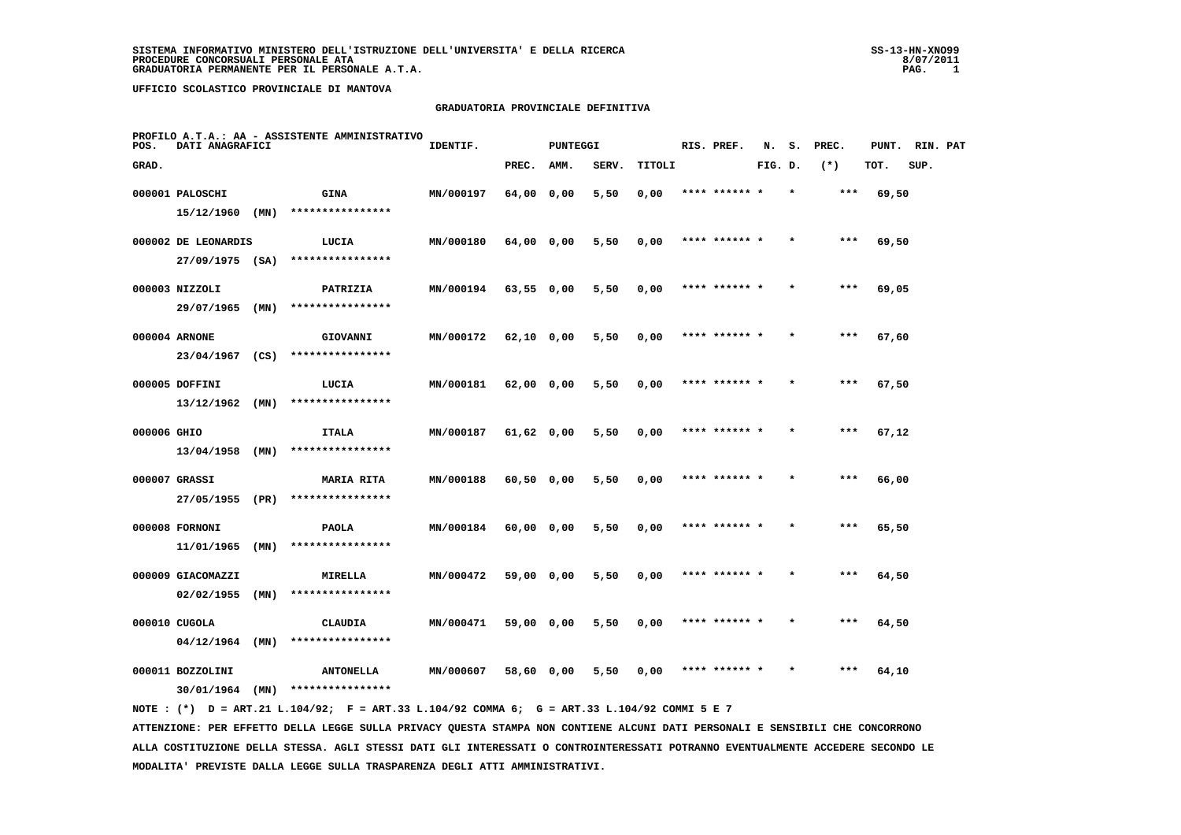**SISTEMA INFORMATIVO MINISTERO DELL'ISTRUZIONE DELL'UNIVERSITA' E DELLA RICERCA**
**PROCEDURE CONCORSUALI PERSONALE ATA**
**GRADUATORIA PERMANENTE PER IL PERSONALE A.T.A.**

SS-13-HN-XNO99
8/07/2011

**UFFICIO SCOLASTICO PROVINCIALE DI MANTOVA**

## GRADUATORIA PROVINCIALE DEFINITIVA

PROFILO A.T.A.: AA - ASSISTENTE AMMINISTRATIVO

| POS. GRAD. | DATI ANAGRAFICI | | IDENTIF. | PUNTEGGI PREC. | AMM. | SERV. | TITOLI | RIS. PREF. | N. S. FIG. D. | PREC. (*) | PUNT. TOT. | RIN. PAT SUP. |
|---|---|---|---|---|---|---|---|---|---|---|---|---|
| 000001 | PALOSCHI 15/12/1960 (MN) | GINA **************** | MN/000197 | 64,00 | 0,00 | 5,50 | 0,00 | **** ****** * | * | *** | 69,50 | |
| 000002 | DE LEONARDIS 27/09/1975 (SA) | LUCIA **************** | MN/000180 | 64,00 | 0,00 | 5,50 | 0,00 | **** ****** * | * | *** | 69,50 | |
| 000003 | NIZZOLI 29/07/1965 (MN) | PATRIZIA **************** | MN/000194 | 63,55 | 0,00 | 5,50 | 0,00 | **** ****** * | * | *** | 69,05 | |
| 000004 | ARNONE 23/04/1967 (CS) | GIOVANNI **************** | MN/000172 | 62,10 | 0,00 | 5,50 | 0,00 | **** ****** * | * | *** | 67,60 | |
| 000005 | DOFFINI 13/12/1962 (MN) | LUCIA **************** | MN/000181 | 62,00 | 0,00 | 5,50 | 0,00 | **** ****** * | * | *** | 67,50 | |
| 000006 | GHIO 13/04/1958 (MN) | ITALA **************** | MN/000187 | 61,62 | 0,00 | 5,50 | 0,00 | **** ****** * | * | *** | 67,12 | |
| 000007 | GRASSI 27/05/1955 (PR) | MARIA RITA **************** | MN/000188 | 60,50 | 0,00 | 5,50 | 0,00 | **** ****** * | * | *** | 66,00 | |
| 000008 | FORNONI 11/01/1965 (MN) | PAOLA **************** | MN/000184 | 60,00 | 0,00 | 5,50 | 0,00 | **** ****** * | * | *** | 65,50 | |
| 000009 | GIACOMAZZI 02/02/1955 (MN) | MIRELLA **************** | MN/000472 | 59,00 | 0,00 | 5,50 | 0,00 | **** ****** * | * | *** | 64,50 | |
| 000010 | CUGOLA 04/12/1964 (MN) | CLAUDIA **************** | MN/000471 | 59,00 | 0,00 | 5,50 | 0,00 | **** ****** * | * | *** | 64,50 | |
| 000011 | BOZZOLINI 30/01/1964 (MN) | ANTONELLA **************** | MN/000607 | 58,60 | 0,00 | 5,50 | 0,00 | **** ****** * | * | *** | 64,10 | |

NOTE : (*) D = ART.21 L.104/92; F = ART.33 L.104/92 COMMA 6; G = ART.33 L.104/92 COMMI 5 E 7

ATTENZIONE: PER EFFETTO DELLA LEGGE SULLA PRIVACY QUESTA STAMPA NON CONTIENE ALCUNI DATI PERSONALI E SENSIBILI CHE CONCORRONO ALLA COSTITUZIONE DELLA STESSA. AGLI STESSI DATI GLI INTERESSATI O CONTROINTERESSATI POTRANNO EVENTUALMENTE ACCEDERE SECONDO LE MODALITA' PREVISTE DALLA LEGGE SULLA TRASPARENZA DEGLI ATTI AMMINISTRATIVI.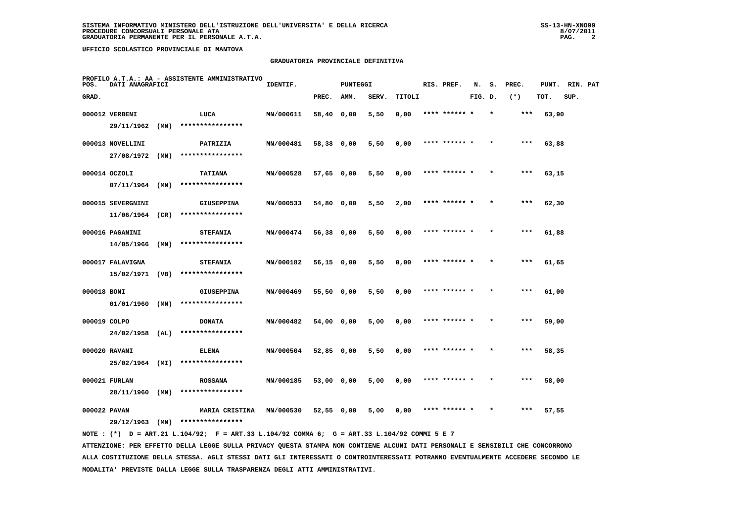SISTEMA INFORMATIVO MINISTERO DELL'ISTRUZIONE DELL'UNIVERSITA' E DELLA RICERCA
PROCEDURE CONCORSUALI PERSONALE ATA
GRADUATORIA PERMANENTE PER IL PERSONALE A.T.A.

UFFICIO SCOLASTICO PROVINCIALE DI MANTOVA

## GRADUATORIA PROVINCIALE DEFINITIVA

PROFILO A.T.A.: AA - ASSISTENTE AMMINISTRATIVO

| POS. GRAD. | DATI ANAGRAFICI | | IDENTIF. | PUNTEGGI PREC. | AMM. | SERV. | TITOLI | RIS. PREF. | N. FIG. | S. D. | PREC. (*) | PUNT. TOT. | RIN. SUP. | PAT |
|---|---|---|---|---|---|---|---|---|---|---|---|---|---|---|
| 000012 | VERBENI 29/11/1962 (MN) | LUCA **************** | MN/000611 | 58,40 | 0,00 | 5,50 | 0,00 | **** ****** * | | * | *** | 63,90 | | |
| 000013 | NOVELLINI 27/08/1972 (MN) | PATRIZIA **************** | MN/000481 | 58,38 | 0,00 | 5,50 | 0,00 | **** ****** * | | * | *** | 63,88 | | |
| 000014 | OCZOLI 07/11/1964 (MN) | TATIANA **************** | MN/000528 | 57,65 | 0,00 | 5,50 | 0,00 | **** ****** * | | * | *** | 63,15 | | |
| 000015 | SEVERGNINI 11/06/1964 (CR) | GIUSEPPINA **************** | MN/000533 | 54,80 | 0,00 | 5,50 | 2,00 | **** ****** * | | * | *** | 62,30 | | |
| 000016 | PAGANINI 14/05/1966 (MN) | STEFANIA **************** | MN/000474 | 56,38 | 0,00 | 5,50 | 0,00 | **** ****** * | | * | *** | 61,88 | | |
| 000017 | FALAVIGNA 15/02/1971 (VB) | STEFANIA **************** | MN/000182 | 56,15 | 0,00 | 5,50 | 0,00 | **** ****** * | | * | *** | 61,65 | | |
| 000018 | BONI 01/01/1960 (MN) | GIUSEPPINA **************** | MN/000469 | 55,50 | 0,00 | 5,50 | 0,00 | **** ****** * | | * | *** | 61,00 | | |
| 000019 | COLPO 24/02/1958 (AL) | DONATA **************** | MN/000482 | 54,00 | 0,00 | 5,00 | 0,00 | **** ****** * | | * | *** | 59,00 | | |
| 000020 | RAVANI 25/02/1964 (MI) | ELENA **************** | MN/000504 | 52,85 | 0,00 | 5,50 | 0,00 | **** ****** * | | * | *** | 58,35 | | |
| 000021 | FURLAN 28/11/1960 (MN) | ROSSANA **************** | MN/000185 | 53,00 | 0,00 | 5,00 | 0,00 | **** ****** * | | * | *** | 58,00 | | |
| 000022 | PAVAN 29/12/1963 (MN) | MARIA CRISTINA **************** | MN/000530 | 52,55 | 0,00 | 5,00 | 0,00 | **** ****** * | | * | *** | 57,55 | | |

NOTE : (*) D = ART.21 L.104/92; F = ART.33 L.104/92 COMMA 6; G = ART.33 L.104/92 COMMI 5 E 7

ATTENZIONE: PER EFFETTO DELLA LEGGE SULLA PRIVACY QUESTA STAMPA NON CONTIENE ALCUNI DATI PERSONALI E SENSIBILI CHE CONCORRONO ALLA COSTITUZIONE DELLA STESSA. AGLI STESSI DATI GLI INTERESSATI O CONTROINTERESSATI POTRANNO EVENTUALMENTE ACCEDERE SECONDO LE MODALITA' PREVISTE DALLA LEGGE SULLA TRASPARENZA DEGLI ATTI AMMINISTRATIVI.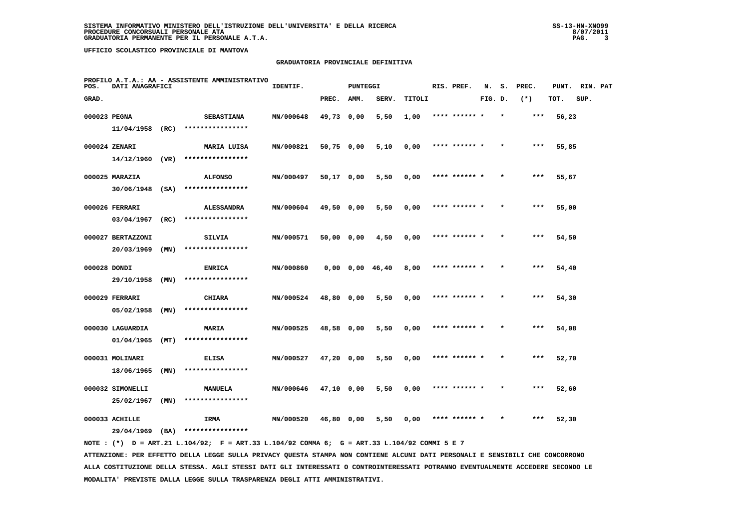SISTEMA INFORMATIVO MINISTERO DELL'ISTRUZIONE DELL'UNIVERSITA' E DELLA RICERCA
PROCEDURE CONCORSUALI PERSONALE ATA
GRADUATORIA PERMANENTE PER IL PERSONALE A.T.A.

UFFICIO SCOLASTICO PROVINCIALE DI MANTOVA

## GRADUATORIA PROVINCIALE DEFINITIVA

PROFILO A.T.A.: AA - ASSISTENTE AMMINISTRATIVO

| POS. GRAD. | DATI ANAGRAFICI | | IDENTIF. | PUNTEGGI PREC. | AMM. | SERV. | TITOLI | RIS. PREF. | N. FIG. | S. D. | PREC. (*) | PUNT. TOT. | RIN. PAT SUP. |
|---|---|---|---|---|---|---|---|---|---|---|---|---|---|
| 000023 | PEGNA 11/04/1958 (RC) | SEBASTIANA **************** | MN/000648 | 49,73 | 0,00 | 5,50 | 1,00 | **** ****** | * | * | *** | 56,23 | |
| 000024 | ZENARI 14/12/1960 (VR) | MARIA LUISA **************** | MN/000821 | 50,75 | 0,00 | 5,10 | 0,00 | **** ****** | * | * | *** | 55,85 | |
| 000025 | MARAZIA 30/06/1948 (SA) | ALFONSO **************** | MN/000497 | 50,17 | 0,00 | 5,50 | 0,00 | **** ****** | * | * | *** | 55,67 | |
| 000026 | FERRARI 03/04/1967 (RC) | ALESSANDRA **************** | MN/000604 | 49,50 | 0,00 | 5,50 | 0,00 | **** ****** | * | * | *** | 55,00 | |
| 000027 | BERTAZZONI 20/03/1969 (MN) | SILVIA **************** | MN/000571 | 50,00 | 0,00 | 4,50 | 0,00 | **** ****** | * | * | *** | 54,50 | |
| 000028 | DONDI 29/10/1958 (MN) | ENRICA **************** | MN/000860 | 0,00 | 0,00 | 46,40 | 8,00 | **** ****** | * | * | *** | 54,40 | |
| 000029 | FERRARI 05/02/1958 (MN) | CHIARA **************** | MN/000524 | 48,80 | 0,00 | 5,50 | 0,00 | **** ****** | * | * | *** | 54,30 | |
| 000030 | LAGUARDIA 01/04/1965 (MT) | MARIA **************** | MN/000525 | 48,58 | 0,00 | 5,50 | 0,00 | **** ****** | * | * | *** | 54,08 | |
| 000031 | MOLINARI 18/06/1965 (MN) | ELISA **************** | MN/000527 | 47,20 | 0,00 | 5,50 | 0,00 | **** ****** | * | * | *** | 52,70 | |
| 000032 | SIMONELLI 25/02/1967 (MN) | MANUELA **************** | MN/000646 | 47,10 | 0,00 | 5,50 | 0,00 | **** ****** | * | * | *** | 52,60 | |
| 000033 | ACHILLE 29/04/1969 (BA) | IRMA **************** | MN/000520 | 46,80 | 0,00 | 5,50 | 0,00 | **** ****** | * | * | *** | 52,30 | |

NOTE : (*) D = ART.21 L.104/92; F = ART.33 L.104/92 COMMA 6; G = ART.33 L.104/92 COMMI 5 E 7

ATTENZIONE: PER EFFETTO DELLA LEGGE SULLA PRIVACY QUESTA STAMPA NON CONTIENE ALCUNI DATI PERSONALI E SENSIBILI CHE CONCORRONO ALLA COSTITUZIONE DELLA STESSA. AGLI STESSI DATI GLI INTERESSATI O CONTROINTERESSATI POTRANNO EVENTUALMENTE ACCEDERE SECONDO LE MODALITA' PREVISTE DALLA LEGGE SULLA TRASPARENZA DEGLI ATTI AMMINISTRATIVI.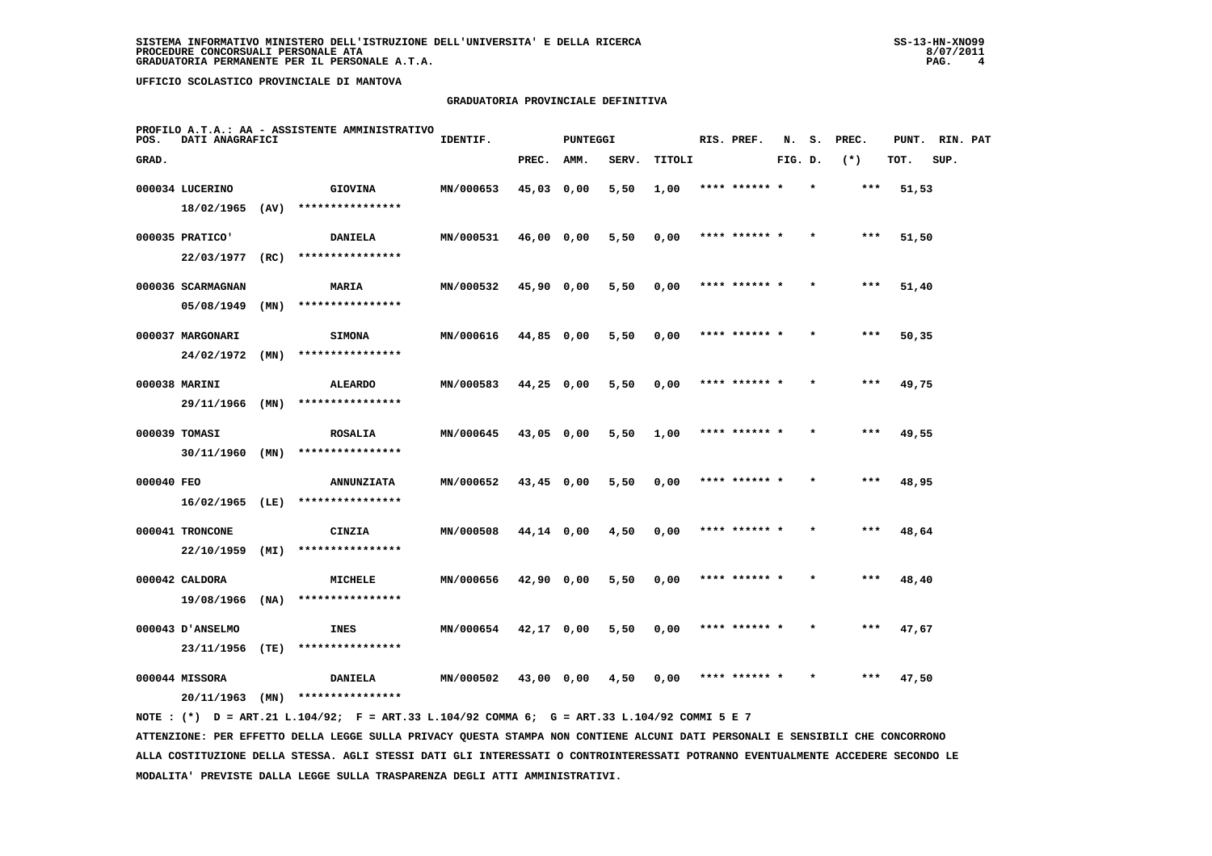UFFICIO SCOLASTICO PROVINCIALE DI MANTOVA

## GRADUATORIA PROVINCIALE DEFINITIVA

PROFILO A.T.A.: AA - ASSISTENTE AMMINISTRATIVO

| POS. GRAD. | DATI ANAGRAFICI | | IDENTIF. | PUNTEGGI PREC. | AMM. | SERV. | TITOLI | RIS. PREF. | N. FIG. | S. D. | PREC. (*) | PUNT. TOT. | RIN. PAT SUP. |
|---|---|---|---|---|---|---|---|---|---|---|---|---|---|
| 000034 | LUCERINO 18/02/1965 (AV) | GIOVINA **************** | MN/000653 | 45,03 | 0,00 | 5,50 | 1,00 | **** ****** * | | * | *** | 51,53 | |
| 000035 | PRATICO' 22/03/1977 (RC) | DANIELA **************** | MN/000531 | 46,00 | 0,00 | 5,50 | 0,00 | **** ****** * | | * | *** | 51,50 | |
| 000036 | SCARMAGNAN 05/08/1949 (MN) | MARIA **************** | MN/000532 | 45,90 | 0,00 | 5,50 | 0,00 | **** ****** * | | * | *** | 51,40 | |
| 000037 | MARGONARI 24/02/1972 (MN) | SIMONA **************** | MN/000616 | 44,85 | 0,00 | 5,50 | 0,00 | **** ****** * | | * | *** | 50,35 | |
| 000038 | MARINI 29/11/1966 (MN) | ALEARDO **************** | MN/000583 | 44,25 | 0,00 | 5,50 | 0,00 | **** ****** * | | * | *** | 49,75 | |
| 000039 | TOMASI 30/11/1960 (MN) | ROSALIA **************** | MN/000645 | 43,05 | 0,00 | 5,50 | 1,00 | **** ****** * | | * | *** | 49,55 | |
| 000040 | FEO 16/02/1965 (LE) | ANNUNZIATA **************** | MN/000652 | 43,45 | 0,00 | 5,50 | 0,00 | **** ****** * | | * | *** | 48,95 | |
| 000041 | TRONCONE 22/10/1959 (MI) | CINZIA **************** | MN/000508 | 44,14 | 0,00 | 4,50 | 0,00 | **** ****** * | | * | *** | 48,64 | |
| 000042 | CALDORA 19/08/1966 (NA) | MICHELE **************** | MN/000656 | 42,90 | 0,00 | 5,50 | 0,00 | **** ****** * | | * | *** | 48,40 | |
| 000043 | D'ANSELMO 23/11/1956 (TE) | INES **************** | MN/000654 | 42,17 | 0,00 | 5,50 | 0,00 | **** ****** * | | * | *** | 47,67 | |
| 000044 | MISSORA 20/11/1963 (MN) | DANIELA **************** | MN/000502 | 43,00 | 0,00 | 4,50 | 0,00 | **** ****** * | | * | *** | 47,50 | |

NOTE : (*) D = ART.21 L.104/92; F = ART.33 L.104/92 COMMA 6; G = ART.33 L.104/92 COMMI 5 E 7

ATTENZIONE: PER EFFETTO DELLA LEGGE SULLA PRIVACY QUESTA STAMPA NON CONTIENE ALCUNI DATI PERSONALI E SENSIBILI CHE CONCORRONO ALLA COSTITUZIONE DELLA STESSA. AGLI STESSI DATI GLI INTERESSATI O CONTROINTERESSATI POTRANNO EVENTUALMENTE ACCEDERE SECONDO LE MODALITA' PREVISTE DALLA LEGGE SULLA TRASPARENZA DEGLI ATTI AMMINISTRATIVI.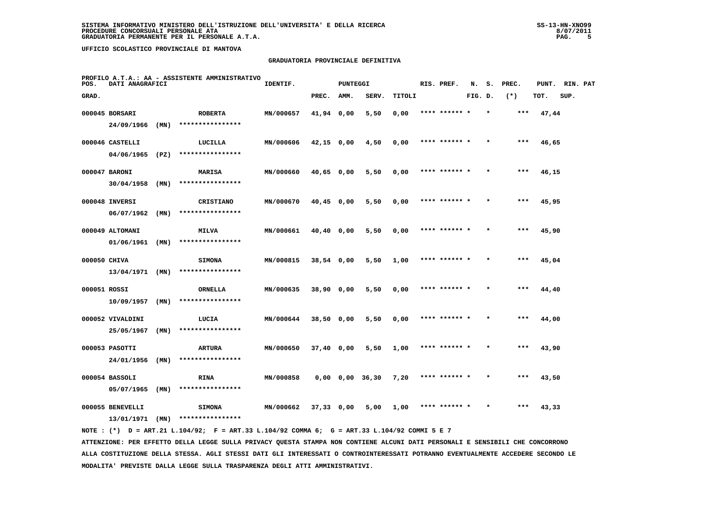**UFFICIO SCOLASTICO PROVINCIALE DI MANTOVA**

**GRADUATORIA PROVINCIALE DEFINITIVA**

PROFILO A.T.A.: AA - ASSISTENTE AMMINISTRATIVO

| POS. GRAD. | DATI ANAGRAFICI | | IDENTIF. | PUNTEGGI PREC. | AMM. | SERV. | TITOLI | RIS. PREF. | N. FIG. | S. D. | PREC. (*) | PUNT. TOT. | RIN. SUP. | PAT |
|---|---|---|---|---|---|---|---|---|---|---|---|---|---|---|
| 000045 | BORSARI 24/09/1966 (MN) | ROBERTA **************** | MN/000657 | 41,94 | 0,00 | 5,50 | 0,00 | **** ****** * | | * | *** | 47,44 | | |
| 000046 | CASTELLI 04/06/1965 (PZ) | LUCILLA **************** | MN/000606 | 42,15 | 0,00 | 4,50 | 0,00 | **** ****** * | | * | *** | 46,65 | | |
| 000047 | BARONI 30/04/1958 (MN) | MARISA **************** | MN/000660 | 40,65 | 0,00 | 5,50 | 0,00 | **** ****** * | | * | *** | 46,15 | | |
| 000048 | INVERSI 06/07/1962 (MN) | CRISTIANO **************** | MN/000670 | 40,45 | 0,00 | 5,50 | 0,00 | **** ****** * | | * | *** | 45,95 | | |
| 000049 | ALTOMANI 01/06/1961 (MN) | MILVA **************** | MN/000661 | 40,40 | 0,00 | 5,50 | 0,00 | **** ****** * | | * | *** | 45,90 | | |
| 000050 | CHIVA 13/04/1971 (MN) | SIMONA **************** | MN/000815 | 38,54 | 0,00 | 5,50 | 1,00 | **** ****** * | | * | *** | 45,04 | | |
| 000051 | ROSSI 10/09/1957 (MN) | ORNELLA **************** | MN/000635 | 38,90 | 0,00 | 5,50 | 0,00 | **** ****** * | | * | *** | 44,40 | | |
| 000052 | VIVALDINI 25/05/1967 (MN) | LUCIA **************** | MN/000644 | 38,50 | 0,00 | 5,50 | 0,00 | **** ****** * | | * | *** | 44,00 | | |
| 000053 | PASOTTI 24/01/1956 (MN) | ARTURA **************** | MN/000650 | 37,40 | 0,00 | 5,50 | 1,00 | **** ****** * | | * | *** | 43,90 | | |
| 000054 | BASSOLI 05/07/1965 (MN) | RINA **************** | MN/000858 | 0,00 | 0,00 | 36,30 | 7,20 | **** ****** * | | * | *** | 43,50 | | |
| 000055 | BENEVELLI 13/01/1971 (MN) | SIMONA **************** | MN/000662 | 37,33 | 0,00 | 5,00 | 1,00 | **** ****** * | | * | *** | 43,33 | | |

NOTE : (*) D = ART.21 L.104/92; F = ART.33 L.104/92 COMMA 6; G = ART.33 L.104/92 COMMI 5 E 7

ATTENZIONE: PER EFFETTO DELLA LEGGE SULLA PRIVACY QUESTA STAMPA NON CONTIENE ALCUNI DATI PERSONALI E SENSIBILI CHE CONCORRONO ALLA COSTITUZIONE DELLA STESSA. AGLI STESSI DATI GLI INTERESSATI O CONTROINTERESSATI POTRANNO EVENTUALMENTE ACCEDERE SECONDO LE MODALITA' PREVISTE DALLA LEGGE SULLA TRASPARENZA DEGLI ATTI AMMINISTRATIVI.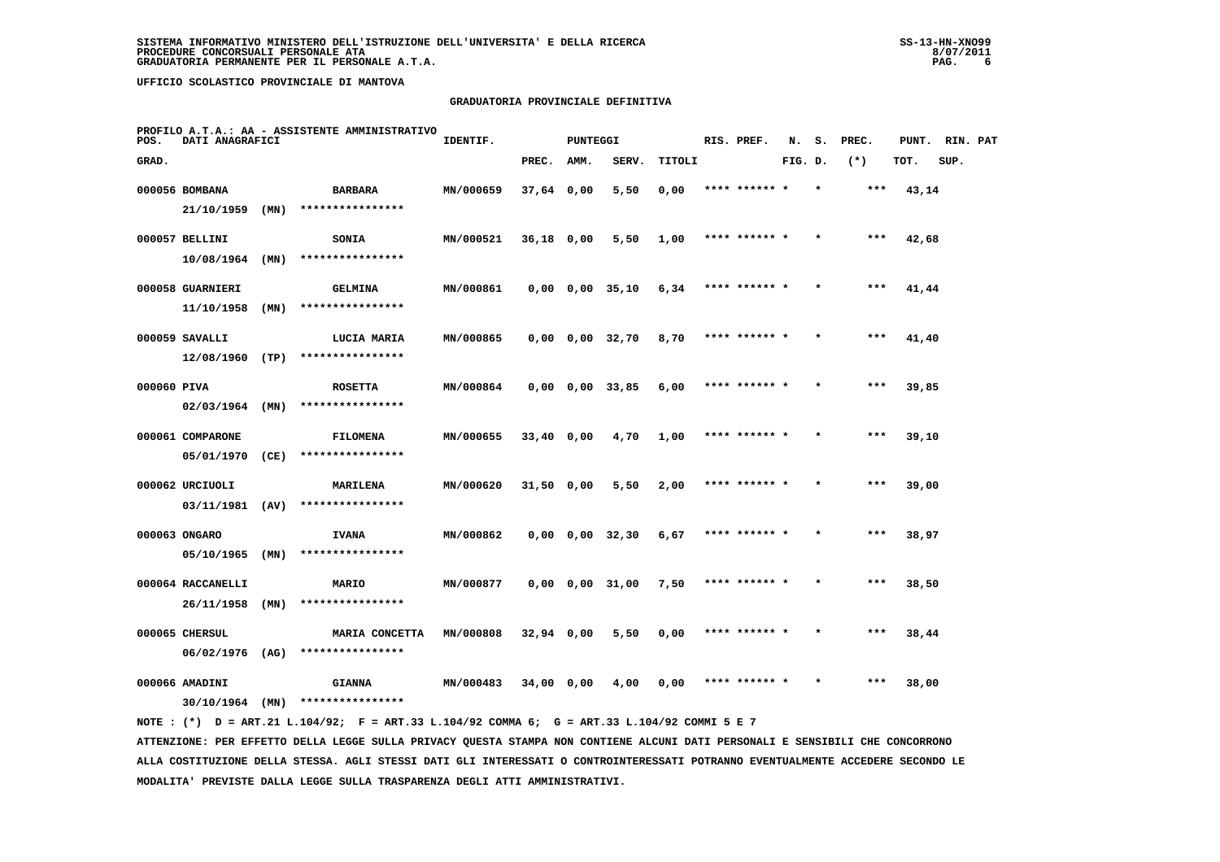SISTEMA INFORMATIVO MINISTERO DELL'ISTRUZIONE DELL'UNIVERSITA' E DELLA RICERCA
PROCEDURE CONCORSUALI PERSONALE ATA
GRADUATORIA PERMANENTE PER IL PERSONALE A.T.A.

UFFICIO SCOLASTICO PROVINCIALE DI MANTOVA

## GRADUATORIA PROVINCIALE DEFINITIVA

PROFILO A.T.A.: AA - ASSISTENTE AMMINISTRATIVO

| POS. GRAD. | DATI ANAGRAFICI | | IDENTIF. | PUNTEGGI PREC. | AMM. | SERV. | TITOLI | RIS. PREF. | N. FIG. | S. D. | PREC. (*) | PUNT. TOT. | RIN. SUP. | PAT |
|---|---|---|---|---|---|---|---|---|---|---|---|---|---|---|
| 000056 | BOMBANA 21/10/1959 (MN) | BARBARA **************** | MN/000659 | 37,64 | 0,00 | 5,50 | 0,00 | **** ****** * | | * | *** | 43,14 | | |
| 000057 | BELLINI 10/08/1964 (MN) | SONIA **************** | MN/000521 | 36,18 | 0,00 | 5,50 | 1,00 | **** ****** * | | * | *** | 42,68 | | |
| 000058 | GUARNIERI 11/10/1958 (MN) | GELMINA **************** | MN/000861 | 0,00 | 0,00 | 35,10 | 6,34 | **** ****** * | | * | *** | 41,44 | | |
| 000059 | SAVALLI 12/08/1960 (TP) | LUCIA MARIA **************** | MN/000865 | 0,00 | 0,00 | 32,70 | 8,70 | **** ****** * | | * | *** | 41,40 | | |
| 000060 | PIVA 02/03/1964 (MN) | ROSETTA **************** | MN/000864 | 0,00 | 0,00 | 33,85 | 6,00 | **** ****** * | | * | *** | 39,85 | | |
| 000061 | COMPARONE 05/01/1970 (CE) | FILOMENA **************** | MN/000655 | 33,40 | 0,00 | 4,70 | 1,00 | **** ****** * | | * | *** | 39,10 | | |
| 000062 | URCIUOLI 03/11/1981 (AV) | MARILENA **************** | MN/000620 | 31,50 | 0,00 | 5,50 | 2,00 | **** ****** * | | * | *** | 39,00 | | |
| 000063 | ONGARO 05/10/1965 (MN) | IVANA **************** | MN/000862 | 0,00 | 0,00 | 32,30 | 6,67 | **** ****** * | | * | *** | 38,97 | | |
| 000064 | RACCANELLI 26/11/1958 (MN) | MARIO **************** | MN/000877 | 0,00 | 0,00 | 31,00 | 7,50 | **** ****** * | | * | *** | 38,50 | | |
| 000065 | CHERSUL 06/02/1976 (AG) | MARIA CONCETTA **************** | MN/000808 | 32,94 | 0,00 | 5,50 | 0,00 | **** ****** * | | * | *** | 38,44 | | |
| 000066 | AMADINI 30/10/1964 (MN) | GIANNA **************** | MN/000483 | 34,00 | 0,00 | 4,00 | 0,00 | **** ****** * | | * | *** | 38,00 | | |

NOTE : (*) D = ART.21 L.104/92; F = ART.33 L.104/92 COMMA 6; G = ART.33 L.104/92 COMMI 5 E 7

ATTENZIONE: PER EFFETTO DELLA LEGGE SULLA PRIVACY QUESTA STAMPA NON CONTIENE ALCUNI DATI PERSONALI E SENSIBILI CHE CONCORRONO ALLA COSTITUZIONE DELLA STESSA. AGLI STESSI DATI GLI INTERESSATI O CONTROINTERESSATI POTRANNO EVENTUALMENTE ACCEDERE SECONDO LE MODALITA' PREVISTE DALLA LEGGE SULLA TRASPARENZA DEGLI ATTI AMMINISTRATIVI.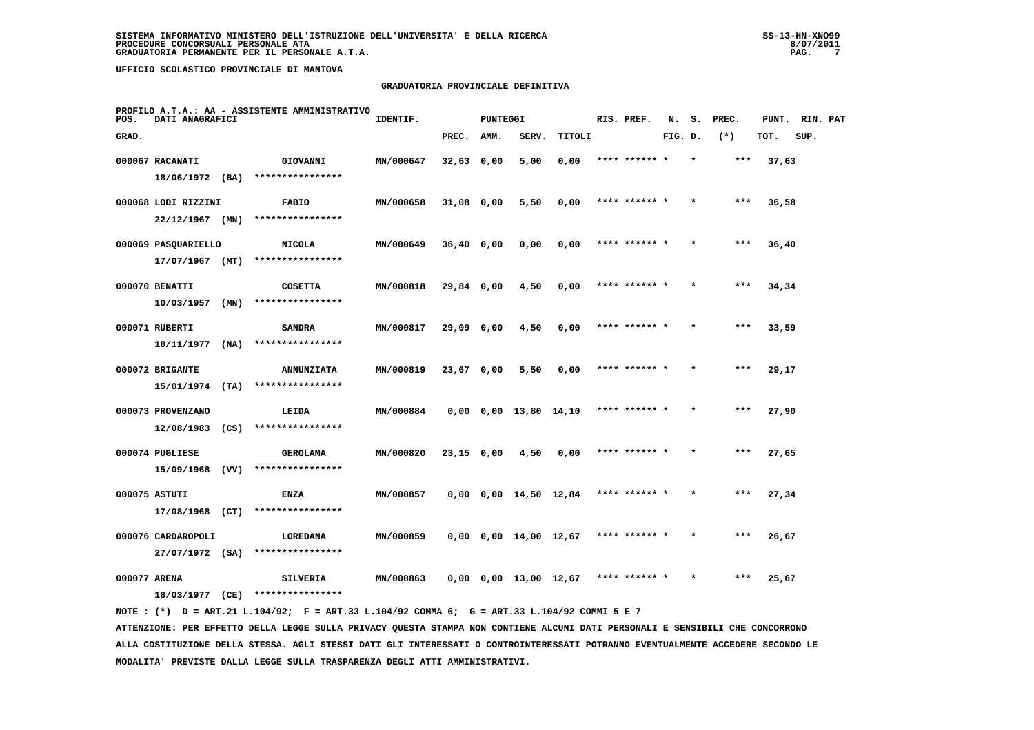SISTEMA INFORMATIVO MINISTERO DELL'ISTRUZIONE DELL'UNIVERSITA' E DELLA RICERCA
PROCEDURE CONCORSUALI PERSONALE ATA
GRADUATORIA PERMANENTE PER IL PERSONALE A.T.A.

UFFICIO SCOLASTICO PROVINCIALE DI MANTOVA

## GRADUATORIA PROVINCIALE DEFINITIVA

PROFILO A.T.A.: AA - ASSISTENTE AMMINISTRATIVO

| POS. GRAD. | DATI ANAGRAFICI | | IDENTIF. | PUNTEGGI PREC. | AMM. | SERV. | TITOLI | RIS. PREF. | N. FIG. | S. D. | PREC. (*) | PUNT. TOT. | RIN. SUP. | PAT |
|---|---|---|---|---|---|---|---|---|---|---|---|---|---|---|
| 000067 | RACANATI 18/06/1972 (BA) | GIOVANNI **************** | MN/000647 | 32,63 | 0,00 | 5,00 | 0,00 | **** ****** | * | * | *** | 37,63 | | |
| 000068 | LODI RIZZINI 22/12/1967 (MN) | FABIO **************** | MN/000658 | 31,08 | 0,00 | 5,50 | 0,00 | **** ****** | * | * | *** | 36,58 | | |
| 000069 | PASQUARIELLO 17/07/1967 (MT) | NICOLA **************** | MN/000649 | 36,40 | 0,00 | 0,00 | 0,00 | **** ****** | * | * | *** | 36,40 | | |
| 000070 | BENATTI 10/03/1957 (MN) | COSETTA **************** | MN/000818 | 29,84 | 0,00 | 4,50 | 0,00 | **** ****** | * | * | *** | 34,34 | | |
| 000071 | RUBERTI 18/11/1977 (NA) | SANDRA **************** | MN/000817 | 29,09 | 0,00 | 4,50 | 0,00 | **** ****** | * | * | *** | 33,59 | | |
| 000072 | BRIGANTE 15/01/1974 (TA) | ANNUNZIATA **************** | MN/000819 | 23,67 | 0,00 | 5,50 | 0,00 | **** ****** | * | * | *** | 29,17 | | |
| 000073 | PROVENZANO 12/08/1983 (CS) | LEIDA **************** | MN/000884 | 0,00 | 0,00 | 13,80 | 14,10 | **** ****** | * | * | *** | 27,90 | | |
| 000074 | PUGLIESE 15/09/1968 (VV) | GEROLAMA **************** | MN/000820 | 23,15 | 0,00 | 4,50 | 0,00 | **** ****** | * | * | *** | 27,65 | | |
| 000075 | ASTUTI 17/08/1968 (CT) | ENZA **************** | MN/000857 | 0,00 | 0,00 | 14,50 | 12,84 | **** ****** | * | * | *** | 27,34 | | |
| 000076 | CARDAROPOLI 27/07/1972 (SA) | LOREDANA **************** | MN/000859 | 0,00 | 0,00 | 14,00 | 12,67 | **** ****** | * | * | *** | 26,67 | | |
| 000077 | ARENA 18/03/1977 (CE) | SILVERIA **************** | MN/000863 | 0,00 | 0,00 | 13,00 | 12,67 | **** ****** | * | * | *** | 25,67 | | |

NOTE : (*) D = ART.21 L.104/92; F = ART.33 L.104/92 COMMA 6; G = ART.33 L.104/92 COMMI 5 E 7

ATTENZIONE: PER EFFETTO DELLA LEGGE SULLA PRIVACY QUESTA STAMPA NON CONTIENE ALCUNI DATI PERSONALI E SENSIBILI CHE CONCORRONO ALLA COSTITUZIONE DELLA STESSA. AGLI STESSI DATI GLI INTERESSATI O CONTROINTERESSATI POTRANNO EVENTUALMENTE ACCEDERE SECONDO LE MODALITA' PREVISTE DALLA LEGGE SULLA TRASPARENZA DEGLI ATTI AMMINISTRATIVI.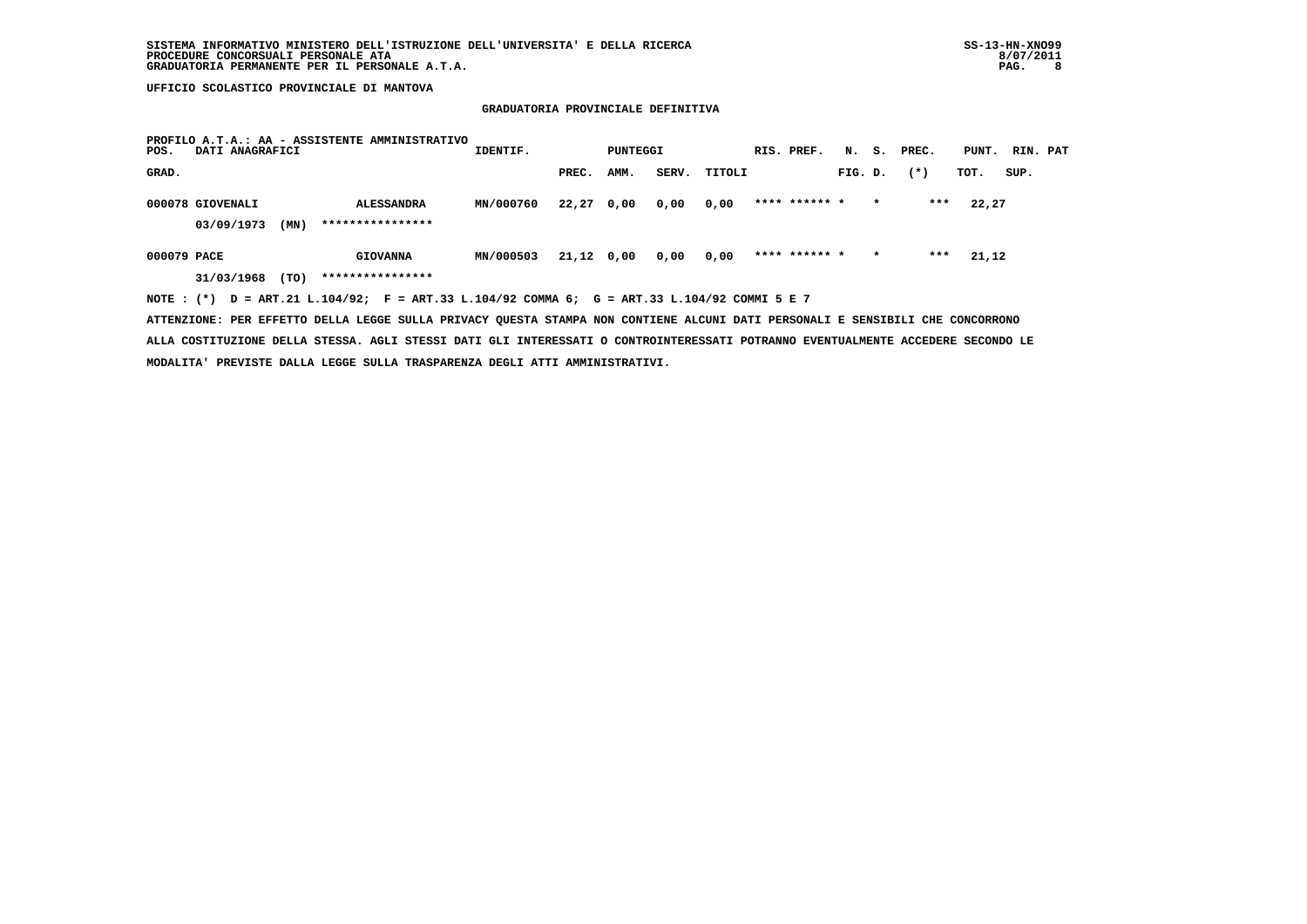**UFFICIO SCOLASTICO PROVINCIALE DI MANTOVA**

**GRADUATORIA PROVINCIALE DEFINITIVA**

PROFILO A.T.A.: AA - ASSISTENTE AMMINISTRATIVO

| POS. GRAD. | DATI ANAGRAFICI | | IDENTIF. | PUNTEGGI PREC. | AMM. | SERV. | TITOLI | RIS. | PREF. | N. FIG. | S. D. | PREC. (*) | PUNT. TOT. | RIN. SUP. | PAT |
|---|---|---|---|---|---|---|---|---|---|---|---|---|---|---|---|
| 000078 | GIOVENALI | ALESSANDRA | MN/000760 | 22,27 | 0,00 | 0,00 | 0,00 | **** | ****** | * | * | *** | 22,27 | | |
| | 03/09/1973 (MN) | **************** | | | | | | | | | | | | | |
| 000079 | PACE | GIOVANNA | MN/000503 | 21,12 | 0,00 | 0,00 | 0,00 | **** | ****** | * | * | *** | 21,12 | | |
| | 31/03/1968 (TO) | **************** | | | | | | | | | | | | | |

NOTE : (*) D = ART.21 L.104/92; F = ART.33 L.104/92 COMMA 6; G = ART.33 L.104/92 COMMI 5 E 7

ATTENZIONE: PER EFFETTO DELLA LEGGE SULLA PRIVACY QUESTA STAMPA NON CONTIENE ALCUNI DATI PERSONALI E SENSIBILI CHE CONCORRONO ALLA COSTITUZIONE DELLA STESSA. AGLI STESSI DATI GLI INTERESSATI O CONTROINTERESSATI POTRANNO EVENTUALMENTE ACCEDERE SECONDO LE MODALITA' PREVISTE DALLA LEGGE SULLA TRASPARENZA DEGLI ATTI AMMINISTRATIVI.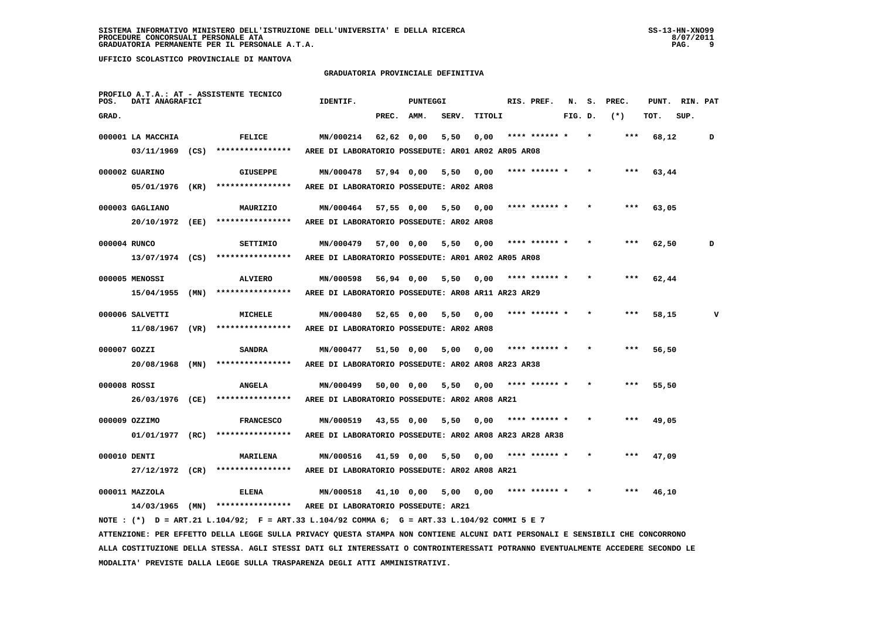SISTEMA INFORMATIVO MINISTERO DELL'ISTRUZIONE DELL'UNIVERSITA' E DELLA RICERCA
PROCEDURE CONCORSUALI PERSONALE ATA
GRADUATORIA PERMANENTE PER IL PERSONALE A.T.A.

UFFICIO SCOLASTICO PROVINCIALE DI MANTOVA

## GRADUATORIA PROVINCIALE DEFINITIVA

PROFILO A.T.A.: AT - ASSISTENTE TECNICO

| POS. GRAD. | DATI ANAGRAFICI | | | IDENTIF. | PUNTEGGI PREC. | AMM. | SERV. | TITOLI | RIS. PREF. | N. FIG. | S. D. | PREC. (*) | PUNT. TOT. | RIN. SUP. | PAT |
|---|---|---|---|---|---|---|---|---|---|---|---|---|---|---|---|
| 000001 | LA MACCHIA | | FELICE | MN/000214 | 62,62 | 0,00 | 5,50 | 0,00 | **** ****** * | * | | *** | 68,12 | | D |
| | 03/11/1969 | (CS) | **************** | AREE DI LABORATORIO POSSEDUTE: AR01 AR02 AR05 AR08 | | | | | | | | | | | |
| 000002 | GUARINO | | GIUSEPPE | MN/000478 | 57,94 | 0,00 | 5,50 | 0,00 | **** ****** * | * | | *** | 63,44 | | |
| | 05/01/1976 | (KR) | **************** | AREE DI LABORATORIO POSSEDUTE: AR02 AR08 | | | | | | | | | | | |
| 000003 | GAGLIANO | | MAURIZIO | MN/000464 | 57,55 | 0,00 | 5,50 | 0,00 | **** ****** * | * | | *** | 63,05 | | |
| | 20/10/1972 | (EE) | **************** | AREE DI LABORATORIO POSSEDUTE: AR02 AR08 | | | | | | | | | | | |
| 000004 | RUNCO | | SETTIMIO | MN/000479 | 57,00 | 0,00 | 5,50 | 0,00 | **** ****** * | * | | *** | 62,50 | | D |
| | 13/07/1974 | (CS) | **************** | AREE DI LABORATORIO POSSEDUTE: AR01 AR02 AR05 AR08 | | | | | | | | | | | |
| 000005 | MENOSSI | | ALVIERO | MN/000598 | 56,94 | 0,00 | 5,50 | 0,00 | **** ****** * | * | | *** | 62,44 | | |
| | 15/04/1955 | (MN) | **************** | AREE DI LABORATORIO POSSEDUTE: AR08 AR11 AR23 AR29 | | | | | | | | | | | |
| 000006 | SALVETTI | | MICHELE | MN/000480 | 52,65 | 0,00 | 5,50 | 0,00 | **** ****** * | * | | *** | 58,15 | | V |
| | 11/08/1967 | (VR) | **************** | AREE DI LABORATORIO POSSEDUTE: AR02 AR08 | | | | | | | | | | | |
| 000007 | GOZZI | | SANDRA | MN/000477 | 51,50 | 0,00 | 5,00 | 0,00 | **** ****** * | * | | *** | 56,50 | | |
| | 20/08/1968 | (MN) | **************** | AREE DI LABORATORIO POSSEDUTE: AR02 AR08 AR23 AR38 | | | | | | | | | | | |
| 000008 | ROSSI | | ANGELA | MN/000499 | 50,00 | 0,00 | 5,50 | 0,00 | **** ****** * | * | | *** | 55,50 | | |
| | 26/03/1976 | (CE) | **************** | AREE DI LABORATORIO POSSEDUTE: AR02 AR08 AR21 | | | | | | | | | | | |
| 000009 | OZZIMO | | FRANCESCO | MN/000519 | 43,55 | 0,00 | 5,50 | 0,00 | **** ****** * | * | | *** | 49,05 | | |
| | 01/01/1977 | (RC) | **************** | AREE DI LABORATORIO POSSEDUTE: AR02 AR08 AR23 AR28 AR38 | | | | | | | | | | | |
| 000010 | DENTI | | MARILENA | MN/000516 | 41,59 | 0,00 | 5,50 | 0,00 | **** ****** * | * | | *** | 47,09 | | |
| | 27/12/1972 | (CR) | **************** | AREE DI LABORATORIO POSSEDUTE: AR02 AR08 AR21 | | | | | | | | | | | |
| 000011 | MAZZOLA | | ELENA | MN/000518 | 41,10 | 0,00 | 5,00 | 0,00 | **** ****** * | * | | *** | 46,10 | | |
| | 14/03/1965 | (MN) | **************** | AREE DI LABORATORIO POSSEDUTE: AR21 | | | | | | | | | | | |

NOTE : (*) D = ART.21 L.104/92; F = ART.33 L.104/92 COMMA 6; G = ART.33 L.104/92 COMMI 5 E 7

ATTENZIONE: PER EFFETTO DELLA LEGGE SULLA PRIVACY QUESTA STAMPA NON CONTIENE ALCUNI DATI PERSONALI E SENSIBILI CHE CONCORRONO ALLA COSTITUZIONE DELLA STESSA. AGLI STESSI DATI GLI INTERESSATI O CONTROINTERESSATI POTRANNO EVENTUALMENTE ACCEDERE SECONDO LE MODALITA' PREVISTE DALLA LEGGE SULLA TRASPARENZA DEGLI ATTI AMMINISTRATIVI.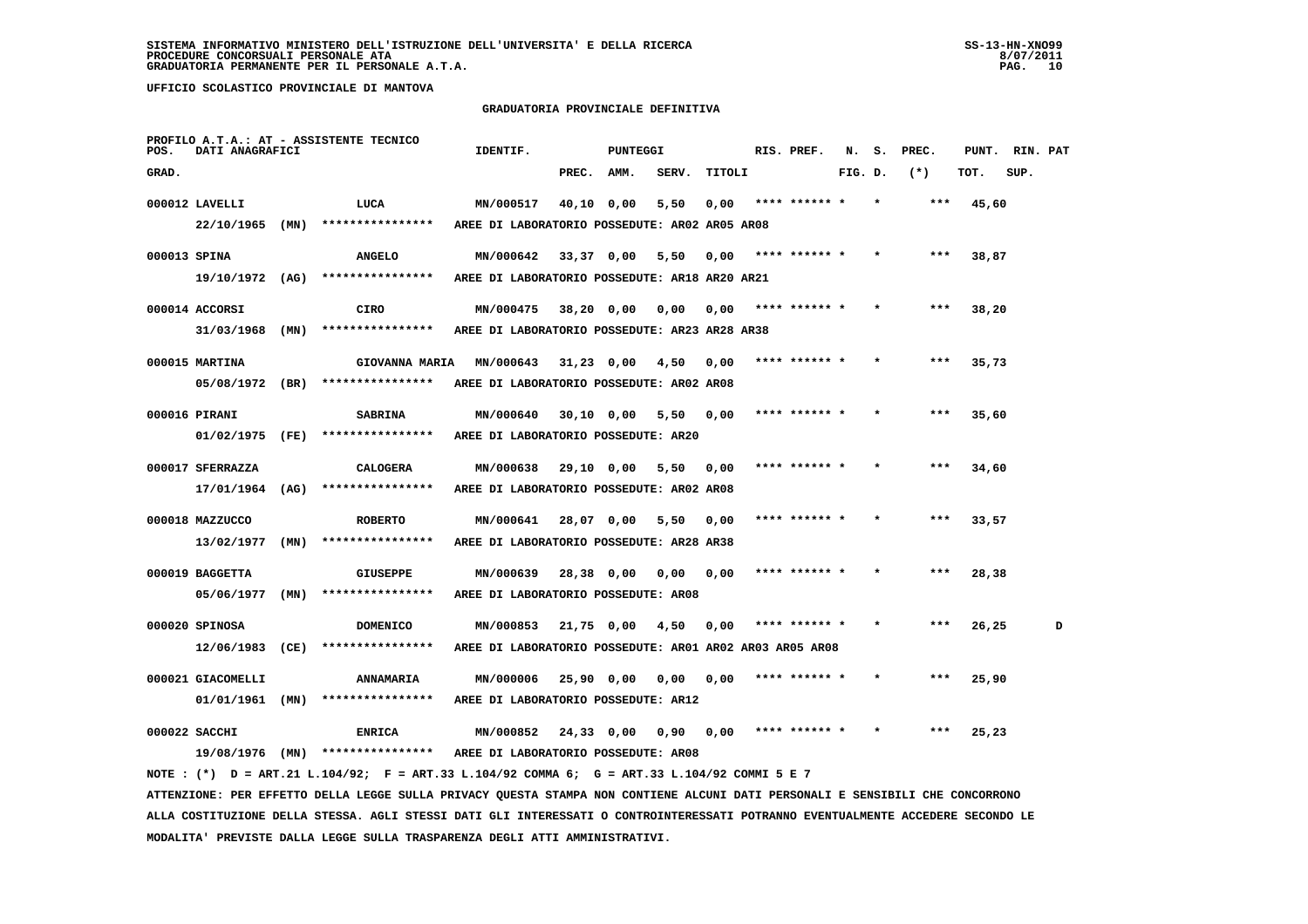SISTEMA INFORMATIVO MINISTERO DELL'ISTRUZIONE DELL'UNIVERSITA' E DELLA RICERCA
PROCEDURE CONCORSUALI PERSONALE ATA
GRADUATORIA PERMANENTE PER IL PERSONALE A.T.A.

UFFICIO SCOLASTICO PROVINCIALE DI MANTOVA

## GRADUATORIA PROVINCIALE DEFINITIVA

PROFILO A.T.A.: AT - ASSISTENTE TECNICO

| GRAD. | DATI ANAGRAFICI | | IDENTIF. | PREC. | AMM. | SERV. | TITOLI | RIS. PREF. | FIG. D. | N. S. PREC. (*) | PUNT. TOT. | RIN. SUP. | PAT |
|---|---|---|---|---|---|---|---|---|---|---|---|---|---|
| 000012 | LAVELLI | LUCA | MN/000517 | 40,10 | 0,00 | 5,50 | 0,00 | **** ****** * | * | *** | 45,60 | | |
| | 22/10/1965 (MN) | **************** | AREE DI LABORATORIO POSSEDUTE: AR02 AR05 AR08 | | | | | | | | | | |
| 000013 | SPINA | ANGELO | MN/000642 | 33,37 | 0,00 | 5,50 | 0,00 | **** ****** * | * | *** | 38,87 | | |
| | 19/10/1972 (AG) | **************** | AREE DI LABORATORIO POSSEDUTE: AR18 AR20 AR21 | | | | | | | | | | |
| 000014 | ACCORSI | CIRO | MN/000475 | 38,20 | 0,00 | 0,00 | 0,00 | **** ****** * | * | *** | 38,20 | | |
| | 31/03/1968 (MN) | **************** | AREE DI LABORATORIO POSSEDUTE: AR23 AR28 AR38 | | | | | | | | | | |
| 000015 | MARTINA | GIOVANNA MARIA | MN/000643 | 31,23 | 0,00 | 4,50 | 0,00 | **** ****** * | * | *** | 35,73 | | |
| | 05/08/1972 (BR) | **************** | AREE DI LABORATORIO POSSEDUTE: AR02 AR08 | | | | | | | | | | |
| 000016 | PIRANI | SABRINA | MN/000640 | 30,10 | 0,00 | 5,50 | 0,00 | **** ****** * | * | *** | 35,60 | | |
| | 01/02/1975 (FE) | **************** | AREE DI LABORATORIO POSSEDUTE: AR20 | | | | | | | | | | |
| 000017 | SFERRAZZA | CALOGERA | MN/000638 | 29,10 | 0,00 | 5,50 | 0,00 | **** ****** * | * | *** | 34,60 | | |
| | 17/01/1964 (AG) | **************** | AREE DI LABORATORIO POSSEDUTE: AR02 AR08 | | | | | | | | | | |
| 000018 | MAZZUCCO | ROBERTO | MN/000641 | 28,07 | 0,00 | 5,50 | 0,00 | **** ****** * | * | *** | 33,57 | | |
| | 13/02/1977 (MN) | **************** | AREE DI LABORATORIO POSSEDUTE: AR28 AR38 | | | | | | | | | | |
| 000019 | BAGGETTA | GIUSEPPE | MN/000639 | 28,38 | 0,00 | 0,00 | 0,00 | **** ****** * | * | *** | 28,38 | | |
| | 05/06/1977 (MN) | **************** | AREE DI LABORATORIO POSSEDUTE: AR08 | | | | | | | | | | |
| 000020 | SPINOSA | DOMENICO | MN/000853 | 21,75 | 0,00 | 4,50 | 0,00 | **** ****** * | * | *** | 26,25 | | D |
| | 12/06/1983 (CE) | **************** | AREE DI LABORATORIO POSSEDUTE: AR01 AR02 AR03 AR05 AR08 | | | | | | | | | | |
| 000021 | GIACOMELLI | ANNAMARIA | MN/000006 | 25,90 | 0,00 | 0,00 | 0,00 | **** ****** * | * | *** | 25,90 | | |
| | 01/01/1961 (MN) | **************** | AREE DI LABORATORIO POSSEDUTE: AR12 | | | | | | | | | | |
| 000022 | SACCHI | ENRICA | MN/000852 | 24,33 | 0,00 | 0,90 | 0,00 | **** ****** * | * | *** | 25,23 | | |
| | 19/08/1976 (MN) | **************** | AREE DI LABORATORIO POSSEDUTE: AR08 | | | | | | | | | | |

NOTE : (*) D = ART.21 L.104/92; F = ART.33 L.104/92 COMMA 6; G = ART.33 L.104/92 COMMI 5 E 7

ATTENZIONE: PER EFFETTO DELLA LEGGE SULLA PRIVACY QUESTA STAMPA NON CONTIENE ALCUNI DATI PERSONALI E SENSIBILI CHE CONCORRONO ALLA COSTITUZIONE DELLA STESSA. AGLI STESSI DATI GLI INTERESSATI O CONTROINTERESSATI POTRANNO EVENTUALMENTE ACCEDERE SECONDO LE MODALITA' PREVISTE DALLA LEGGE SULLA TRASPARENZA DEGLI ATTI AMMINISTRATIVI.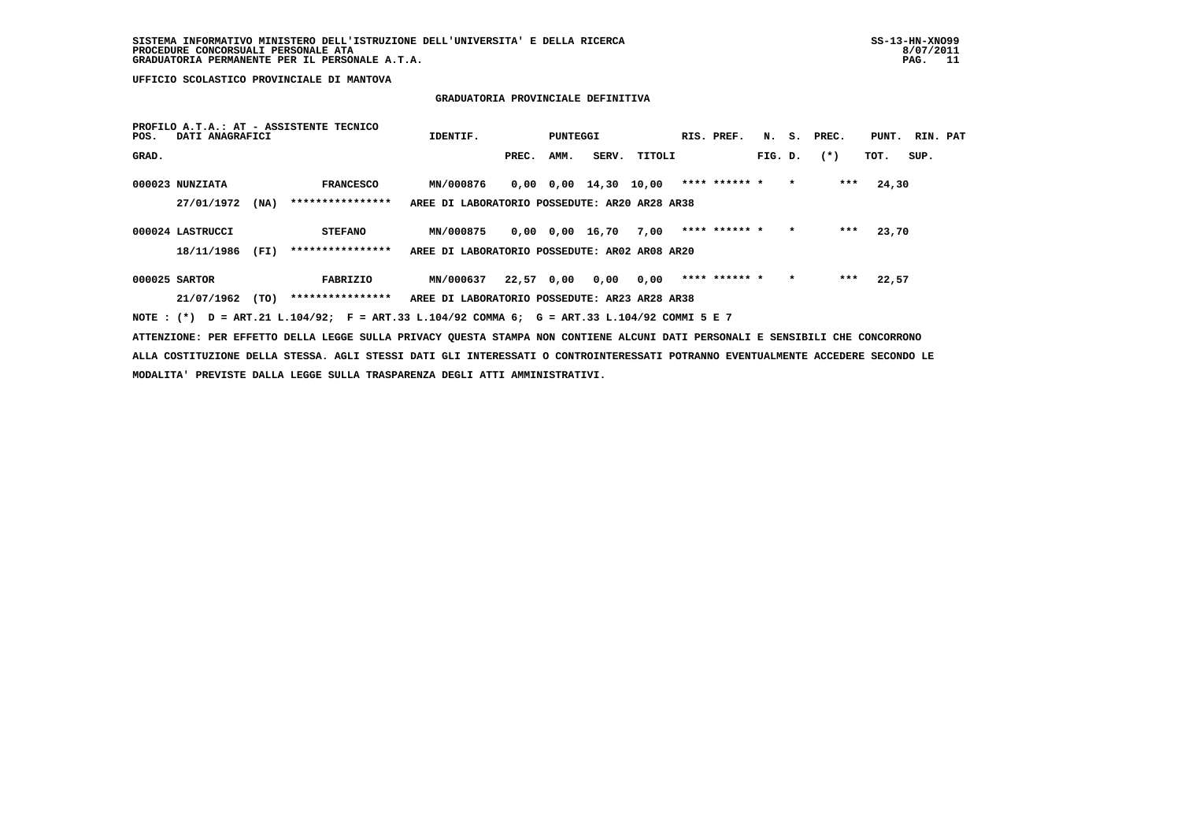**UFFICIO SCOLASTICO PROVINCIALE DI MANTOVA**

## GRADUATORIA PROVINCIALE DEFINITIVA

PROFILO A.T.A.: AT - ASSISTENTE TECNICO

| POS. GRAD. | DATI ANAGRAFICI | | IDENTIF. | PUNTEGGI PREC. | AMM. | SERV. | TITOLI | RIS. PREF. | N. S. FIG. D. | PREC. (*) | PUNT. TOT. | RIN. PAT SUP. |
|---|---|---|---|---|---|---|---|---|---|---|---|---|
| 000023 | NUNZIATA | FRANCESCO | MN/000876 | 0,00 | 0,00 | 14,30 | 10,00 | **** ****** * | * | *** | 24,30 | |
| | 27/01/1972 (NA) | **************** | AREE DI LABORATORIO POSSEDUTE: AR20 AR28 AR38 | | | | | | | | | |
| 000024 | LASTRUCCI | STEFANO | MN/000875 | 0,00 | 0,00 | 16,70 | 7,00 | **** ****** * | * | *** | 23,70 | |
| | 18/11/1986 (FI) | **************** | AREE DI LABORATORIO POSSEDUTE: AR02 AR08 AR20 | | | | | | | | | |
| 000025 | SARTOR | FABRIZIO | MN/000637 | 22,57 | 0,00 | 0,00 | 0,00 | **** ****** * | * | *** | 22,57 | |
| | 21/07/1962 (TO) | **************** | AREE DI LABORATORIO POSSEDUTE: AR23 AR28 AR38 | | | | | | | | | |

NOTE : (*) D = ART.21 L.104/92; F = ART.33 L.104/92 COMMA 6; G = ART.33 L.104/92 COMMI 5 E 7

ATTENZIONE: PER EFFETTO DELLA LEGGE SULLA PRIVACY QUESTA STAMPA NON CONTIENE ALCUNI DATI PERSONALI E SENSIBILI CHE CONCORRONO ALLA COSTITUZIONE DELLA STESSA. AGLI STESSI DATI GLI INTERESSATI O CONTROINTERESSATI POTRANNO EVENTUALMENTE ACCEDERE SECONDO LE MODALITA' PREVISTE DALLA LEGGE SULLA TRASPARENZA DEGLI ATTI AMMINISTRATIVI.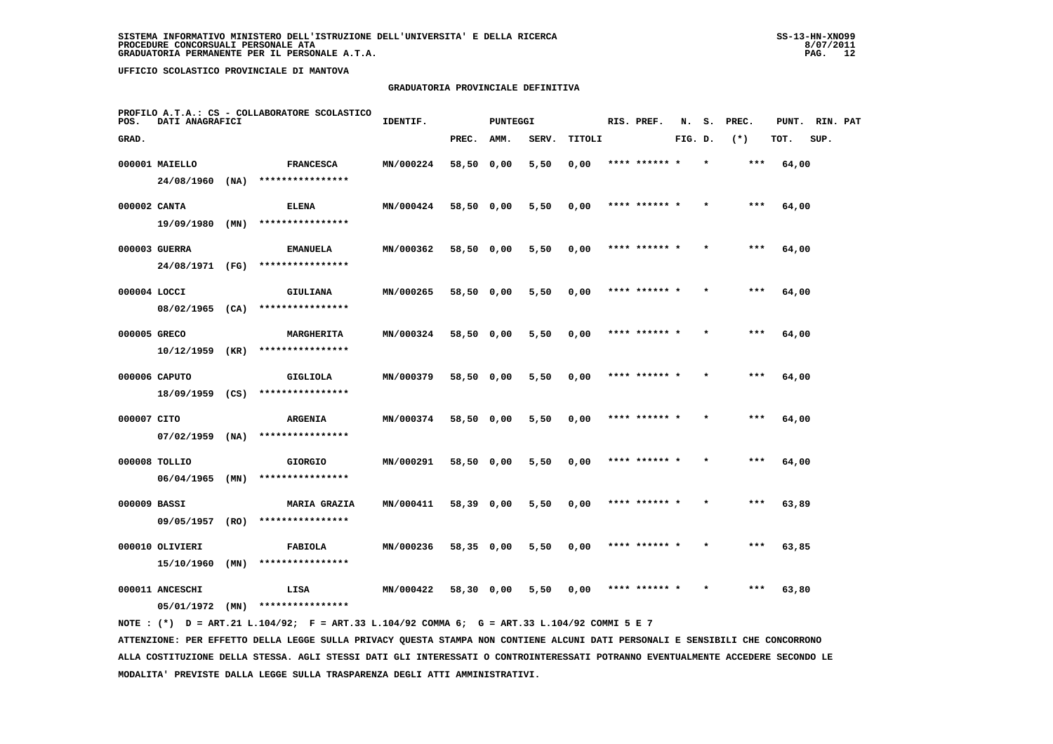**SISTEMA INFORMATIVO MINISTERO DELL'ISTRUZIONE DELL'UNIVERSITA' E DELLA RICERCA**
**PROCEDURE CONCORSUALI PERSONALE ATA**
**GRADUATORIA PERMANENTE PER IL PERSONALE A.T.A.**

SS-13-HN-XNO99
8/07/2011

**UFFICIO SCOLASTICO PROVINCIALE DI MANTOVA**

**GRADUATORIA PROVINCIALE DEFINITIVA**

PROFILO A.T.A.: CS - COLLABORATORE SCOLASTICO

| POS. GRAD. | DATI ANAGRAFICI | | IDENTIF. | PUNTEGGI PREC. | AMM. | SERV. | TITOLI | RIS. PREF. | N. FIG. | S. D. | PREC. (*) | PUNT. TOT. | RIN. SUP. | PAT |
|---|---|---|---|---|---|---|---|---|---|---|---|---|---|---|
| 000001 | MAIELLO 24/08/1960 (NA) | FRANCESCA **************** | MN/000224 | 58,50 | 0,00 | 5,50 | 0,00 | **** ****** * | | * | *** | 64,00 | | |
| 000002 | CANTA 19/09/1980 (MN) | ELENA **************** | MN/000424 | 58,50 | 0,00 | 5,50 | 0,00 | **** ****** * | | * | *** | 64,00 | | |
| 000003 | GUERRA 24/08/1971 (FG) | EMANUELA **************** | MN/000362 | 58,50 | 0,00 | 5,50 | 0,00 | **** ****** * | | * | *** | 64,00 | | |
| 000004 | LOCCI 08/02/1965 (CA) | GIULIANA **************** | MN/000265 | 58,50 | 0,00 | 5,50 | 0,00 | **** ****** * | | * | *** | 64,00 | | |
| 000005 | GRECO 10/12/1959 (KR) | MARGHERITA **************** | MN/000324 | 58,50 | 0,00 | 5,50 | 0,00 | **** ****** * | | * | *** | 64,00 | | |
| 000006 | CAPUTO 18/09/1959 (CS) | GIGLIOLA **************** | MN/000379 | 58,50 | 0,00 | 5,50 | 0,00 | **** ****** * | | * | *** | 64,00 | | |
| 000007 | CITO 07/02/1959 (NA) | ARGENIA **************** | MN/000374 | 58,50 | 0,00 | 5,50 | 0,00 | **** ****** * | | * | *** | 64,00 | | |
| 000008 | TOLLIO 06/04/1965 (MN) | GIORGIO **************** | MN/000291 | 58,50 | 0,00 | 5,50 | 0,00 | **** ****** * | | * | *** | 64,00 | | |
| 000009 | BASSI 09/05/1957 (RO) | MARIA GRAZIA **************** | MN/000411 | 58,39 | 0,00 | 5,50 | 0,00 | **** ****** * | | * | *** | 63,89 | | |
| 000010 | OLIVIERI 15/10/1960 (MN) | FABIOLA **************** | MN/000236 | 58,35 | 0,00 | 5,50 | 0,00 | **** ****** * | | * | *** | 63,85 | | |
| 000011 | ANCESCHI 05/01/1972 (MN) | LISA **************** | MN/000422 | 58,30 | 0,00 | 5,50 | 0,00 | **** ****** * | | * | *** | 63,80 | | |

NOTE : (*) D = ART.21 L.104/92; F = ART.33 L.104/92 COMMA 6; G = ART.33 L.104/92 COMMI 5 E 7

ATTENZIONE: PER EFFETTO DELLA LEGGE SULLA PRIVACY QUESTA STAMPA NON CONTIENE ALCUNI DATI PERSONALI E SENSIBILI CHE CONCORRONO ALLA COSTITUZIONE DELLA STESSA. AGLI STESSI DATI GLI INTERESSATI O CONTROINTERESSATI POTRANNO EVENTUALMENTE ACCEDERE SECONDO LE MODALITA' PREVISTE DALLA LEGGE SULLA TRASPARENZA DEGLI ATTI AMMINISTRATIVI.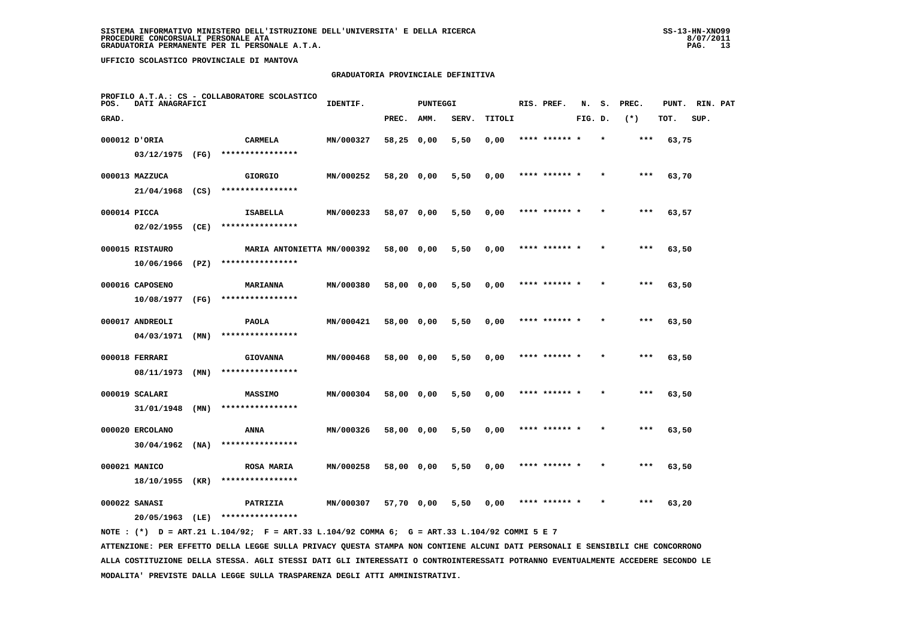**UFFICIO SCOLASTICO PROVINCIALE DI MANTOVA**

## GRADUATORIA PROVINCIALE DEFINITIVA

PROFILO A.T.A.: CS - COLLABORATORE SCOLASTICO

| POS. GRAD. | DATI ANAGRAFICI | | IDENTIF. | PUNTEGGI PREC. | AMM. | SERV. | TITOLI | RIS. PREF. | N. FIG. | S. D. | PREC. (*) | PUNT. TOT. | RIN. SUP. | PAT |
|---|---|---|---|---|---|---|---|---|---|---|---|---|---|---|
| 000012 | D'ORIA 03/12/1975 (FG) | CARMELA **************** | MN/000327 | 58,25 | 0,00 | 5,50 | 0,00 | **** ****** * | | * | *** | 63,75 | | |
| 000013 | MAZZUCA 21/04/1968 (CS) | GIORGIO **************** | MN/000252 | 58,20 | 0,00 | 5,50 | 0,00 | **** ****** * | | * | *** | 63,70 | | |
| 000014 | PICCA 02/02/1955 (CE) | ISABELLA **************** | MN/000233 | 58,07 | 0,00 | 5,50 | 0,00 | **** ****** * | | * | *** | 63,57 | | |
| 000015 | RISTAURO 10/06/1966 (PZ) | MARIA ANTONIETTA **************** | MN/000392 | 58,00 | 0,00 | 5,50 | 0,00 | **** ****** * | | * | *** | 63,50 | | |
| 000016 | CAPOSENO 10/08/1977 (FG) | MARIANNA **************** | MN/000380 | 58,00 | 0,00 | 5,50 | 0,00 | **** ****** * | | * | *** | 63,50 | | |
| 000017 | ANDREOLI 04/03/1971 (MN) | PAOLA **************** | MN/000421 | 58,00 | 0,00 | 5,50 | 0,00 | **** ****** * | | * | *** | 63,50 | | |
| 000018 | FERRARI 08/11/1973 (MN) | GIOVANNA **************** | MN/000468 | 58,00 | 0,00 | 5,50 | 0,00 | **** ****** * | | * | *** | 63,50 | | |
| 000019 | SCALARI 31/01/1948 (MN) | MASSIMO **************** | MN/000304 | 58,00 | 0,00 | 5,50 | 0,00 | **** ****** * | | * | *** | 63,50 | | |
| 000020 | ERCOLANO 30/04/1962 (NA) | ANNA **************** | MN/000326 | 58,00 | 0,00 | 5,50 | 0,00 | **** ****** * | | * | *** | 63,50 | | |
| 000021 | MANICO 18/10/1955 (KR) | ROSA MARIA **************** | MN/000258 | 58,00 | 0,00 | 5,50 | 0,00 | **** ****** * | | * | *** | 63,50 | | |
| 000022 | SANASI 20/05/1963 (LE) | PATRIZIA **************** | MN/000307 | 57,70 | 0,00 | 5,50 | 0,00 | **** ****** * | | * | *** | 63,20 | | |

NOTE : (*) D = ART.21 L.104/92; F = ART.33 L.104/92 COMMA 6; G = ART.33 L.104/92 COMMI 5 E 7

ATTENZIONE: PER EFFETTO DELLA LEGGE SULLA PRIVACY QUESTA STAMPA NON CONTIENE ALCUNI DATI PERSONALI E SENSIBILI CHE CONCORRONO ALLA COSTITUZIONE DELLA STESSA. AGLI STESSI DATI GLI INTERESSATI O CONTROINTERESSATI POTRANNO EVENTUALMENTE ACCEDERE SECONDO LE MODALITA' PREVISTE DALLA LEGGE SULLA TRASPARENZA DEGLI ATTI AMMINISTRATIVI.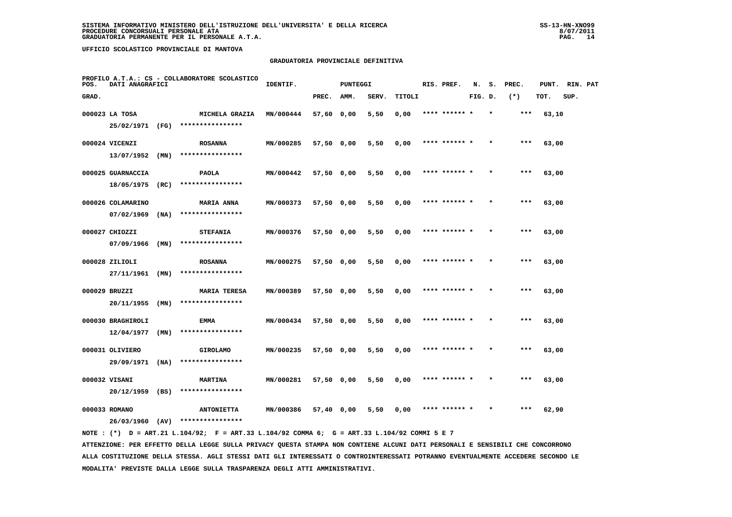**UFFICIO SCOLASTICO PROVINCIALE DI MANTOVA**

## GRADUATORIA PROVINCIALE DEFINITIVA

PROFILO A.T.A.: CS - COLLABORATORE SCOLASTICO

| POS. GRAD. | DATI ANAGRAFICI | | IDENTIF. | PUNTEGGI PREC. | AMM. | SERV. | TITOLI | RIS. PREF. | N. FIG. | S. D. | PREC. (*) | PUNT. TOT. | RIN. SUP. | PAT |
|---|---|---|---|---|---|---|---|---|---|---|---|---|---|---|
| 000023 | LA TOSA 25/02/1971 (FG) | MICHELA GRAZIA **************** | MN/000444 | 57,60 | 0,00 | 5,50 | 0,00 | **** ****** * | | * | *** | 63,10 | | |
| 000024 | VICENZI 13/07/1952 (MN) | ROSANNA **************** | MN/000285 | 57,50 | 0,00 | 5,50 | 0,00 | **** ****** * | | * | *** | 63,00 | | |
| 000025 | GUARNACCIA 18/05/1975 (RC) | PAOLA **************** | MN/000442 | 57,50 | 0,00 | 5,50 | 0,00 | **** ****** * | | * | *** | 63,00 | | |
| 000026 | COLAMARINO 07/02/1969 (NA) | MARIA ANNA **************** | MN/000373 | 57,50 | 0,00 | 5,50 | 0,00 | **** ****** * | | * | *** | 63,00 | | |
| 000027 | CHIOZZI 07/09/1966 (MN) | STEFANIA **************** | MN/000376 | 57,50 | 0,00 | 5,50 | 0,00 | **** ****** * | | * | *** | 63,00 | | |
| 000028 | ZILIOLI 27/11/1961 (MN) | ROSANNA **************** | MN/000275 | 57,50 | 0,00 | 5,50 | 0,00 | **** ****** * | | * | *** | 63,00 | | |
| 000029 | BRUZZI 20/11/1955 (MN) | MARIA TERESA **************** | MN/000389 | 57,50 | 0,00 | 5,50 | 0,00 | **** ****** * | | * | *** | 63,00 | | |
| 000030 | BRAGHIROLI 12/04/1977 (MN) | EMMA **************** | MN/000434 | 57,50 | 0,00 | 5,50 | 0,00 | **** ****** * | | * | *** | 63,00 | | |
| 000031 | OLIVIERO 29/09/1971 (NA) | GIROLAMO **************** | MN/000235 | 57,50 | 0,00 | 5,50 | 0,00 | **** ****** * | | * | *** | 63,00 | | |
| 000032 | VISANI 20/12/1959 (BS) | MARTINA **************** | MN/000281 | 57,50 | 0,00 | 5,50 | 0,00 | **** ****** * | | * | *** | 63,00 | | |
| 000033 | ROMANO 26/03/1960 (AV) | ANTONIETTA **************** | MN/000386 | 57,40 | 0,00 | 5,50 | 0,00 | **** ****** * | | * | *** | 62,90 | | |

NOTE : (*) D = ART.21 L.104/92; F = ART.33 L.104/92 COMMA 6; G = ART.33 L.104/92 COMMI 5 E 7

ATTENZIONE: PER EFFETTO DELLA LEGGE SULLA PRIVACY QUESTA STAMPA NON CONTIENE ALCUNI DATI PERSONALI E SENSIBILI CHE CONCORRONO ALLA COSTITUZIONE DELLA STESSA. AGLI STESSI DATI GLI INTERESSATI O CONTROINTERESSATI POTRANNO EVENTUALMENTE ACCEDERE SECONDO LE MODALITA' PREVISTE DALLA LEGGE SULLA TRASPARENZA DEGLI ATTI AMMINISTRATIVI.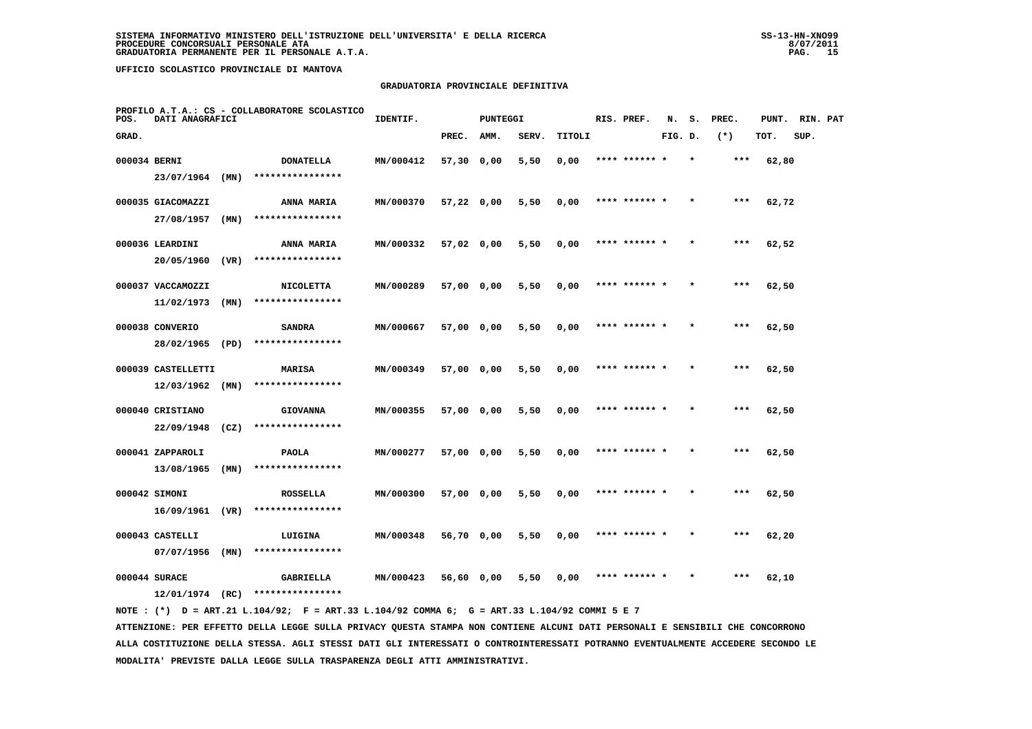SISTEMA INFORMATIVO MINISTERO DELL'ISTRUZIONE DELL'UNIVERSITA' E DELLA RICERCA
PROCEDURE CONCORSUALI PERSONALE ATA
GRADUATORIA PERMANENTE PER IL PERSONALE A.T.A.

UFFICIO SCOLASTICO PROVINCIALE DI MANTOVA

## GRADUATORIA PROVINCIALE DEFINITIVA

PROFILO A.T.A.: CS - COLLABORATORE SCOLASTICO

| POS. GRAD. | DATI ANAGRAFICI | | IDENTIF. | PUNTEGGI PREC. | AMM. | SERV. | TITOLI | RIS. PREF. | N. FIG. | S. D. | PREC. (*) | PUNT. TOT. | RIN. PAT SUP. |
|---|---|---|---|---|---|---|---|---|---|---|---|---|---|
| 000034 | BERNI 23/07/1964 (MN) | DONATELLA **************** | MN/000412 | 57,30 | 0,00 | 5,50 | 0,00 | **** ****** * | | * | *** | 62,80 | |
| 000035 | GIACOMAZZI 27/08/1957 (MN) | ANNA MARIA **************** | MN/000370 | 57,22 | 0,00 | 5,50 | 0,00 | **** ****** * | | * | *** | 62,72 | |
| 000036 | LEARDINI 20/05/1960 (VR) | ANNA MARIA **************** | MN/000332 | 57,02 | 0,00 | 5,50 | 0,00 | **** ****** * | | * | *** | 62,52 | |
| 000037 | VACCAMOZZI 11/02/1973 (MN) | NICOLETTA **************** | MN/000289 | 57,00 | 0,00 | 5,50 | 0,00 | **** ****** * | | * | *** | 62,50 | |
| 000038 | CONVERIO 28/02/1965 (PD) | SANDRA **************** | MN/000667 | 57,00 | 0,00 | 5,50 | 0,00 | **** ****** * | | * | *** | 62,50 | |
| 000039 | CASTELLETTI 12/03/1962 (MN) | MARISA **************** | MN/000349 | 57,00 | 0,00 | 5,50 | 0,00 | **** ****** * | | * | *** | 62,50 | |
| 000040 | CRISTIANO 22/09/1948 (CZ) | GIOVANNA **************** | MN/000355 | 57,00 | 0,00 | 5,50 | 0,00 | **** ****** * | | * | *** | 62,50 | |
| 000041 | ZAPPAROLI 13/08/1965 (MN) | PAOLA **************** | MN/000277 | 57,00 | 0,00 | 5,50 | 0,00 | **** ****** * | | * | *** | 62,50 | |
| 000042 | SIMONI 16/09/1961 (VR) | ROSSELLA **************** | MN/000300 | 57,00 | 0,00 | 5,50 | 0,00 | **** ****** * | | * | *** | 62,50 | |
| 000043 | CASTELLI 07/07/1956 (MN) | LUIGINA **************** | MN/000348 | 56,70 | 0,00 | 5,50 | 0,00 | **** ****** * | | * | *** | 62,20 | |
| 000044 | SURACE 12/01/1974 (RC) | GABRIELLA **************** | MN/000423 | 56,60 | 0,00 | 5,50 | 0,00 | **** ****** * | | * | *** | 62,10 | |

NOTE : (*) D = ART.21 L.104/92; F = ART.33 L.104/92 COMMA 6; G = ART.33 L.104/92 COMMI 5 E 7

ATTENZIONE: PER EFFETTO DELLA LEGGE SULLA PRIVACY QUESTA STAMPA NON CONTIENE ALCUNI DATI PERSONALI E SENSIBILI CHE CONCORRONO ALLA COSTITUZIONE DELLA STESSA. AGLI STESSI DATI GLI INTERESSATI O CONTROINTERESSATI POTRANNO EVENTUALMENTE ACCEDERE SECONDO LE MODALITA' PREVISTE DALLA LEGGE SULLA TRASPARENZA DEGLI ATTI AMMINISTRATIVI.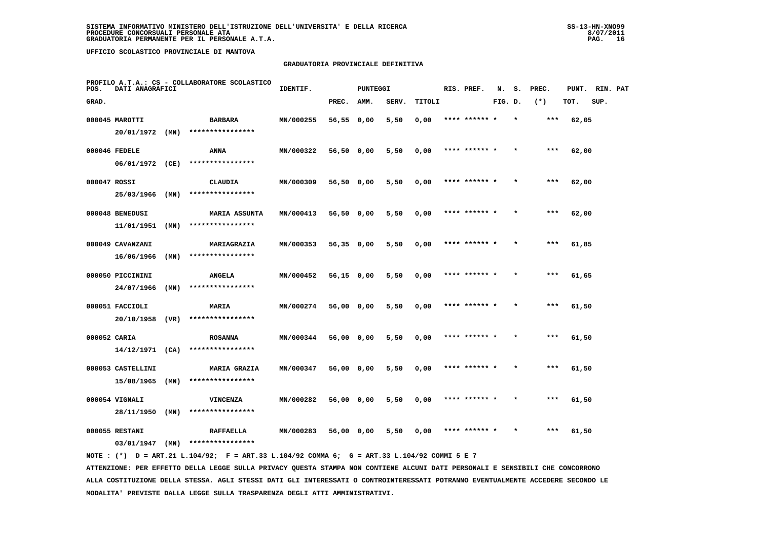SISTEMA INFORMATIVO MINISTERO DELL'ISTRUZIONE DELL'UNIVERSITA' E DELLA RICERCA
PROCEDURE CONCORSUALI PERSONALE ATA
GRADUATORIA PERMANENTE PER IL PERSONALE A.T.A.

UFFICIO SCOLASTICO PROVINCIALE DI MANTOVA

GRADUATORIA PROVINCIALE DEFINITIVA

PROFILO A.T.A.: CS - COLLABORATORE SCOLASTICO

| POS. GRAD. | DATI ANAGRAFICI | | IDENTIF. | PUNTEGGI PREC. | AMM. | SERV. | TITOLI | RIS. PREF. | N. FIG. | S. D. | PREC. (*) | PUNT. TOT. | RIN. SUP. | PAT |
|---|---|---|---|---|---|---|---|---|---|---|---|---|---|---|
| 000045 | MAROTTI 20/01/1972 (MN) | BARBARA **************** | MN/000255 | 56,55 | 0,00 | 5,50 | 0,00 | **** ****** * | | * | *** | 62,05 | | |
| 000046 | FEDELE 06/01/1972 (CE) | ANNA **************** | MN/000322 | 56,50 | 0,00 | 5,50 | 0,00 | **** ****** * | | * | *** | 62,00 | | |
| 000047 | ROSSI 25/03/1966 (MN) | CLAUDIA **************** | MN/000309 | 56,50 | 0,00 | 5,50 | 0,00 | **** ****** * | | * | *** | 62,00 | | |
| 000048 | BENEDUSI 11/01/1951 (MN) | MARIA ASSUNTA **************** | MN/000413 | 56,50 | 0,00 | 5,50 | 0,00 | **** ****** * | | * | *** | 62,00 | | |
| 000049 | CAVANZANI 16/06/1966 (MN) | MARIAGRAZIA **************** | MN/000353 | 56,35 | 0,00 | 5,50 | 0,00 | **** ****** * | | * | *** | 61,85 | | |
| 000050 | PICCININI 24/07/1966 (MN) | ANGELA **************** | MN/000452 | 56,15 | 0,00 | 5,50 | 0,00 | **** ****** * | | * | *** | 61,65 | | |
| 000051 | FACCIOLI 20/10/1958 (VR) | MARIA **************** | MN/000274 | 56,00 | 0,00 | 5,50 | 0,00 | **** ****** * | | * | *** | 61,50 | | |
| 000052 | CARIA 14/12/1971 (CA) | ROSANNA **************** | MN/000344 | 56,00 | 0,00 | 5,50 | 0,00 | **** ****** * | | * | *** | 61,50 | | |
| 000053 | CASTELLINI 15/08/1965 (MN) | MARIA GRAZIA **************** | MN/000347 | 56,00 | 0,00 | 5,50 | 0,00 | **** ****** * | | * | *** | 61,50 | | |
| 000054 | VIGNALI 28/11/1950 (MN) | VINCENZA **************** | MN/000282 | 56,00 | 0,00 | 5,50 | 0,00 | **** ****** * | | * | *** | 61,50 | | |
| 000055 | RESTANI 03/01/1947 (MN) | RAFFAELLA **************** | MN/000283 | 56,00 | 0,00 | 5,50 | 0,00 | **** ****** * | | * | *** | 61,50 | | |

NOTE : (*) D = ART.21 L.104/92; F = ART.33 L.104/92 COMMA 6; G = ART.33 L.104/92 COMMI 5 E 7

ATTENZIONE: PER EFFETTO DELLA LEGGE SULLA PRIVACY QUESTA STAMPA NON CONTIENE ALCUNI DATI PERSONALI E SENSIBILI CHE CONCORRONO ALLA COSTITUZIONE DELLA STESSA. AGLI STESSI DATI GLI INTERESSATI O CONTROINTERESSATI POTRANNO EVENTUALMENTE ACCEDERE SECONDO LE MODALITA' PREVISTE DALLA LEGGE SULLA TRASPARENZA DEGLI ATTI AMMINISTRATIVI.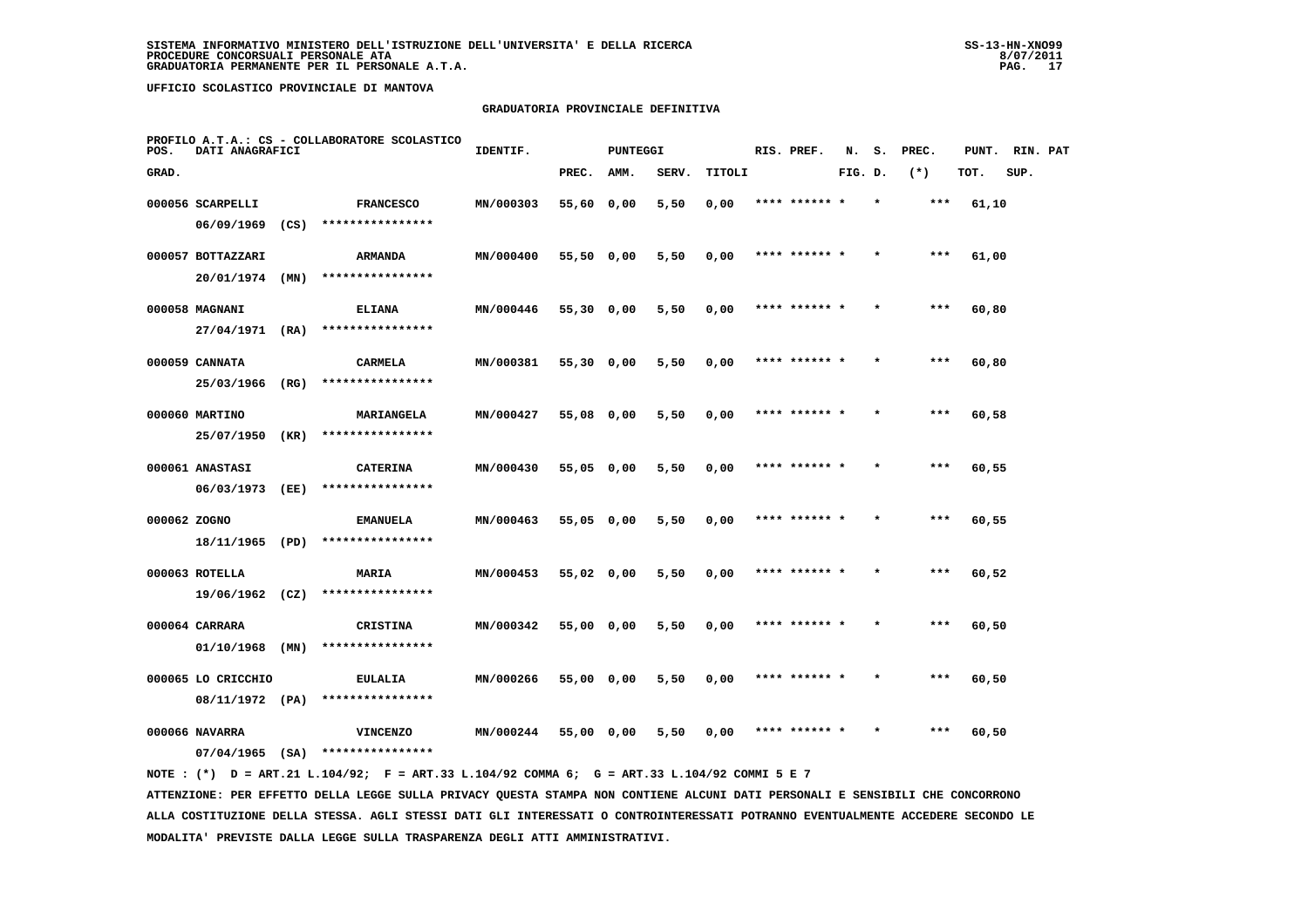SISTEMA INFORMATIVO MINISTERO DELL'ISTRUZIONE DELL'UNIVERSITA' E DELLA RICERCA
PROCEDURE CONCORSUALI PERSONALE ATA
GRADUATORIA PERMANENTE PER IL PERSONALE A.T.A.

UFFICIO SCOLASTICO PROVINCIALE DI MANTOVA

## GRADUATORIA PROVINCIALE DEFINITIVA

PROFILO A.T.A.: CS - COLLABORATORE SCOLASTICO

| POS. GRAD. | DATI ANAGRAFICI | | IDENTIF. | PUNTEGGI PREC. | AMM. | SERV. | TITOLI | RIS. PREF. | N. FIG. | S. D. | PREC. (*) | PUNT. TOT. | RIN. SUP. | PAT |
|---|---|---|---|---|---|---|---|---|---|---|---|---|---|---|
| 000056 | SCARPELLI 06/09/1969 (CS) | FRANCESCO **************** | MN/000303 | 55,60 | 0,00 | 5,50 | 0,00 | **** ****** * | | * | *** | 61,10 | | |
| 000057 | BOTTAZZARI 20/01/1974 (MN) | ARMANDA **************** | MN/000400 | 55,50 | 0,00 | 5,50 | 0,00 | **** ****** * | | * | *** | 61,00 | | |
| 000058 | MAGNANI 27/04/1971 (RA) | ELIANA **************** | MN/000446 | 55,30 | 0,00 | 5,50 | 0,00 | **** ****** * | | * | *** | 60,80 | | |
| 000059 | CANNATA 25/03/1966 (RG) | CARMELA **************** | MN/000381 | 55,30 | 0,00 | 5,50 | 0,00 | **** ****** * | | * | *** | 60,80 | | |
| 000060 | MARTINO 25/07/1950 (KR) | MARIANGELA **************** | MN/000427 | 55,08 | 0,00 | 5,50 | 0,00 | **** ****** * | | * | *** | 60,58 | | |
| 000061 | ANASTASI 06/03/1973 (EE) | CATERINA **************** | MN/000430 | 55,05 | 0,00 | 5,50 | 0,00 | **** ****** * | | * | *** | 60,55 | | |
| 000062 | ZOGNO 18/11/1965 (PD) | EMANUELA **************** | MN/000463 | 55,05 | 0,00 | 5,50 | 0,00 | **** ****** * | | * | *** | 60,55 | | |
| 000063 | ROTELLA 19/06/1962 (CZ) | MARIA **************** | MN/000453 | 55,02 | 0,00 | 5,50 | 0,00 | **** ****** * | | * | *** | 60,52 | | |
| 000064 | CARRARA 01/10/1968 (MN) | CRISTINA **************** | MN/000342 | 55,00 | 0,00 | 5,50 | 0,00 | **** ****** * | | * | *** | 60,50 | | |
| 000065 | LO CRICCHIO 08/11/1972 (PA) | EULALIA **************** | MN/000266 | 55,00 | 0,00 | 5,50 | 0,00 | **** ****** * | | * | *** | 60,50 | | |
| 000066 | NAVARRA 07/04/1965 (SA) | VINCENZO **************** | MN/000244 | 55,00 | 0,00 | 5,50 | 0,00 | **** ****** * | | * | *** | 60,50 | | |

NOTE : (*) D = ART.21 L.104/92; F = ART.33 L.104/92 COMMA 6; G = ART.33 L.104/92 COMMI 5 E 7

ATTENZIONE: PER EFFETTO DELLA LEGGE SULLA PRIVACY QUESTA STAMPA NON CONTIENE ALCUNI DATI PERSONALI E SENSIBILI CHE CONCORRONO ALLA COSTITUZIONE DELLA STESSA. AGLI STESSI DATI GLI INTERESSATI O CONTROINTERESSATI POTRANNO EVENTUALMENTE ACCEDERE SECONDO LE MODALITA' PREVISTE DALLA LEGGE SULLA TRASPARENZA DEGLI ATTI AMMINISTRATIVI.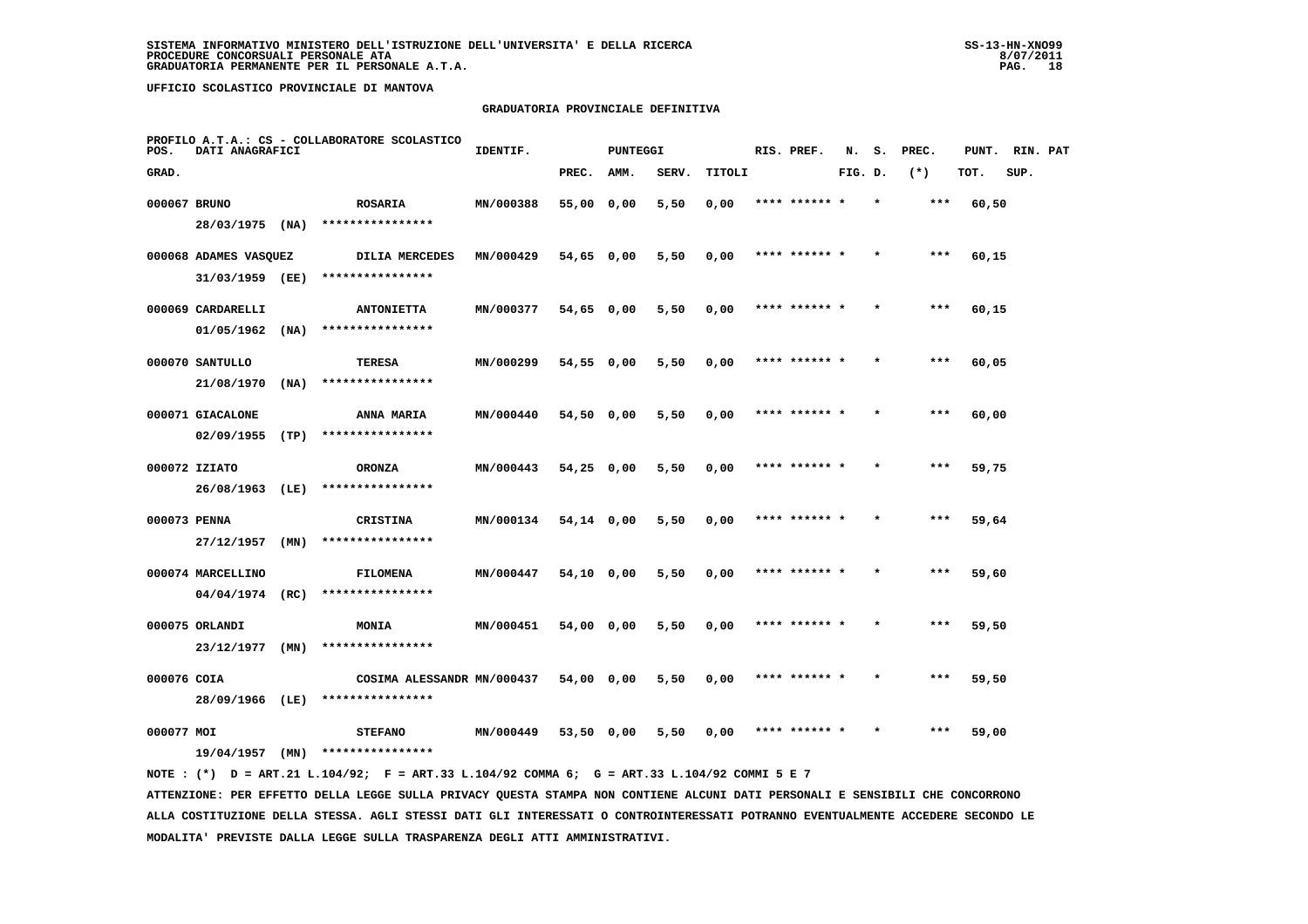SISTEMA INFORMATIVO MINISTERO DELL'ISTRUZIONE DELL'UNIVERSITA' E DELLA RICERCA
PROCEDURE CONCORSUALI PERSONALE ATA
GRADUATORIA PERMANENTE PER IL PERSONALE A.T.A.

UFFICIO SCOLASTICO PROVINCIALE DI MANTOVA

## GRADUATORIA PROVINCIALE DEFINITIVA

PROFILO A.T.A.: CS - COLLABORATORE SCOLASTICO

| POS. GRAD. | DATI ANAGRAFICI | | IDENTIF. | PUNTEGGI PREC. | AMM. | SERV. | TITOLI | RIS. PREF. | N. FIG. | S. D. | PREC. (*) | PUNT. TOT. | RIN. SUP. | PAT |
|---|---|---|---|---|---|---|---|---|---|---|---|---|---|---|
| 000067 | BRUNO 28/03/1975 (NA) | ROSARIA **************** | MN/000388 | 55,00 | 0,00 | 5,50 | 0,00 | **** ****** | * | * | *** | 60,50 | | |
| 000068 | ADAMES VASQUEZ 31/03/1959 (EE) | DILIA MERCEDES **************** | MN/000429 | 54,65 | 0,00 | 5,50 | 0,00 | **** ****** | * | * | *** | 60,15 | | |
| 000069 | CARDARELLI 01/05/1962 (NA) | ANTONIETTA **************** | MN/000377 | 54,65 | 0,00 | 5,50 | 0,00 | **** ****** | * | * | *** | 60,15 | | |
| 000070 | SANTULLO 21/08/1970 (NA) | TERESA **************** | MN/000299 | 54,55 | 0,00 | 5,50 | 0,00 | **** ****** | * | * | *** | 60,05 | | |
| 000071 | GIACALONE 02/09/1955 (TP) | ANNA MARIA **************** | MN/000440 | 54,50 | 0,00 | 5,50 | 0,00 | **** ****** | * | * | *** | 60,00 | | |
| 000072 | IZIATO 26/08/1963 (LE) | ORONZA **************** | MN/000443 | 54,25 | 0,00 | 5,50 | 0,00 | **** ****** | * | * | *** | 59,75 | | |
| 000073 | PENNA 27/12/1957 (MN) | CRISTINA **************** | MN/000134 | 54,14 | 0,00 | 5,50 | 0,00 | **** ****** | * | * | *** | 59,64 | | |
| 000074 | MARCELLINO 04/04/1974 (RC) | FILOMENA **************** | MN/000447 | 54,10 | 0,00 | 5,50 | 0,00 | **** ****** | * | * | *** | 59,60 | | |
| 000075 | ORLANDI 23/12/1977 (MN) | MONIA **************** | MN/000451 | 54,00 | 0,00 | 5,50 | 0,00 | **** ****** | * | * | *** | 59,50 | | |
| 000076 | COIA 28/09/1966 (LE) | COSIMA ALESSANDR **************** | MN/000437 | 54,00 | 0,00 | 5,50 | 0,00 | **** ****** | * | * | *** | 59,50 | | |
| 000077 | MOI 19/04/1957 (MN) | STEFANO **************** | MN/000449 | 53,50 | 0,00 | 5,50 | 0,00 | **** ****** | * | * | *** | 59,00 | | |

NOTE : (*) D = ART.21 L.104/92; F = ART.33 L.104/92 COMMA 6; G = ART.33 L.104/92 COMMI 5 E 7

ATTENZIONE: PER EFFETTO DELLA LEGGE SULLA PRIVACY QUESTA STAMPA NON CONTIENE ALCUNI DATI PERSONALI E SENSIBILI CHE CONCORRONO ALLA COSTITUZIONE DELLA STESSA. AGLI STESSI DATI GLI INTERESSATI O CONTROINTERESSATI POTRANNO EVENTUALMENTE ACCEDERE SECONDO LE MODALITA' PREVISTE DALLA LEGGE SULLA TRASPARENZA DEGLI ATTI AMMINISTRATIVI.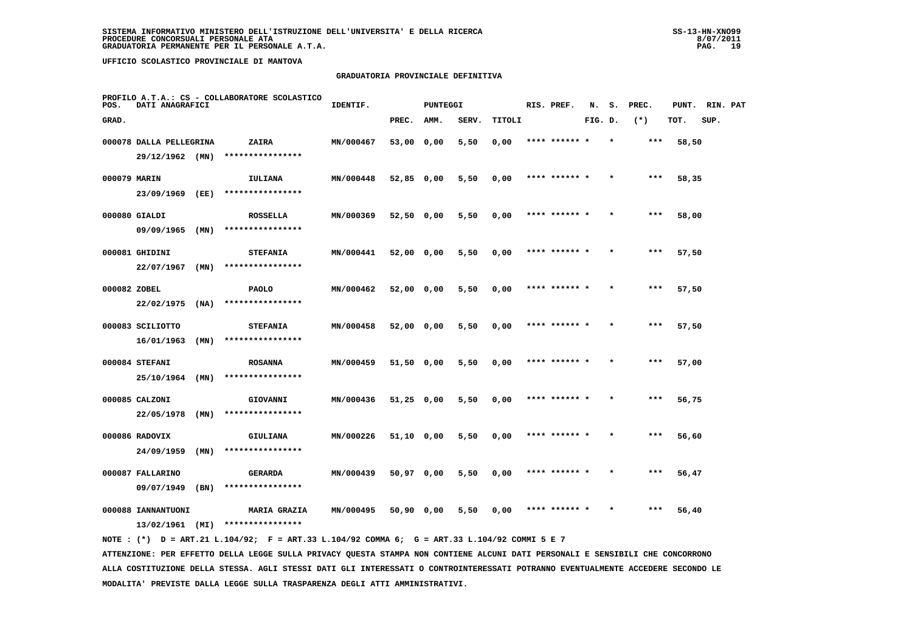SISTEMA INFORMATIVO MINISTERO DELL'ISTRUZIONE DELL'UNIVERSITA' E DELLA RICERCA
PROCEDURE CONCORSUALI PERSONALE ATA
GRADUATORIA PERMANENTE PER IL PERSONALE A.T.A.

UFFICIO SCOLASTICO PROVINCIALE DI MANTOVA

GRADUATORIA PROVINCIALE DEFINITIVA

PROFILO A.T.A.: CS - COLLABORATORE SCOLASTICO

| POS. GRAD. | DATI ANAGRAFICI | | IDENTIF. | PUNTEGGI PREC. | AMM. | SERV. | TITOLI | RIS. PREF. | N. FIG. | S. D. | PREC. (*) | PUNT. TOT. | RIN. SUP. | PAT |
|---|---|---|---|---|---|---|---|---|---|---|---|---|---|---|
| 000078 | DALLA PELLEGRINA 29/12/1962 (MN) | ZAIRA **************** | MN/000467 | 53,00 | 0,00 | 5,50 | 0,00 | **** ****** * | | * | *** | 58,50 | | |
| 000079 | MARIN 23/09/1969 (EE) | IULIANA **************** | MN/000448 | 52,85 | 0,00 | 5,50 | 0,00 | **** ****** * | | * | *** | 58,35 | | |
| 000080 | GIALDI 09/09/1965 (MN) | ROSSELLA **************** | MN/000369 | 52,50 | 0,00 | 5,50 | 0,00 | **** ****** * | | * | *** | 58,00 | | |
| 000081 | GHIDINI 22/07/1967 (MN) | STEFANIA **************** | MN/000441 | 52,00 | 0,00 | 5,50 | 0,00 | **** ****** * | | * | *** | 57,50 | | |
| 000082 | ZOBEL 22/02/1975 (NA) | PAOLO **************** | MN/000462 | 52,00 | 0,00 | 5,50 | 0,00 | **** ****** * | | * | *** | 57,50 | | |
| 000083 | SCILIOTTO 16/01/1963 (MN) | STEFANIA **************** | MN/000458 | 52,00 | 0,00 | 5,50 | 0,00 | **** ****** * | | * | *** | 57,50 | | |
| 000084 | STEFANI 25/10/1964 (MN) | ROSANNA **************** | MN/000459 | 51,50 | 0,00 | 5,50 | 0,00 | **** ****** * | | * | *** | 57,00 | | |
| 000085 | CALZONI 22/05/1978 (MN) | GIOVANNI **************** | MN/000436 | 51,25 | 0,00 | 5,50 | 0,00 | **** ****** * | | * | *** | 56,75 | | |
| 000086 | RADOVIX 24/09/1959 (MN) | GIULIANA **************** | MN/000226 | 51,10 | 0,00 | 5,50 | 0,00 | **** ****** * | | * | *** | 56,60 | | |
| 000087 | FALLARINO 09/07/1949 (BN) | GERARDA **************** | MN/000439 | 50,97 | 0,00 | 5,50 | 0,00 | **** ****** * | | * | *** | 56,47 | | |
| 000088 | IANNANTUONI 13/02/1961 (MI) | MARIA GRAZIA **************** | MN/000495 | 50,90 | 0,00 | 5,50 | 0,00 | **** ****** * | | * | *** | 56,40 | | |

NOTE : (*) D = ART.21 L.104/92; F = ART.33 L.104/92 COMMA 6; G = ART.33 L.104/92 COMMI 5 E 7

ATTENZIONE: PER EFFETTO DELLA LEGGE SULLA PRIVACY QUESTA STAMPA NON CONTIENE ALCUNI DATI PERSONALI E SENSIBILI CHE CONCORRONO ALLA COSTITUZIONE DELLA STESSA. AGLI STESSI DATI GLI INTERESSATI O CONTROINTERESSATI POTRANNO EVENTUALMENTE ACCEDERE SECONDO LE MODALITA' PREVISTE DALLA LEGGE SULLA TRASPARENZA DEGLI ATTI AMMINISTRATIVI.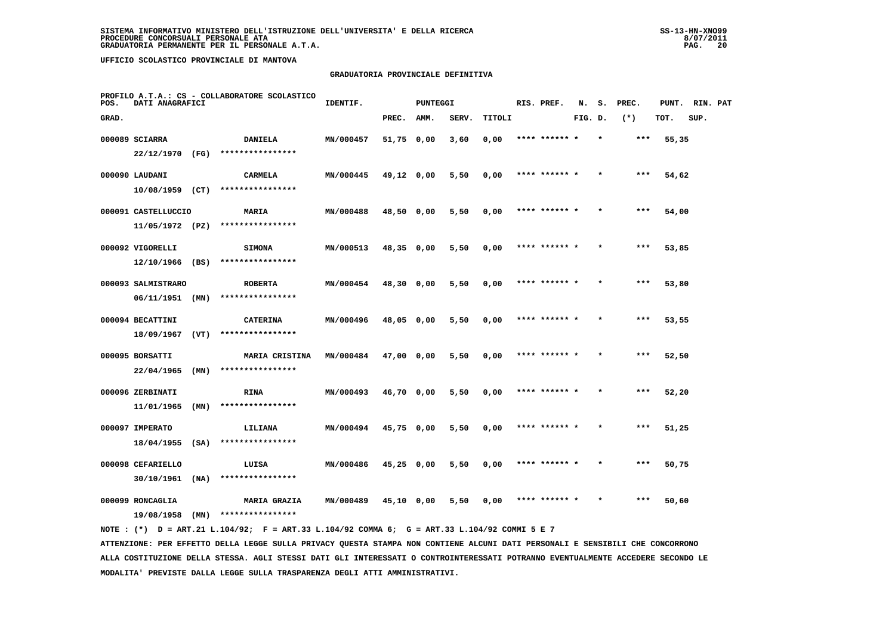**SISTEMA INFORMATIVO MINISTERO DELL'ISTRUZIONE DELL'UNIVERSITA' E DELLA RICERCA**
**PROCEDURE CONCORSUALI PERSONALE ATA**
**GRADUATORIA PERMANENTE PER IL PERSONALE A.T.A.**

SS-13-HN-XNO99
8/07/2011

**UFFICIO SCOLASTICO PROVINCIALE DI MANTOVA**

## GRADUATORIA PROVINCIALE DEFINITIVA

PROFILO A.T.A.: CS - COLLABORATORE SCOLASTICO

| POS. GRAD. | DATI ANAGRAFICI | | IDENTIF. | PUNTEGGI PREC. | AMM. | SERV. | TITOLI | RIS. PREF. | N. FIG. | S. D. | PREC. (*) | PUNT. TOT. | RIN. SUP. | PAT |
|---|---|---|---|---|---|---|---|---|---|---|---|---|---|---|
| 000089 | SCIARRA 22/12/1970 (FG) | DANIELA **************** | MN/000457 | 51,75 | 0,00 | 3,60 | 0,00 | **** ****** * | | * | *** | 55,35 | | |
| 000090 | LAUDANI 10/08/1959 (CT) | CARMELA **************** | MN/000445 | 49,12 | 0,00 | 5,50 | 0,00 | **** ****** * | | * | *** | 54,62 | | |
| 000091 | CASTELLUCCIO 11/05/1972 (PZ) | MARIA **************** | MN/000488 | 48,50 | 0,00 | 5,50 | 0,00 | **** ****** * | | * | *** | 54,00 | | |
| 000092 | VIGORELLI 12/10/1966 (BS) | SIMONA **************** | MN/000513 | 48,35 | 0,00 | 5,50 | 0,00 | **** ****** * | | * | *** | 53,85 | | |
| 000093 | SALMISTRARO 06/11/1951 (MN) | ROBERTA **************** | MN/000454 | 48,30 | 0,00 | 5,50 | 0,00 | **** ****** * | | * | *** | 53,80 | | |
| 000094 | BECATTINI 18/09/1967 (VT) | CATERINA **************** | MN/000496 | 48,05 | 0,00 | 5,50 | 0,00 | **** ****** * | | * | *** | 53,55 | | |
| 000095 | BORSATTI 22/04/1965 (MN) | MARIA CRISTINA **************** | MN/000484 | 47,00 | 0,00 | 5,50 | 0,00 | **** ****** * | | * | *** | 52,50 | | |
| 000096 | ZERBINATI 11/01/1965 (MN) | RINA **************** | MN/000493 | 46,70 | 0,00 | 5,50 | 0,00 | **** ****** * | | * | *** | 52,20 | | |
| 000097 | IMPERATO 18/04/1955 (SA) | LILIANA **************** | MN/000494 | 45,75 | 0,00 | 5,50 | 0,00 | **** ****** * | | * | *** | 51,25 | | |
| 000098 | CEFARIELLO 30/10/1961 (NA) | LUISA **************** | MN/000486 | 45,25 | 0,00 | 5,50 | 0,00 | **** ****** * | | * | *** | 50,75 | | |
| 000099 | RONCAGLIA 19/08/1958 (MN) | MARIA GRAZIA **************** | MN/000489 | 45,10 | 0,00 | 5,50 | 0,00 | **** ****** * | | * | *** | 50,60 | | |

NOTE : (*) D = ART.21 L.104/92; F = ART.33 L.104/92 COMMA 6; G = ART.33 L.104/92 COMMI 5 E 7

ATTENZIONE: PER EFFETTO DELLA LEGGE SULLA PRIVACY QUESTA STAMPA NON CONTIENE ALCUNI DATI PERSONALI E SENSIBILI CHE CONCORRONO ALLA COSTITUZIONE DELLA STESSA. AGLI STESSI DATI GLI INTERESSATI O CONTROINTERESSATI POTRANNO EVENTUALMENTE ACCEDERE SECONDO LE MODALITA' PREVISTE DALLA LEGGE SULLA TRASPARENZA DEGLI ATTI AMMINISTRATIVI.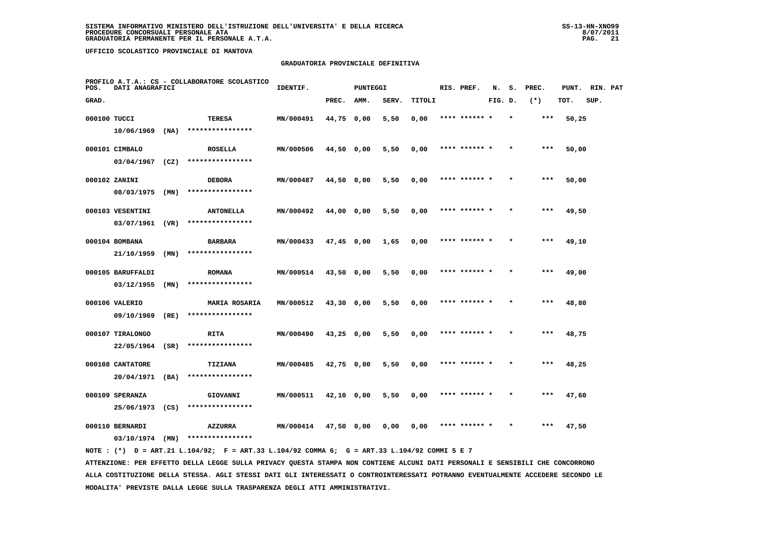SISTEMA INFORMATIVO MINISTERO DELL'ISTRUZIONE DELL'UNIVERSITA' E DELLA RICERCA
PROCEDURE CONCORSUALI PERSONALE ATA
GRADUATORIA PERMANENTE PER IL PERSONALE A.T.A.

UFFICIO SCOLASTICO PROVINCIALE DI MANTOVA

GRADUATORIA PROVINCIALE DEFINITIVA

PROFILO A.T.A.: CS - COLLABORATORE SCOLASTICO

| POS. GRAD. | DATI ANAGRAFICI | | IDENTIF. | PUNTEGGI PREC. | AMM. | SERV. | TITOLI | RIS. PREF. | N. FIG. | S. D. | PREC. (*) | PUNT. TOT. | RIN. SUP. | PAT |
|---|---|---|---|---|---|---|---|---|---|---|---|---|---|---|
| 000100 | TUCCI 10/06/1969 (NA) | TERESA **************** | MN/000491 | 44,75 | 0,00 | 5,50 | 0,00 | **** ****** * | | * | *** | 50,25 | | |
| 000101 | CIMBALO 03/04/1967 (CZ) | ROSELLA **************** | MN/000506 | 44,50 | 0,00 | 5,50 | 0,00 | **** ****** * | | * | *** | 50,00 | | |
| 000102 | ZANINI 08/03/1975 (MN) | DEBORA **************** | MN/000487 | 44,50 | 0,00 | 5,50 | 0,00 | **** ****** * | | * | *** | 50,00 | | |
| 000103 | VESENTINI 03/07/1961 (VR) | ANTONELLA **************** | MN/000492 | 44,00 | 0,00 | 5,50 | 0,00 | **** ****** * | | * | *** | 49,50 | | |
| 000104 | BOMBANA 21/10/1959 (MN) | BARBARA **************** | MN/000433 | 47,45 | 0,00 | 1,65 | 0,00 | **** ****** * | | * | *** | 49,10 | | |
| 000105 | BARUFFALDI 03/12/1955 (MN) | ROMANA **************** | MN/000514 | 43,50 | 0,00 | 5,50 | 0,00 | **** ****** * | | * | *** | 49,00 | | |
| 000106 | VALERIO 09/10/1969 (RE) | MARIA ROSARIA **************** | MN/000512 | 43,30 | 0,00 | 5,50 | 0,00 | **** ****** * | | * | *** | 48,80 | | |
| 000107 | TIRALONGO 22/05/1964 (SR) | RITA **************** | MN/000490 | 43,25 | 0,00 | 5,50 | 0,00 | **** ****** * | | * | *** | 48,75 | | |
| 000108 | CANTATORE 20/04/1971 (BA) | TIZIANA **************** | MN/000485 | 42,75 | 0,00 | 5,50 | 0,00 | **** ****** * | | * | *** | 48,25 | | |
| 000109 | SPERANZA 25/06/1973 (CS) | GIOVANNI **************** | MN/000511 | 42,10 | 0,00 | 5,50 | 0,00 | **** ****** * | | * | *** | 47,60 | | |
| 000110 | BERNARDI 03/10/1974 (MN) | AZZURRA **************** | MN/000414 | 47,50 | 0,00 | 0,00 | 0,00 | **** ****** * | | * | *** | 47,50 | | |

NOTE : (*) D = ART.21 L.104/92; F = ART.33 L.104/92 COMMA 6; G = ART.33 L.104/92 COMMI 5 E 7

ATTENZIONE: PER EFFETTO DELLA LEGGE SULLA PRIVACY QUESTA STAMPA NON CONTIENE ALCUNI DATI PERSONALI E SENSIBILI CHE CONCORRONO ALLA COSTITUZIONE DELLA STESSA. AGLI STESSI DATI GLI INTERESSATI O CONTROINTERESSATI POTRANNO EVENTUALMENTE ACCEDERE SECONDO LE MODALITA' PREVISTE DALLA LEGGE SULLA TRASPARENZA DEGLI ATTI AMMINISTRATIVI.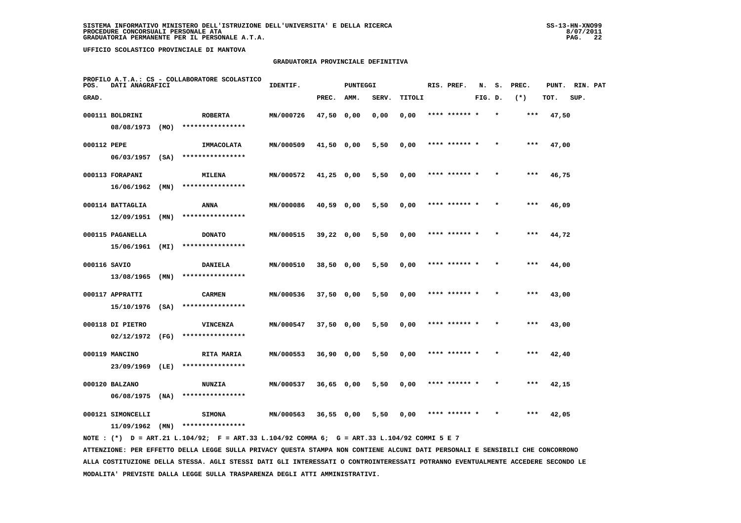SISTEMA INFORMATIVO MINISTERO DELL'ISTRUZIONE DELL'UNIVERSITA' E DELLA RICERCA
PROCEDURE CONCORSUALI PERSONALE ATA
GRADUATORIA PERMANENTE PER IL PERSONALE A.T.A.

UFFICIO SCOLASTICO PROVINCIALE DI MANTOVA

## GRADUATORIA PROVINCIALE DEFINITIVA

PROFILO A.T.A.: CS - COLLABORATORE SCOLASTICO

| POS. GRAD. | DATI ANAGRAFICI | | IDENTIF. | PUNTEGGI PREC. | AMM. | SERV. | TITOLI | RIS. | PREF. | N. FIG. | S. D. | PREC. (*) | PUNT. TOT. | RIN. SUP. | PAT |
|---|---|---|---|---|---|---|---|---|---|---|---|---|---|---|---|
| 000111 | BOLDRINI 08/08/1973 (MO) | ROBERTA **************** | MN/000726 | 47,50 | 0,00 | 0,00 | 0,00 | **** | ****** | * | * | *** | 47,50 | | |
| 000112 | PEPE 06/03/1957 (SA) | IMMACOLATA **************** | MN/000509 | 41,50 | 0,00 | 5,50 | 0,00 | **** | ****** | * | * | *** | 47,00 | | |
| 000113 | FORAPANI 16/06/1962 (MN) | MILENA **************** | MN/000572 | 41,25 | 0,00 | 5,50 | 0,00 | **** | ****** | * | * | *** | 46,75 | | |
| 000114 | BATTAGLIA 12/09/1951 (MN) | ANNA **************** | MN/000086 | 40,59 | 0,00 | 5,50 | 0,00 | **** | ****** | * | * | *** | 46,09 | | |
| 000115 | PAGANELLA 15/06/1961 (MI) | DONATO **************** | MN/000515 | 39,22 | 0,00 | 5,50 | 0,00 | **** | ****** | * | * | *** | 44,72 | | |
| 000116 | SAVIO 13/08/1965 (MN) | DANIELA **************** | MN/000510 | 38,50 | 0,00 | 5,50 | 0,00 | **** | ****** | * | * | *** | 44,00 | | |
| 000117 | APPRATTI 15/10/1976 (SA) | CARMEN **************** | MN/000536 | 37,50 | 0,00 | 5,50 | 0,00 | **** | ****** | * | * | *** | 43,00 | | |
| 000118 | DI PIETRO 02/12/1972 (FG) | VINCENZA **************** | MN/000547 | 37,50 | 0,00 | 5,50 | 0,00 | **** | ****** | * | * | *** | 43,00 | | |
| 000119 | MANCINO 23/09/1969 (LE) | RITA MARIA **************** | MN/000553 | 36,90 | 0,00 | 5,50 | 0,00 | **** | ****** | * | * | *** | 42,40 | | |
| 000120 | BALZANO 06/08/1975 (NA) | NUNZIA **************** | MN/000537 | 36,65 | 0,00 | 5,50 | 0,00 | **** | ****** | * | * | *** | 42,15 | | |
| 000121 | SIMONCELLI 11/09/1962 (MN) | SIMONA **************** | MN/000563 | 36,55 | 0,00 | 5,50 | 0,00 | **** | ****** | * | * | *** | 42,05 | | |

NOTE : (*) D = ART.21 L.104/92; F = ART.33 L.104/92 COMMA 6; G = ART.33 L.104/92 COMMI 5 E 7

ATTENZIONE: PER EFFETTO DELLA LEGGE SULLA PRIVACY QUESTA STAMPA NON CONTIENE ALCUNI DATI PERSONALI E SENSIBILI CHE CONCORRONO ALLA COSTITUZIONE DELLA STESSA. AGLI STESSI DATI GLI INTERESSATI O CONTROINTERESSATI POTRANNO EVENTUALMENTE ACCEDERE SECONDO LE MODALITA' PREVISTE DALLA LEGGE SULLA TRASPARENZA DEGLI ATTI AMMINISTRATIVI.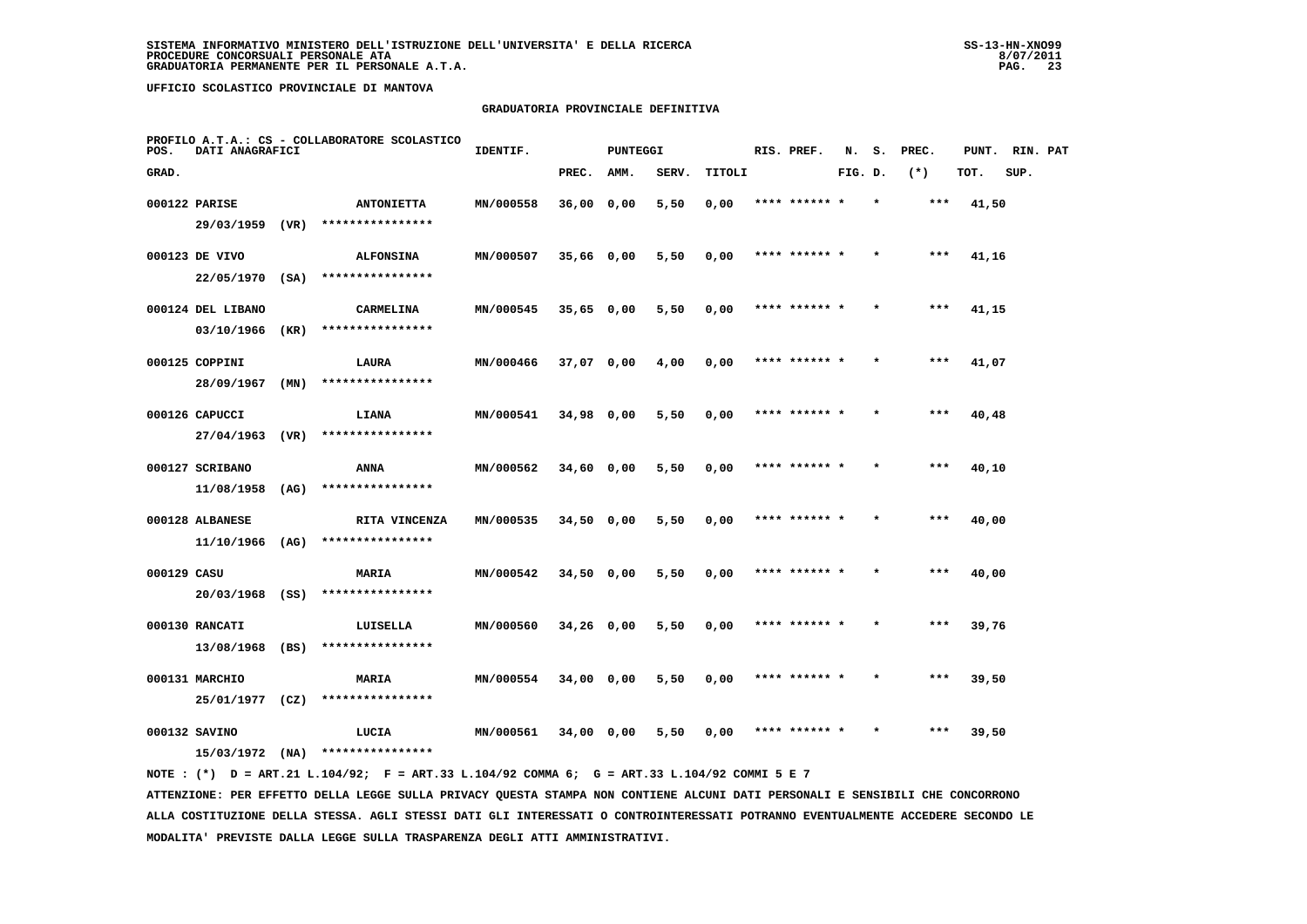SISTEMA INFORMATIVO MINISTERO DELL'ISTRUZIONE DELL'UNIVERSITA' E DELLA RICERCA
PROCEDURE CONCORSUALI PERSONALE ATA
GRADUATORIA PERMANENTE PER IL PERSONALE A.T.A.

UFFICIO SCOLASTICO PROVINCIALE DI MANTOVA

## GRADUATORIA PROVINCIALE DEFINITIVA

PROFILO A.T.A.: CS - COLLABORATORE SCOLASTICO

| POS. GRAD. | DATI ANAGRAFICI | | IDENTIF. | PUNTEGGI PREC. | AMM. | SERV. | TITOLI | RIS. PREF. | N. FIG. | S. D. | PREC. (*) | PUNT. TOT. | RIN. SUP. | PAT |
|---|---|---|---|---|---|---|---|---|---|---|---|---|---|---|
| 000122 | PARISE 29/03/1959 (VR) | ANTONIETTA **************** | MN/000558 | 36,00 | 0,00 | 5,50 | 0,00 | **** ****** * | | * | *** | 41,50 | | |
| 000123 | DE VIVO 22/05/1970 (SA) | ALFONSINA **************** | MN/000507 | 35,66 | 0,00 | 5,50 | 0,00 | **** ****** * | | * | *** | 41,16 | | |
| 000124 | DEL LIBANO 03/10/1966 (KR) | CARMELINA **************** | MN/000545 | 35,65 | 0,00 | 5,50 | 0,00 | **** ****** * | | * | *** | 41,15 | | |
| 000125 | COPPINI 28/09/1967 (MN) | LAURA **************** | MN/000466 | 37,07 | 0,00 | 4,00 | 0,00 | **** ****** * | | * | *** | 41,07 | | |
| 000126 | CAPUCCI 27/04/1963 (VR) | LIANA **************** | MN/000541 | 34,98 | 0,00 | 5,50 | 0,00 | **** ****** * | | * | *** | 40,48 | | |
| 000127 | SCRIBANO 11/08/1958 (AG) | ANNA **************** | MN/000562 | 34,60 | 0,00 | 5,50 | 0,00 | **** ****** * | | * | *** | 40,10 | | |
| 000128 | ALBANESE 11/10/1966 (AG) | RITA VINCENZA **************** | MN/000535 | 34,50 | 0,00 | 5,50 | 0,00 | **** ****** * | | * | *** | 40,00 | | |
| 000129 | CASU 20/03/1968 (SS) | MARIA **************** | MN/000542 | 34,50 | 0,00 | 5,50 | 0,00 | **** ****** * | | * | *** | 40,00 | | |
| 000130 | RANCATI 13/08/1968 (BS) | LUISELLA **************** | MN/000560 | 34,26 | 0,00 | 5,50 | 0,00 | **** ****** * | | * | *** | 39,76 | | |
| 000131 | MARCHIO 25/01/1977 (CZ) | MARIA **************** | MN/000554 | 34,00 | 0,00 | 5,50 | 0,00 | **** ****** * | | * | *** | 39,50 | | |
| 000132 | SAVINO 15/03/1972 (NA) | LUCIA **************** | MN/000561 | 34,00 | 0,00 | 5,50 | 0,00 | **** ****** * | | * | *** | 39,50 | | |

NOTE : (*) D = ART.21 L.104/92; F = ART.33 L.104/92 COMMA 6; G = ART.33 L.104/92 COMMI 5 E 7

ATTENZIONE: PER EFFETTO DELLA LEGGE SULLA PRIVACY QUESTA STAMPA NON CONTIENE ALCUNI DATI PERSONALI E SENSIBILI CHE CONCORRONO ALLA COSTITUZIONE DELLA STESSA. AGLI STESSI DATI GLI INTERESSATI O CONTROINTERESSATI POTRANNO EVENTUALMENTE ACCEDERE SECONDO LE MODALITA' PREVISTE DALLA LEGGE SULLA TRASPARENZA DEGLI ATTI AMMINISTRATIVI.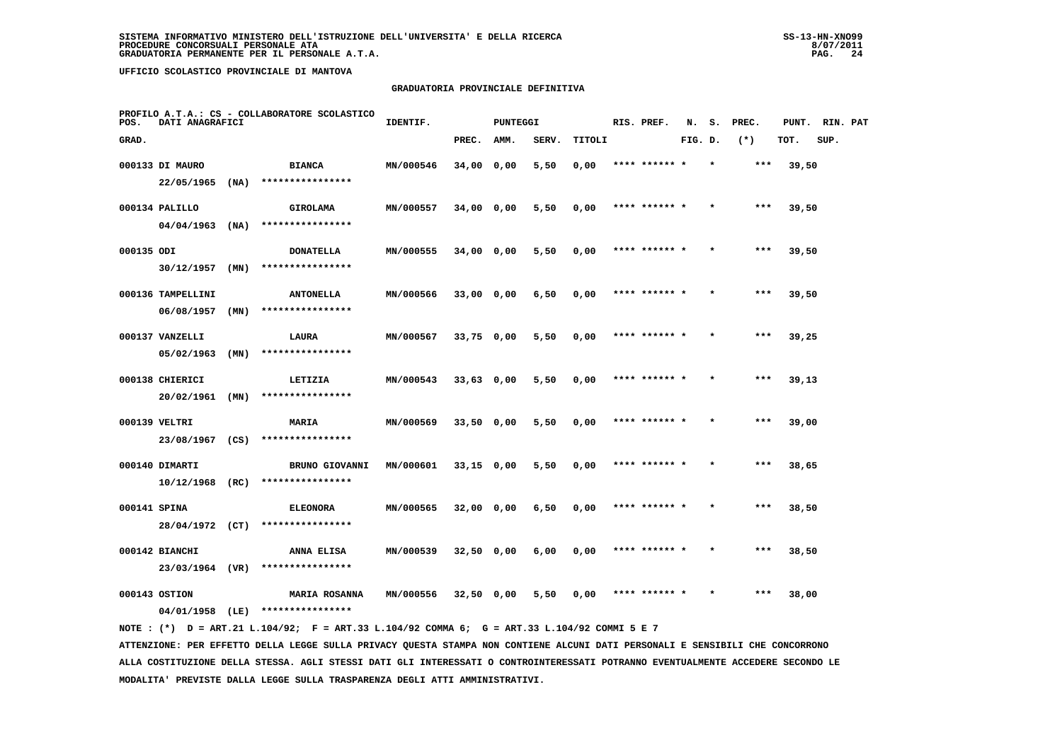**SISTEMA INFORMATIVO MINISTERO DELL'ISTRUZIONE DELL'UNIVERSITA' E DELLA RICERCA**
**PROCEDURE CONCORSUALI PERSONALE ATA**
**GRADUATORIA PERMANENTE PER IL PERSONALE A.T.A.**

SS-13-HN-XNO99
8/07/2011

**UFFICIO SCOLASTICO PROVINCIALE DI MANTOVA**

## GRADUATORIA PROVINCIALE DEFINITIVA

PROFILO A.T.A.: CS - COLLABORATORE SCOLASTICO

| POS. GRAD. | DATI ANAGRAFICI | | IDENTIF. | PUNTEGGI PREC. | AMM. | SERV. | TITOLI | RIS. PREF. | N. FIG. | S. D. | PREC. (*) | PUNT. TOT. | RIN. SUP. | PAT |
|---|---|---|---|---|---|---|---|---|---|---|---|---|---|---|
| 000133 | DI MAURO 22/05/1965 (NA) | BIANCA **************** | MN/000546 | 34,00 | 0,00 | 5,50 | 0,00 | **** ****** * | | * | *** | 39,50 | | |
| 000134 | PALILLO 04/04/1963 (NA) | GIROLAMA **************** | MN/000557 | 34,00 | 0,00 | 5,50 | 0,00 | **** ****** * | | * | *** | 39,50 | | |
| 000135 | ODI 30/12/1957 (MN) | DONATELLA **************** | MN/000555 | 34,00 | 0,00 | 5,50 | 0,00 | **** ****** * | | * | *** | 39,50 | | |
| 000136 | TAMPELLINI 06/08/1957 (MN) | ANTONELLA **************** | MN/000566 | 33,00 | 0,00 | 6,50 | 0,00 | **** ****** * | | * | *** | 39,50 | | |
| 000137 | VANZELLI 05/02/1963 (MN) | LAURA **************** | MN/000567 | 33,75 | 0,00 | 5,50 | 0,00 | **** ****** * | | * | *** | 39,25 | | |
| 000138 | CHIERICI 20/02/1961 (MN) | LETIZIA **************** | MN/000543 | 33,63 | 0,00 | 5,50 | 0,00 | **** ****** * | | * | *** | 39,13 | | |
| 000139 | VELTRI 23/08/1967 (CS) | MARIA **************** | MN/000569 | 33,50 | 0,00 | 5,50 | 0,00 | **** ****** * | | * | *** | 39,00 | | |
| 000140 | DIMARTI 10/12/1968 (RC) | BRUNO GIOVANNI **************** | MN/000601 | 33,15 | 0,00 | 5,50 | 0,00 | **** ****** * | | * | *** | 38,65 | | |
| 000141 | SPINA 28/04/1972 (CT) | ELEONORA **************** | MN/000565 | 32,00 | 0,00 | 6,50 | 0,00 | **** ****** * | | * | *** | 38,50 | | |
| 000142 | BIANCHI 23/03/1964 (VR) | ANNA ELISA **************** | MN/000539 | 32,50 | 0,00 | 6,00 | 0,00 | **** ****** * | | * | *** | 38,50 | | |
| 000143 | OSTION 04/01/1958 (LE) | MARIA ROSANNA **************** | MN/000556 | 32,50 | 0,00 | 5,50 | 0,00 | **** ****** * | | * | *** | 38,00 | | |

NOTE : (*) D = ART.21 L.104/92; F = ART.33 L.104/92 COMMA 6; G = ART.33 L.104/92 COMMI 5 E 7

ATTENZIONE: PER EFFETTO DELLA LEGGE SULLA PRIVACY QUESTA STAMPA NON CONTIENE ALCUNI DATI PERSONALI E SENSIBILI CHE CONCORRONO ALLA COSTITUZIONE DELLA STESSA. AGLI STESSI DATI GLI INTERESSATI O CONTROINTERESSATI POTRANNO EVENTUALMENTE ACCEDERE SECONDO LE MODALITA' PREVISTE DALLA LEGGE SULLA TRASPARENZA DEGLI ATTI AMMINISTRATIVI.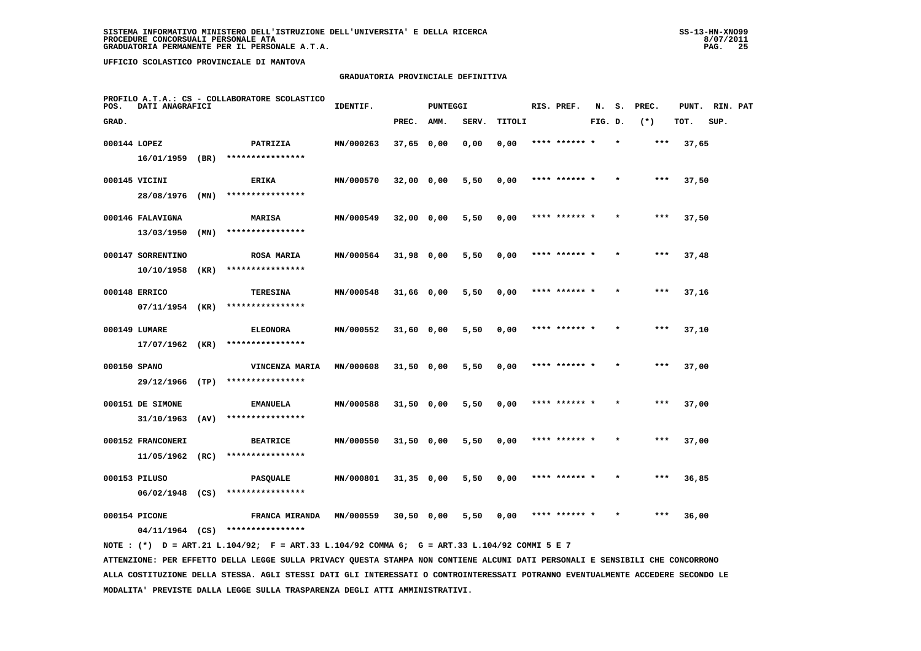**SISTEMA INFORMATIVO MINISTERO DELL'ISTRUZIONE DELL'UNIVERSITA' E DELLA RICERCA**
**PROCEDURE CONCORSUALI PERSONALE ATA**
**GRADUATORIA PERMANENTE PER IL PERSONALE A.T.A.**

**UFFICIO SCOLASTICO PROVINCIALE DI MANTOVA**

**GRADUATORIA PROVINCIALE DEFINITIVA**

**PROFILO A.T.A.: CS - COLLABORATORE SCOLASTICO**

| POS. GRAD. | DATI ANAGRAFICI | | IDENTIF. | PUNTEGGI PREC. | AMM. | SERV. | TITOLI | RIS. PREF. | N. FIG. | S. D. | PREC. (*) | PUNT. TOT. | RIN. SUP. | PAT |
|---|---|---|---|---|---|---|---|---|---|---|---|---|---|---|
| 000144 | LOPEZ 16/01/1959 (BR) | PATRIZIA **************** | MN/000263 | 37,65 | 0,00 | 0,00 | 0,00 | **** ****** | * | * | *** | 37,65 | | |
| 000145 | VICINI 28/08/1976 (MN) | ERIKA **************** | MN/000570 | 32,00 | 0,00 | 5,50 | 0,00 | **** ****** | * | * | *** | 37,50 | | |
| 000146 | FALAVIGNA 13/03/1950 (MN) | MARISA **************** | MN/000549 | 32,00 | 0,00 | 5,50 | 0,00 | **** ****** | * | * | *** | 37,50 | | |
| 000147 | SORRENTINO 10/10/1958 (KR) | ROSA MARIA **************** | MN/000564 | 31,98 | 0,00 | 5,50 | 0,00 | **** ****** | * | * | *** | 37,48 | | |
| 000148 | ERRICO 07/11/1954 (KR) | TERESINA **************** | MN/000548 | 31,66 | 0,00 | 5,50 | 0,00 | **** ****** | * | * | *** | 37,16 | | |
| 000149 | LUMARE 17/07/1962 (KR) | ELEONORA **************** | MN/000552 | 31,60 | 0,00 | 5,50 | 0,00 | **** ****** | * | * | *** | 37,10 | | |
| 000150 | SPANO 29/12/1966 (TP) | VINCENZA MARIA **************** | MN/000608 | 31,50 | 0,00 | 5,50 | 0,00 | **** ****** | * | * | *** | 37,00 | | |
| 000151 | DE SIMONE 31/10/1963 (AV) | EMANUELA **************** | MN/000588 | 31,50 | 0,00 | 5,50 | 0,00 | **** ****** | * | * | *** | 37,00 | | |
| 000152 | FRANCONERI 11/05/1962 (RC) | BEATRICE **************** | MN/000550 | 31,50 | 0,00 | 5,50 | 0,00 | **** ****** | * | * | *** | 37,00 | | |
| 000153 | PILUSO 06/02/1948 (CS) | PASQUALE **************** | MN/000801 | 31,35 | 0,00 | 5,50 | 0,00 | **** ****** | * | * | *** | 36,85 | | |
| 000154 | PICONE 04/11/1964 (CS) | FRANCA MIRANDA **************** | MN/000559 | 30,50 | 0,00 | 5,50 | 0,00 | **** ****** | * | * | *** | 36,00 | | |

NOTE : (*) D = ART.21 L.104/92; F = ART.33 L.104/92 COMMA 6; G = ART.33 L.104/92 COMMI 5 E 7

ATTENZIONE: PER EFFETTO DELLA LEGGE SULLA PRIVACY QUESTA STAMPA NON CONTIENE ALCUNI DATI PERSONALI E SENSIBILI CHE CONCORRONO ALLA COSTITUZIONE DELLA STESSA. AGLI STESSI DATI GLI INTERESSATI O CONTROINTERESSATI POTRANNO EVENTUALMENTE ACCEDERE SECONDO LE MODALITA' PREVISTE DALLA LEGGE SULLA TRASPARENZA DEGLI ATTI AMMINISTRATIVI.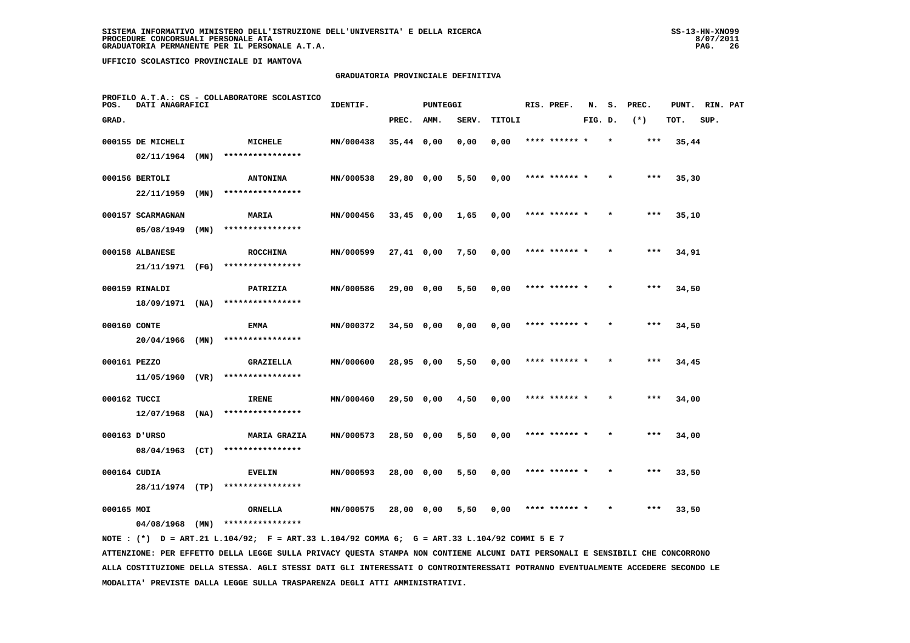SISTEMA INFORMATIVO MINISTERO DELL'ISTRUZIONE DELL'UNIVERSITA' E DELLA RICERCA
PROCEDURE CONCORSUALI PERSONALE ATA
GRADUATORIA PERMANENTE PER IL PERSONALE A.T.A.

UFFICIO SCOLASTICO PROVINCIALE DI MANTOVA

## GRADUATORIA PROVINCIALE DEFINITIVA

PROFILO A.T.A.: CS - COLLABORATORE SCOLASTICO

| POS. GRAD. | DATI ANAGRAFICI | | IDENTIF. | PUNTEGGI PREC. | AMM. | SERV. | TITOLI | RIS. PREF. | N. FIG. | S. D. | PREC. (*) | PUNT. TOT. | RIN. SUP. | PAT |
|---|---|---|---|---|---|---|---|---|---|---|---|---|---|---|
| 000155 | DE MICHELI 02/11/1964 (MN) | MICHELE **************** | MN/000438 | 35,44 | 0,00 | 0,00 | 0,00 | **** ****** * | | * | *** | 35,44 | | |
| 000156 | BERTOLI 22/11/1959 (MN) | ANTONINA **************** | MN/000538 | 29,80 | 0,00 | 5,50 | 0,00 | **** ****** * | | * | *** | 35,30 | | |
| 000157 | SCARMAGNAN 05/08/1949 (MN) | MARIA **************** | MN/000456 | 33,45 | 0,00 | 1,65 | 0,00 | **** ****** * | | * | *** | 35,10 | | |
| 000158 | ALBANESE 21/11/1971 (FG) | ROCCHINA **************** | MN/000599 | 27,41 | 0,00 | 7,50 | 0,00 | **** ****** * | | * | *** | 34,91 | | |
| 000159 | RINALDI 18/09/1971 (NA) | PATRIZIA **************** | MN/000586 | 29,00 | 0,00 | 5,50 | 0,00 | **** ****** * | | * | *** | 34,50 | | |
| 000160 | CONTE 20/04/1966 (MN) | EMMA **************** | MN/000372 | 34,50 | 0,00 | 0,00 | 0,00 | **** ****** * | | * | *** | 34,50 | | |
| 000161 | PEZZO 11/05/1960 (VR) | GRAZIELLA **************** | MN/000600 | 28,95 | 0,00 | 5,50 | 0,00 | **** ****** * | | * | *** | 34,45 | | |
| 000162 | TUCCI 12/07/1968 (NA) | IRENE **************** | MN/000460 | 29,50 | 0,00 | 4,50 | 0,00 | **** ****** * | | * | *** | 34,00 | | |
| 000163 | D'URSO 08/04/1963 (CT) | MARIA GRAZIA **************** | MN/000573 | 28,50 | 0,00 | 5,50 | 0,00 | **** ****** * | | * | *** | 34,00 | | |
| 000164 | CUDIA 28/11/1974 (TP) | EVELIN **************** | MN/000593 | 28,00 | 0,00 | 5,50 | 0,00 | **** ****** * | | * | *** | 33,50 | | |
| 000165 | MOI 04/08/1968 (MN) | ORNELLA **************** | MN/000575 | 28,00 | 0,00 | 5,50 | 0,00 | **** ****** * | | * | *** | 33,50 | | |

NOTE : (*) D = ART.21 L.104/92; F = ART.33 L.104/92 COMMA 6; G = ART.33 L.104/92 COMMI 5 E 7

ATTENZIONE: PER EFFETTO DELLA LEGGE SULLA PRIVACY QUESTA STAMPA NON CONTIENE ALCUNI DATI PERSONALI E SENSIBILI CHE CONCORRONO ALLA COSTITUZIONE DELLA STESSA. AGLI STESSI DATI GLI INTERESSATI O CONTROINTERESSATI POTRANNO EVENTUALMENTE ACCEDERE SECONDO LE MODALITA' PREVISTE DALLA LEGGE SULLA TRASPARENZA DEGLI ATTI AMMINISTRATIVI.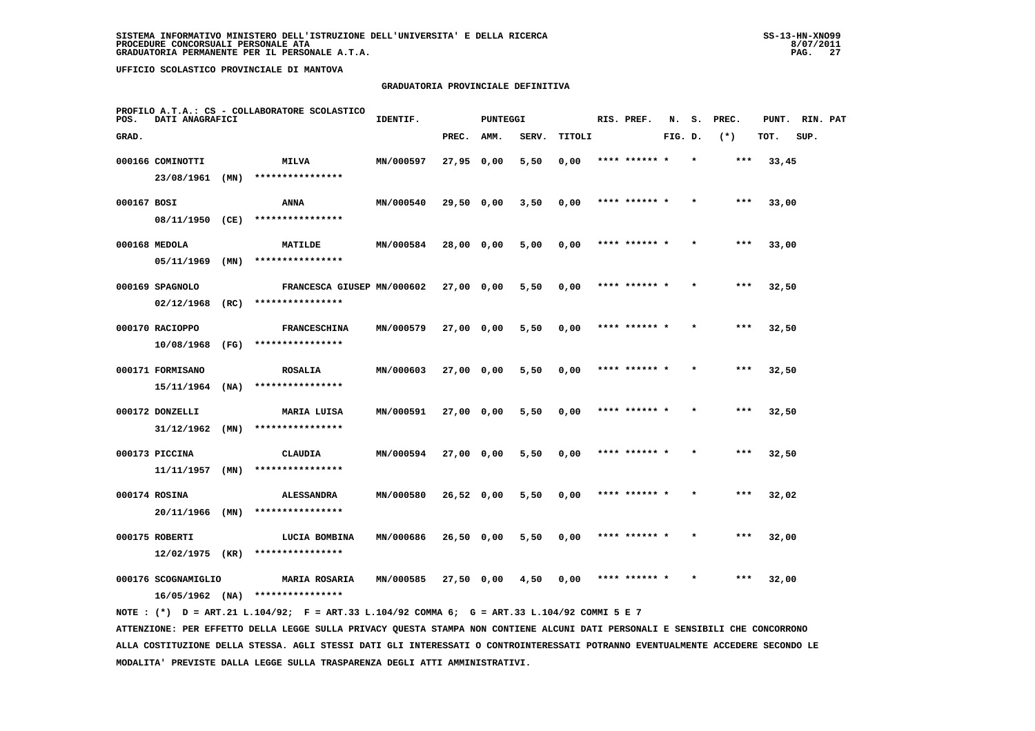SISTEMA INFORMATIVO MINISTERO DELL'ISTRUZIONE DELL'UNIVERSITA' E DELLA RICERCA
PROCEDURE CONCORSUALI PERSONALE ATA
GRADUATORIA PERMANENTE PER IL PERSONALE A.T.A.

UFFICIO SCOLASTICO PROVINCIALE DI MANTOVA

GRADUATORIA PROVINCIALE DEFINITIVA

PROFILO A.T.A.: CS - COLLABORATORE SCOLASTICO

| POS. GRAD. | DATI ANAGRAFICI | | IDENTIF. | PUNTEGGI PREC. | AMM. | SERV. | TITOLI | RIS. PREF. | N. FIG. | S. D. | PREC. (*) | PUNT. TOT. | RIN. SUP. | PAT |
|---|---|---|---|---|---|---|---|---|---|---|---|---|---|---|
| 000166 | COMINOTTI 23/08/1961 (MN) | MILVA **************** | MN/000597 | 27,95 | 0,00 | 5,50 | 0,00 | **** ****** * | | * | *** | 33,45 | | |
| 000167 | BOSI 08/11/1950 (CE) | ANNA **************** | MN/000540 | 29,50 | 0,00 | 3,50 | 0,00 | **** ****** * | | * | *** | 33,00 | | |
| 000168 | MEDOLA 05/11/1969 (MN) | MATILDE **************** | MN/000584 | 28,00 | 0,00 | 5,00 | 0,00 | **** ****** * | | * | *** | 33,00 | | |
| 000169 | SPAGNOLO 02/12/1968 (RC) | FRANCESCA GIUSEP **************** | MN/000602 | 27,00 | 0,00 | 5,50 | 0,00 | **** ****** * | | * | *** | 32,50 | | |
| 000170 | RACIOPPO 10/08/1968 (FG) | FRANCESCHINA **************** | MN/000579 | 27,00 | 0,00 | 5,50 | 0,00 | **** ****** * | | * | *** | 32,50 | | |
| 000171 | FORMISANO 15/11/1964 (NA) | ROSALIA **************** | MN/000603 | 27,00 | 0,00 | 5,50 | 0,00 | **** ****** * | | * | *** | 32,50 | | |
| 000172 | DONZELLI 31/12/1962 (MN) | MARIA LUISA **************** | MN/000591 | 27,00 | 0,00 | 5,50 | 0,00 | **** ****** * | | * | *** | 32,50 | | |
| 000173 | PICCINA 11/11/1957 (MN) | CLAUDIA **************** | MN/000594 | 27,00 | 0,00 | 5,50 | 0,00 | **** ****** * | | * | *** | 32,50 | | |
| 000174 | ROSINA 20/11/1966 (MN) | ALESSANDRA **************** | MN/000580 | 26,52 | 0,00 | 5,50 | 0,00 | **** ****** * | | * | *** | 32,02 | | |
| 000175 | ROBERTI 12/02/1975 (KR) | LUCIA BOMBINA **************** | MN/000686 | 26,50 | 0,00 | 5,50 | 0,00 | **** ****** * | | * | *** | 32,00 | | |
| 000176 | SCOGNAMIGLIO 16/05/1962 (NA) | MARIA ROSARIA **************** | MN/000585 | 27,50 | 0,00 | 4,50 | 0,00 | **** ****** * | | * | *** | 32,00 | | |

NOTE : (*) D = ART.21 L.104/92; F = ART.33 L.104/92 COMMA 6; G = ART.33 L.104/92 COMMI 5 E 7

ATTENZIONE: PER EFFETTO DELLA LEGGE SULLA PRIVACY QUESTA STAMPA NON CONTIENE ALCUNI DATI PERSONALI E SENSIBILI CHE CONCORRONO ALLA COSTITUZIONE DELLA STESSA. AGLI STESSI DATI GLI INTERESSATI O CONTROINTERESSATI POTRANNO EVENTUALMENTE ACCEDERE SECONDO LE MODALITA' PREVISTE DALLA LEGGE SULLA TRASPARENZA DEGLI ATTI AMMINISTRATIVI.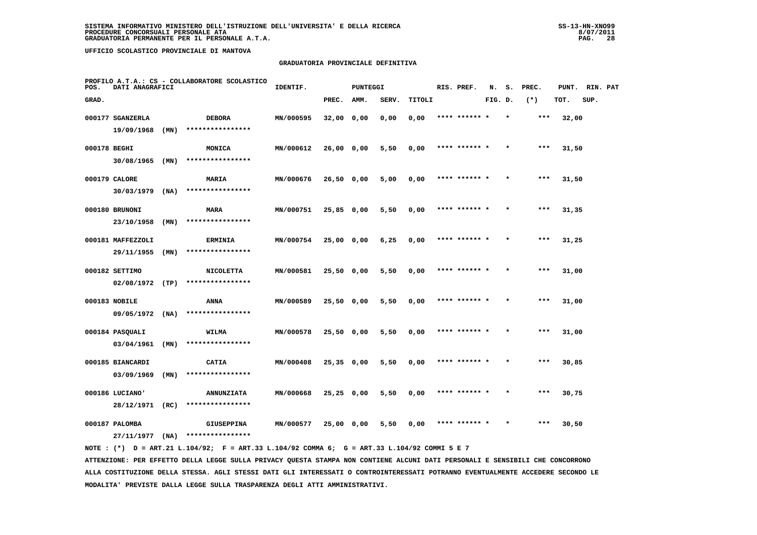SISTEMA INFORMATIVO MINISTERO DELL'ISTRUZIONE DELL'UNIVERSITA' E DELLA RICERCA
PROCEDURE CONCORSUALI PERSONALE ATA
GRADUATORIA PERMANENTE PER IL PERSONALE A.T.A.

UFFICIO SCOLASTICO PROVINCIALE DI MANTOVA

## GRADUATORIA PROVINCIALE DEFINITIVA

PROFILO A.T.A.: CS - COLLABORATORE SCOLASTICO

| POS. GRAD. | DATI ANAGRAFICI | | IDENTIF. | PUNTEGGI PREC. | AMM. | SERV. | TITOLI | RIS. PREF. | N. FIG. | S. D. | PREC. (*) | PUNT. TOT. | RIN. SUP. | PAT |
|---|---|---|---|---|---|---|---|---|---|---|---|---|---|---|
| 000177 | SGANZERLA 19/09/1968 (MN) | DEBORA **************** | MN/000595 | 32,00 | 0,00 | 0,00 | 0,00 | **** ****** * | | * | *** | 32,00 | | |
| 000178 | BEGHI 30/08/1965 (MN) | MONICA **************** | MN/000612 | 26,00 | 0,00 | 5,50 | 0,00 | **** ****** * | | * | *** | 31,50 | | |
| 000179 | CALORE 30/03/1979 (NA) | MARIA **************** | MN/000676 | 26,50 | 0,00 | 5,00 | 0,00 | **** ****** * | | * | *** | 31,50 | | |
| 000180 | BRUNONI 23/10/1958 (MN) | MARA **************** | MN/000751 | 25,85 | 0,00 | 5,50 | 0,00 | **** ****** * | | * | *** | 31,35 | | |
| 000181 | MAFFEZZOLI 29/11/1955 (MN) | ERMINIA **************** | MN/000754 | 25,00 | 0,00 | 6,25 | 0,00 | **** ****** * | | * | *** | 31,25 | | |
| 000182 | SETTIMO 02/08/1972 (TP) | NICOLETTA **************** | MN/000581 | 25,50 | 0,00 | 5,50 | 0,00 | **** ****** * | | * | *** | 31,00 | | |
| 000183 | NOBILE 09/05/1972 (NA) | ANNA **************** | MN/000589 | 25,50 | 0,00 | 5,50 | 0,00 | **** ****** * | | * | *** | 31,00 | | |
| 000184 | PASQUALI 03/04/1961 (MN) | WILMA **************** | MN/000578 | 25,50 | 0,00 | 5,50 | 0,00 | **** ****** * | | * | *** | 31,00 | | |
| 000185 | BIANCARDI 03/09/1969 (MN) | CATIA **************** | MN/000408 | 25,35 | 0,00 | 5,50 | 0,00 | **** ****** * | | * | *** | 30,85 | | |
| 000186 | LUCIANO' 28/12/1971 (RC) | ANNUNZIATA **************** | MN/000668 | 25,25 | 0,00 | 5,50 | 0,00 | **** ****** * | | * | *** | 30,75 | | |
| 000187 | PALOMBA 27/11/1977 (NA) | GIUSEPPINA **************** | MN/000577 | 25,00 | 0,00 | 5,50 | 0,00 | **** ****** * | | * | *** | 30,50 | | |

NOTE : (*) D = ART.21 L.104/92; F = ART.33 L.104/92 COMMA 6; G = ART.33 L.104/92 COMMI 5 E 7

ATTENZIONE: PER EFFETTO DELLA LEGGE SULLA PRIVACY QUESTA STAMPA NON CONTIENE ALCUNI DATI PERSONALI E SENSIBILI CHE CONCORRONO ALLA COSTITUZIONE DELLA STESSA. AGLI STESSI DATI GLI INTERESSATI O CONTROINTERESSATI POTRANNO EVENTUALMENTE ACCEDERE SECONDO LE MODALITA' PREVISTE DALLA LEGGE SULLA TRASPARENZA DEGLI ATTI AMMINISTRATIVI.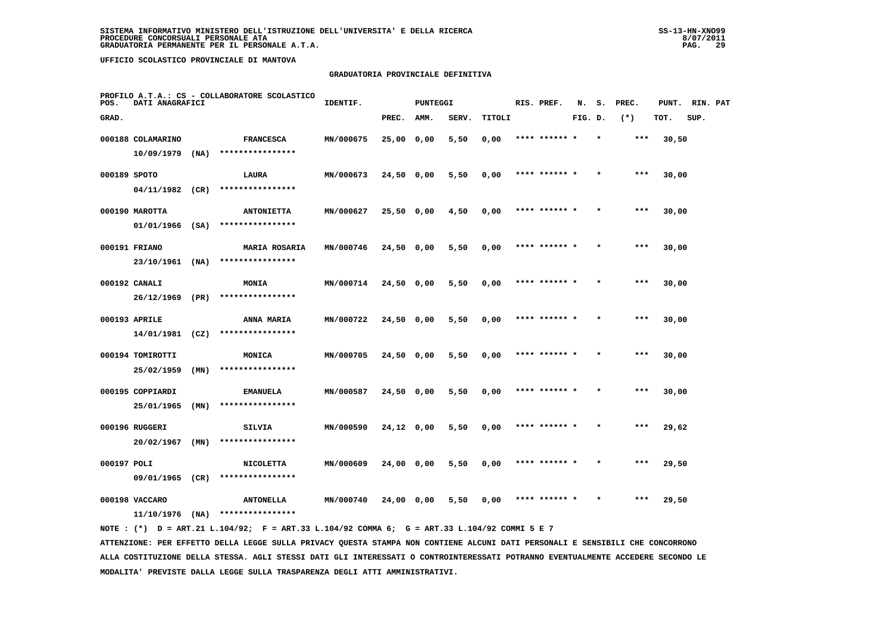**SISTEMA INFORMATIVO MINISTERO DELL'ISTRUZIONE DELL'UNIVERSITA' E DELLA RICERCA**
**PROCEDURE CONCORSUALI PERSONALE ATA**
**GRADUATORIA PERMANENTE PER IL PERSONALE A.T.A.**

**UFFICIO SCOLASTICO PROVINCIALE DI MANTOVA**

## GRADUATORIA PROVINCIALE DEFINITIVA

**PROFILO A.T.A.: CS - COLLABORATORE SCOLASTICO**

| POS. GRAD. | DATI ANAGRAFICI | | IDENTIF. | PUNTEGGI PREC. | AMM. | SERV. | TITOLI | RIS. PREF. | N. FIG. | S. D. | PREC. (*) | PUNT. TOT. | RIN. SUP. | PAT |
|---|---|---|---|---|---|---|---|---|---|---|---|---|---|---|
| 000188 | COLAMARINO 10/09/1979 (NA) | FRANCESCA **************** | MN/000675 | 25,00 | 0,00 | 5,50 | 0,00 | **** ****** * | | * | *** | 30,50 | | |
| 000189 | SPOTO 04/11/1982 (CR) | LAURA **************** | MN/000673 | 24,50 | 0,00 | 5,50 | 0,00 | **** ****** * | | * | *** | 30,00 | | |
| 000190 | MAROTTA 01/01/1966 (SA) | ANTONIETTA **************** | MN/000627 | 25,50 | 0,00 | 4,50 | 0,00 | **** ****** * | | * | *** | 30,00 | | |
| 000191 | FRIANO 23/10/1961 (NA) | MARIA ROSARIA **************** | MN/000746 | 24,50 | 0,00 | 5,50 | 0,00 | **** ****** * | | * | *** | 30,00 | | |
| 000192 | CANALI 26/12/1969 (PR) | MONIA **************** | MN/000714 | 24,50 | 0,00 | 5,50 | 0,00 | **** ****** * | | * | *** | 30,00 | | |
| 000193 | APRILE 14/01/1981 (CZ) | ANNA MARIA **************** | MN/000722 | 24,50 | 0,00 | 5,50 | 0,00 | **** ****** * | | * | *** | 30,00 | | |
| 000194 | TOMIROTTI 25/02/1959 (MN) | MONICA **************** | MN/000705 | 24,50 | 0,00 | 5,50 | 0,00 | **** ****** * | | * | *** | 30,00 | | |
| 000195 | COPPIARDI 25/01/1965 (MN) | EMANUELA **************** | MN/000587 | 24,50 | 0,00 | 5,50 | 0,00 | **** ****** * | | * | *** | 30,00 | | |
| 000196 | RUGGERI 20/02/1967 (MN) | SILVIA **************** | MN/000590 | 24,12 | 0,00 | 5,50 | 0,00 | **** ****** * | | * | *** | 29,62 | | |
| 000197 | POLI 09/01/1965 (CR) | NICOLETTA **************** | MN/000609 | 24,00 | 0,00 | 5,50 | 0,00 | **** ****** * | | * | *** | 29,50 | | |
| 000198 | VACCARO 11/10/1976 (NA) | ANTONELLA **************** | MN/000740 | 24,00 | 0,00 | 5,50 | 0,00 | **** ****** * | | * | *** | 29,50 | | |

NOTE : (*) D = ART.21 L.104/92; F = ART.33 L.104/92 COMMA 6; G = ART.33 L.104/92 COMMI 5 E 7

ATTENZIONE: PER EFFETTO DELLA LEGGE SULLA PRIVACY QUESTA STAMPA NON CONTIENE ALCUNI DATI PERSONALI E SENSIBILI CHE CONCORRONO ALLA COSTITUZIONE DELLA STESSA. AGLI STESSI DATI GLI INTERESSATI O CONTROINTERESSATI POTRANNO EVENTUALMENTE ACCEDERE SECONDO LE MODALITA' PREVISTE DALLA LEGGE SULLA TRASPARENZA DEGLI ATTI AMMINISTRATIVI.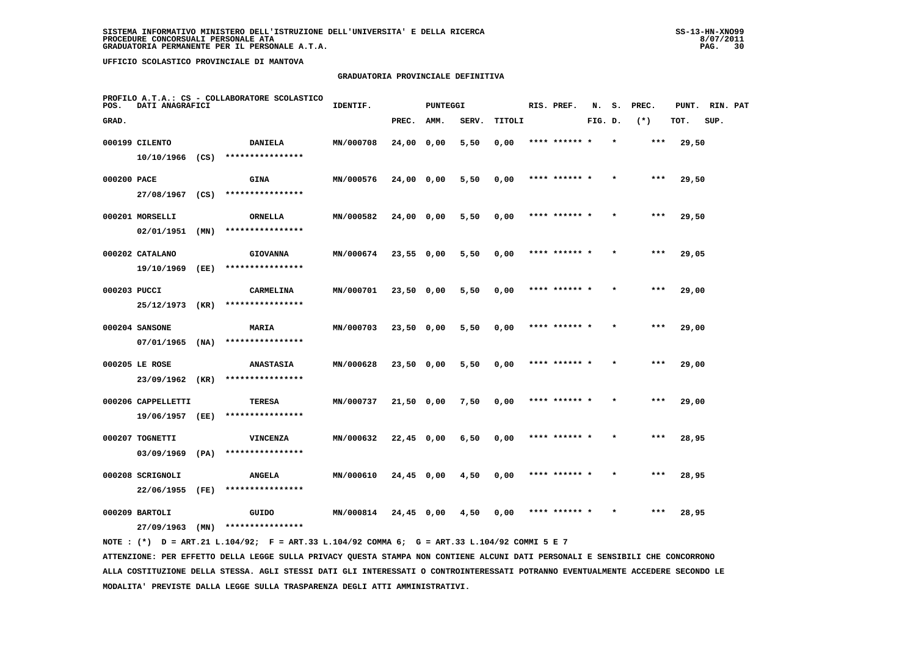**SISTEMA INFORMATIVO MINISTERO DELL'ISTRUZIONE DELL'UNIVERSITA' E DELLA RICERCA**
**PROCEDURE CONCORSUALI PERSONALE ATA**
**GRADUATORIA PERMANENTE PER IL PERSONALE A.T.A.**

**UFFICIO SCOLASTICO PROVINCIALE DI MANTOVA**

## GRADUATORIA PROVINCIALE DEFINITIVA

PROFILO A.T.A.: CS - COLLABORATORE SCOLASTICO

| POS. GRAD. | DATI ANAGRAFICI | | IDENTIF. | PUNTEGGI PREC. | AMM. | SERV. | TITOLI | RIS. PREF. | N. FIG. | S. D. | PREC. (*) | PUNT. TOT. | RIN. SUP. | PAT |
|---|---|---|---|---|---|---|---|---|---|---|---|---|---|---|
| 000199 | CILENTO 10/10/1966 (CS) | DANIELA **************** | MN/000708 | 24,00 | 0,00 | 5,50 | 0,00 | **** ****** | * | * | *** | 29,50 | | |
| 000200 | PACE 27/08/1967 (CS) | GINA **************** | MN/000576 | 24,00 | 0,00 | 5,50 | 0,00 | **** ****** | * | * | *** | 29,50 | | |
| 000201 | MORSELLI 02/01/1951 (MN) | ORNELLA **************** | MN/000582 | 24,00 | 0,00 | 5,50 | 0,00 | **** ****** | * | * | *** | 29,50 | | |
| 000202 | CATALANO 19/10/1969 (EE) | GIOVANNA **************** | MN/000674 | 23,55 | 0,00 | 5,50 | 0,00 | **** ****** | * | * | *** | 29,05 | | |
| 000203 | PUCCI 25/12/1973 (KR) | CARMELINA **************** | MN/000701 | 23,50 | 0,00 | 5,50 | 0,00 | **** ****** | * | * | *** | 29,00 | | |
| 000204 | SANSONE 07/01/1965 (NA) | MARIA **************** | MN/000703 | 23,50 | 0,00 | 5,50 | 0,00 | **** ****** | * | * | *** | 29,00 | | |
| 000205 | LE ROSE 23/09/1962 (KR) | ANASTASIA **************** | MN/000628 | 23,50 | 0,00 | 5,50 | 0,00 | **** ****** | * | * | *** | 29,00 | | |
| 000206 | CAPPELLETTI 19/06/1957 (EE) | TERESA **************** | MN/000737 | 21,50 | 0,00 | 7,50 | 0,00 | **** ****** | * | * | *** | 29,00 | | |
| 000207 | TOGNETTI 03/09/1969 (PA) | VINCENZA **************** | MN/000632 | 22,45 | 0,00 | 6,50 | 0,00 | **** ****** | * | * | *** | 28,95 | | |
| 000208 | SCRIGNOLI 22/06/1955 (FE) | ANGELA **************** | MN/000610 | 24,45 | 0,00 | 4,50 | 0,00 | **** ****** | * | * | *** | 28,95 | | |
| 000209 | BARTOLI 27/09/1963 (MN) | GUIDO **************** | MN/000814 | 24,45 | 0,00 | 4,50 | 0,00 | **** ****** | * | * | *** | 28,95 | | |

NOTE : (*) D = ART.21 L.104/92; F = ART.33 L.104/92 COMMA 6; G = ART.33 L.104/92 COMMI 5 E 7

ATTENZIONE: PER EFFETTO DELLA LEGGE SULLA PRIVACY QUESTA STAMPA NON CONTIENE ALCUNI DATI PERSONALI E SENSIBILI CHE CONCORRONO ALLA COSTITUZIONE DELLA STESSA. AGLI STESSI DATI GLI INTERESSATI O CONTROINTERESSATI POTRANNO EVENTUALMENTE ACCEDERE SECONDO LE MODALITA' PREVISTE DALLA LEGGE SULLA TRASPARENZA DEGLI ATTI AMMINISTRATIVI.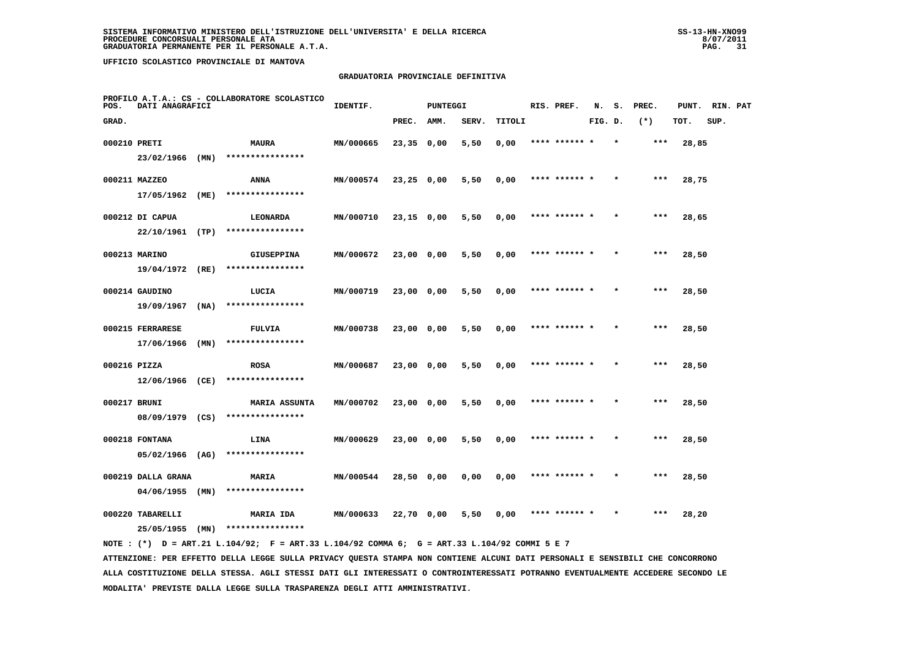**SISTEMA INFORMATIVO MINISTERO DELL'ISTRUZIONE DELL'UNIVERSITA' E DELLA RICERCA**
**PROCEDURE CONCORSUALI PERSONALE ATA**
**GRADUATORIA PERMANENTE PER IL PERSONALE A.T.A.**

**UFFICIO SCOLASTICO PROVINCIALE DI MANTOVA**

**GRADUATORIA PROVINCIALE DEFINITIVA**

PROFILO A.T.A.: CS - COLLABORATORE SCOLASTICO

| POS. GRAD. | DATI ANAGRAFICI | | IDENTIF. | PUNTEGGI PREC. | AMM. | SERV. | TITOLI | RIS. PREF. | N. FIG. | S. D. | PREC. (*) | PUNT. TOT. | RIN. SUP. | PAT |
|---|---|---|---|---|---|---|---|---|---|---|---|---|---|---|
| 000210 | PRETI 23/02/1966 (MN) | MAURA **************** | MN/000665 | 23,35 | 0,00 | 5,50 | 0,00 | **** ****** | * | * | *** | 28,85 | | |
| 000211 | MAZZEO 17/05/1962 (ME) | ANNA **************** | MN/000574 | 23,25 | 0,00 | 5,50 | 0,00 | **** ****** | * | * | *** | 28,75 | | |
| 000212 | DI CAPUA 22/10/1961 (TP) | LEONARDA **************** | MN/000710 | 23,15 | 0,00 | 5,50 | 0,00 | **** ****** | * | * | *** | 28,65 | | |
| 000213 | MARINO 19/04/1972 (RE) | GIUSEPPINA **************** | MN/000672 | 23,00 | 0,00 | 5,50 | 0,00 | **** ****** | * | * | *** | 28,50 | | |
| 000214 | GAUDINO 19/09/1967 (NA) | LUCIA **************** | MN/000719 | 23,00 | 0,00 | 5,50 | 0,00 | **** ****** | * | * | *** | 28,50 | | |
| 000215 | FERRARESE 17/06/1966 (MN) | FULVIA **************** | MN/000738 | 23,00 | 0,00 | 5,50 | 0,00 | **** ****** | * | * | *** | 28,50 | | |
| 000216 | PIZZA 12/06/1966 (CE) | ROSA **************** | MN/000687 | 23,00 | 0,00 | 5,50 | 0,00 | **** ****** | * | * | *** | 28,50 | | |
| 000217 | BRUNI 08/09/1979 (CS) | MARIA ASSUNTA **************** | MN/000702 | 23,00 | 0,00 | 5,50 | 0,00 | **** ****** | * | * | *** | 28,50 | | |
| 000218 | FONTANA 05/02/1966 (AG) | LINA **************** | MN/000629 | 23,00 | 0,00 | 5,50 | 0,00 | **** ****** | * | * | *** | 28,50 | | |
| 000219 | DALLA GRANA 04/06/1955 (MN) | MARIA **************** | MN/000544 | 28,50 | 0,00 | 0,00 | 0,00 | **** ****** | * | * | *** | 28,50 | | |
| 000220 | TABARELLI 25/05/1955 (MN) | MARIA IDA **************** | MN/000633 | 22,70 | 0,00 | 5,50 | 0,00 | **** ****** | * | * | *** | 28,20 | | |

NOTE : (*) D = ART.21 L.104/92; F = ART.33 L.104/92 COMMA 6; G = ART.33 L.104/92 COMMI 5 E 7

ATTENZIONE: PER EFFETTO DELLA LEGGE SULLA PRIVACY QUESTA STAMPA NON CONTIENE ALCUNI DATI PERSONALI E SENSIBILI CHE CONCORRONO ALLA COSTITUZIONE DELLA STESSA. AGLI STESSI DATI GLI INTERESSATI O CONTROINTERESSATI POTRANNO EVENTUALMENTE ACCEDERE SECONDO LE MODALITA' PREVISTE DALLA LEGGE SULLA TRASPARENZA DEGLI ATTI AMMINISTRATIVI.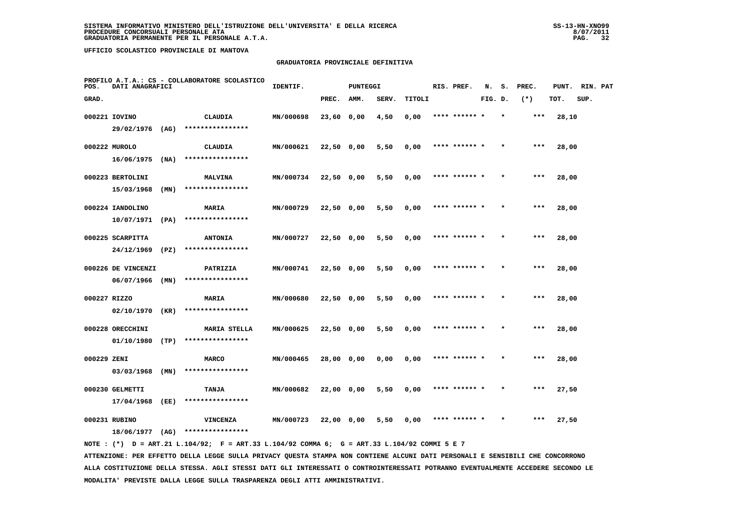SISTEMA INFORMATIVO MINISTERO DELL'ISTRUZIONE DELL'UNIVERSITA' E DELLA RICERCA
PROCEDURE CONCORSUALI PERSONALE ATA
GRADUATORIA PERMANENTE PER IL PERSONALE A.T.A.

UFFICIO SCOLASTICO PROVINCIALE DI MANTOVA

GRADUATORIA PROVINCIALE DEFINITIVA

PROFILO A.T.A.: CS - COLLABORATORE SCOLASTICO

| POS. GRAD. | DATI ANAGRAFICI | | IDENTIF. | PUNTEGGI PREC. | AMM. | SERV. | TITOLI | RIS. PREF. | N. FIG. | S. D. | PREC. (*) | PUNT. TOT. | RIN. SUP. | PAT |
|---|---|---|---|---|---|---|---|---|---|---|---|---|---|---|
| 000221 | IOVINO 29/02/1976 (AG) | CLAUDIA **************** | MN/000698 | 23,60 | 0,00 | 4,50 | 0,00 | **** ****** * | * | | *** | 28,10 | | |
| 000222 | MUROLO 16/06/1975 (NA) | CLAUDIA **************** | MN/000621 | 22,50 | 0,00 | 5,50 | 0,00 | **** ****** * | * | | *** | 28,00 | | |
| 000223 | BERTOLINI 15/03/1968 (MN) | MALVINA **************** | MN/000734 | 22,50 | 0,00 | 5,50 | 0,00 | **** ****** * | * | | *** | 28,00 | | |
| 000224 | IANDOLINO 10/07/1971 (PA) | MARIA **************** | MN/000729 | 22,50 | 0,00 | 5,50 | 0,00 | **** ****** * | * | | *** | 28,00 | | |
| 000225 | SCARPITTA 24/12/1969 (PZ) | ANTONIA **************** | MN/000727 | 22,50 | 0,00 | 5,50 | 0,00 | **** ****** * | * | | *** | 28,00 | | |
| 000226 | DE VINCENZI 06/07/1966 (MN) | PATRIZIA **************** | MN/000741 | 22,50 | 0,00 | 5,50 | 0,00 | **** ****** * | * | | *** | 28,00 | | |
| 000227 | RIZZO 02/10/1970 (KR) | MARIA **************** | MN/000680 | 22,50 | 0,00 | 5,50 | 0,00 | **** ****** * | * | | *** | 28,00 | | |
| 000228 | ORECCHINI 01/10/1980 (TP) | MARIA STELLA **************** | MN/000625 | 22,50 | 0,00 | 5,50 | 0,00 | **** ****** * | * | | *** | 28,00 | | |
| 000229 | ZENI 03/03/1968 (MN) | MARCO **************** | MN/000465 | 28,00 | 0,00 | 0,00 | 0,00 | **** ****** * | * | | *** | 28,00 | | |
| 000230 | GELMETTI 17/04/1968 (EE) | TANJA **************** | MN/000682 | 22,00 | 0,00 | 5,50 | 0,00 | **** ****** * | * | | *** | 27,50 | | |
| 000231 | RUBINO 18/06/1977 (AG) | VINCENZA **************** | MN/000723 | 22,00 | 0,00 | 5,50 | 0,00 | **** ****** * | * | | *** | 27,50 | | |

NOTE : (*) D = ART.21 L.104/92; F = ART.33 L.104/92 COMMA 6; G = ART.33 L.104/92 COMMI 5 E 7

ATTENZIONE: PER EFFETTO DELLA LEGGE SULLA PRIVACY QUESTA STAMPA NON CONTIENE ALCUNI DATI PERSONALI E SENSIBILI CHE CONCORRONO ALLA COSTITUZIONE DELLA STESSA. AGLI STESSI DATI GLI INTERESSATI O CONTROINTERESSATI POTRANNO EVENTUALMENTE ACCEDERE SECONDO LE MODALITA' PREVISTE DALLA LEGGE SULLA TRASPARENZA DEGLI ATTI AMMINISTRATIVI.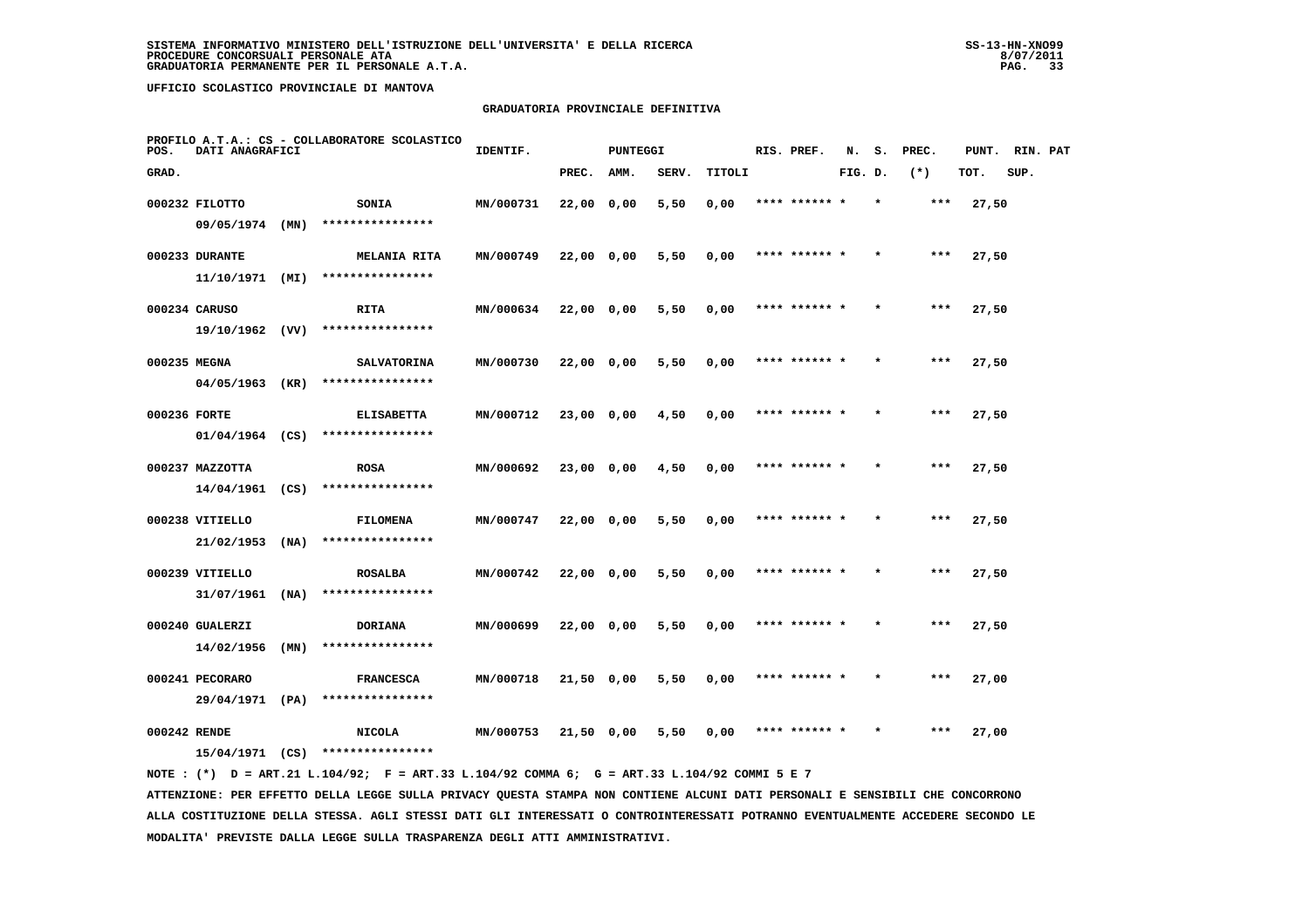SISTEMA INFORMATIVO MINISTERO DELL'ISTRUZIONE DELL'UNIVERSITA' E DELLA RICERCA
PROCEDURE CONCORSUALI PERSONALE ATA
GRADUATORIA PERMANENTE PER IL PERSONALE A.T.A.

UFFICIO SCOLASTICO PROVINCIALE DI MANTOVA

GRADUATORIA PROVINCIALE DEFINITIVA

PROFILO A.T.A.: CS - COLLABORATORE SCOLASTICO

| POS. GRAD. | DATI ANAGRAFICI | | IDENTIF. | PUNTEGGI PREC. | AMM. | SERV. | TITOLI | RIS. PREF. | N. FIG. | S. D. | PREC. (*) | PUNT. TOT. | RIN. SUP. | PAT |
|---|---|---|---|---|---|---|---|---|---|---|---|---|---|---|
| 000232 | FILOTTO 09/05/1974 (MN) | SONIA **************** | MN/000731 | 22,00 | 0,00 | 5,50 | 0,00 | **** ****** * | * | | *** | 27,50 | | |
| 000233 | DURANTE 11/10/1971 (MI) | MELANIA RITA **************** | MN/000749 | 22,00 | 0,00 | 5,50 | 0,00 | **** ****** * | * | | *** | 27,50 | | |
| 000234 | CARUSO 19/10/1962 (VV) | RITA **************** | MN/000634 | 22,00 | 0,00 | 5,50 | 0,00 | **** ****** * | * | | *** | 27,50 | | |
| 000235 | MEGNA 04/05/1963 (KR) | SALVATORINA **************** | MN/000730 | 22,00 | 0,00 | 5,50 | 0,00 | **** ****** * | * | | *** | 27,50 | | |
| 000236 | FORTE 01/04/1964 (CS) | ELISABETTA **************** | MN/000712 | 23,00 | 0,00 | 4,50 | 0,00 | **** ****** * | * | | *** | 27,50 | | |
| 000237 | MAZZOTTA 14/04/1961 (CS) | ROSA **************** | MN/000692 | 23,00 | 0,00 | 4,50 | 0,00 | **** ****** * | * | | *** | 27,50 | | |
| 000238 | VITIELLO 21/02/1953 (NA) | FILOMENA **************** | MN/000747 | 22,00 | 0,00 | 5,50 | 0,00 | **** ****** * | * | | *** | 27,50 | | |
| 000239 | VITIELLO 31/07/1961 (NA) | ROSALBA **************** | MN/000742 | 22,00 | 0,00 | 5,50 | 0,00 | **** ****** * | * | | *** | 27,50 | | |
| 000240 | GUALERZI 14/02/1956 (MN) | DORIANA **************** | MN/000699 | 22,00 | 0,00 | 5,50 | 0,00 | **** ****** * | * | | *** | 27,50 | | |
| 000241 | PECORARO 29/04/1971 (PA) | FRANCESCA **************** | MN/000718 | 21,50 | 0,00 | 5,50 | 0,00 | **** ****** * | * | | *** | 27,00 | | |
| 000242 | RENDE 15/04/1971 (CS) | NICOLA **************** | MN/000753 | 21,50 | 0,00 | 5,50 | 0,00 | **** ****** * | * | | *** | 27,00 | | |

NOTE : (*) D = ART.21 L.104/92; F = ART.33 L.104/92 COMMA 6; G = ART.33 L.104/92 COMMI 5 E 7

ATTENZIONE: PER EFFETTO DELLA LEGGE SULLA PRIVACY QUESTA STAMPA NON CONTIENE ALCUNI DATI PERSONALI E SENSIBILI CHE CONCORRONO ALLA COSTITUZIONE DELLA STESSA. AGLI STESSI DATI GLI INTERESSATI O CONTROINTERESSATI POTRANNO EVENTUALMENTE ACCEDERE SECONDO LE MODALITA' PREVISTE DALLA LEGGE SULLA TRASPARENZA DEGLI ATTI AMMINISTRATIVI.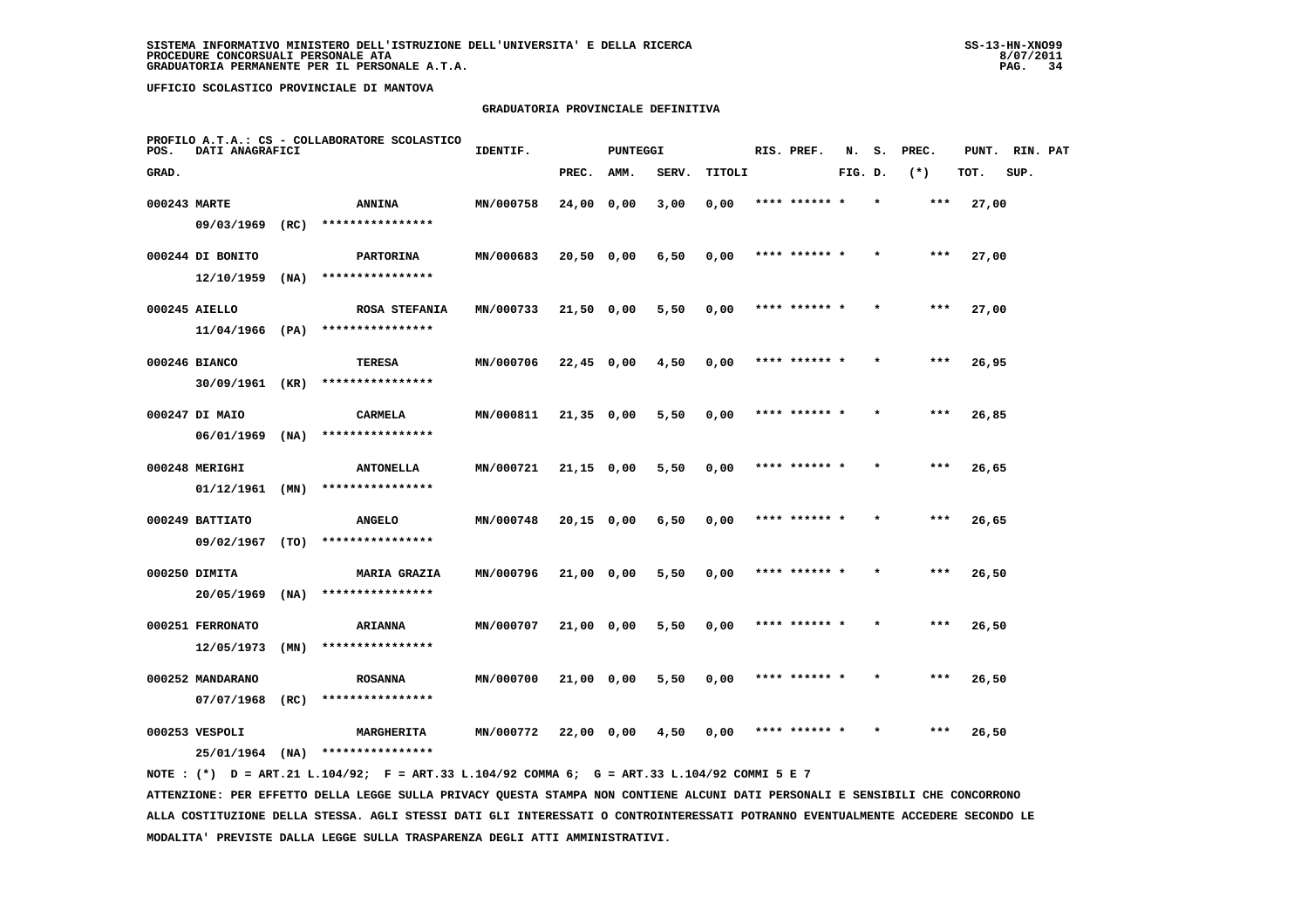SISTEMA INFORMATIVO MINISTERO DELL'ISTRUZIONE DELL'UNIVERSITA' E DELLA RICERCA
PROCEDURE CONCORSUALI PERSONALE ATA
GRADUATORIA PERMANENTE PER IL PERSONALE A.T.A.

UFFICIO SCOLASTICO PROVINCIALE DI MANTOVA

## GRADUATORIA PROVINCIALE DEFINITIVA

PROFILO A.T.A.: CS - COLLABORATORE SCOLASTICO

| POS. GRAD. | DATI ANAGRAFICI | | IDENTIF. | PUNTEGGI PREC. | AMM. | SERV. | TITOLI | RIS. PREF. | N. FIG. | S. D. | PREC. (*) | PUNT. TOT. | RIN. PAT SUP. |
|---|---|---|---|---|---|---|---|---|---|---|---|---|---|
| 000243 | MARTE 09/03/1969 (RC) | ANNINA **************** | MN/000758 | 24,00 | 0,00 | 3,00 | 0,00 | **** ****** * | | * | *** | 27,00 | |
| 000244 | DI BONITO 12/10/1959 (NA) | PARTORINA **************** | MN/000683 | 20,50 | 0,00 | 6,50 | 0,00 | **** ****** * | | * | *** | 27,00 | |
| 000245 | AIELLO 11/04/1966 (PA) | ROSA STEFANIA **************** | MN/000733 | 21,50 | 0,00 | 5,50 | 0,00 | **** ****** * | | * | *** | 27,00 | |
| 000246 | BIANCO 30/09/1961 (KR) | TERESA **************** | MN/000706 | 22,45 | 0,00 | 4,50 | 0,00 | **** ****** * | | * | *** | 26,95 | |
| 000247 | DI MAIO 06/01/1969 (NA) | CARMELA **************** | MN/000811 | 21,35 | 0,00 | 5,50 | 0,00 | **** ****** * | | * | *** | 26,85 | |
| 000248 | MERIGHI 01/12/1961 (MN) | ANTONELLA **************** | MN/000721 | 21,15 | 0,00 | 5,50 | 0,00 | **** ****** * | | * | *** | 26,65 | |
| 000249 | BATTIATO 09/02/1967 (TO) | ANGELO **************** | MN/000748 | 20,15 | 0,00 | 6,50 | 0,00 | **** ****** * | | * | *** | 26,65 | |
| 000250 | DIMITA 20/05/1969 (NA) | MARIA GRAZIA **************** | MN/000796 | 21,00 | 0,00 | 5,50 | 0,00 | **** ****** * | | * | *** | 26,50 | |
| 000251 | FERRONATO 12/05/1973 (MN) | ARIANNA **************** | MN/000707 | 21,00 | 0,00 | 5,50 | 0,00 | **** ****** * | | * | *** | 26,50 | |
| 000252 | MANDARANO 07/07/1968 (RC) | ROSANNA **************** | MN/000700 | 21,00 | 0,00 | 5,50 | 0,00 | **** ****** * | | * | *** | 26,50 | |
| 000253 | VESPOLI 25/01/1964 (NA) | MARGHERITA **************** | MN/000772 | 22,00 | 0,00 | 4,50 | 0,00 | **** ****** * | | * | *** | 26,50 | |

NOTE : (*) D = ART.21 L.104/92; F = ART.33 L.104/92 COMMA 6; G = ART.33 L.104/92 COMMI 5 E 7

ATTENZIONE: PER EFFETTO DELLA LEGGE SULLA PRIVACY QUESTA STAMPA NON CONTIENE ALCUNI DATI PERSONALI E SENSIBILI CHE CONCORRONO ALLA COSTITUZIONE DELLA STESSA. AGLI STESSI DATI GLI INTERESSATI O CONTROINTERESSATI POTRANNO EVENTUALMENTE ACCEDERE SECONDO LE MODALITA' PREVISTE DALLA LEGGE SULLA TRASPARENZA DEGLI ATTI AMMINISTRATIVI.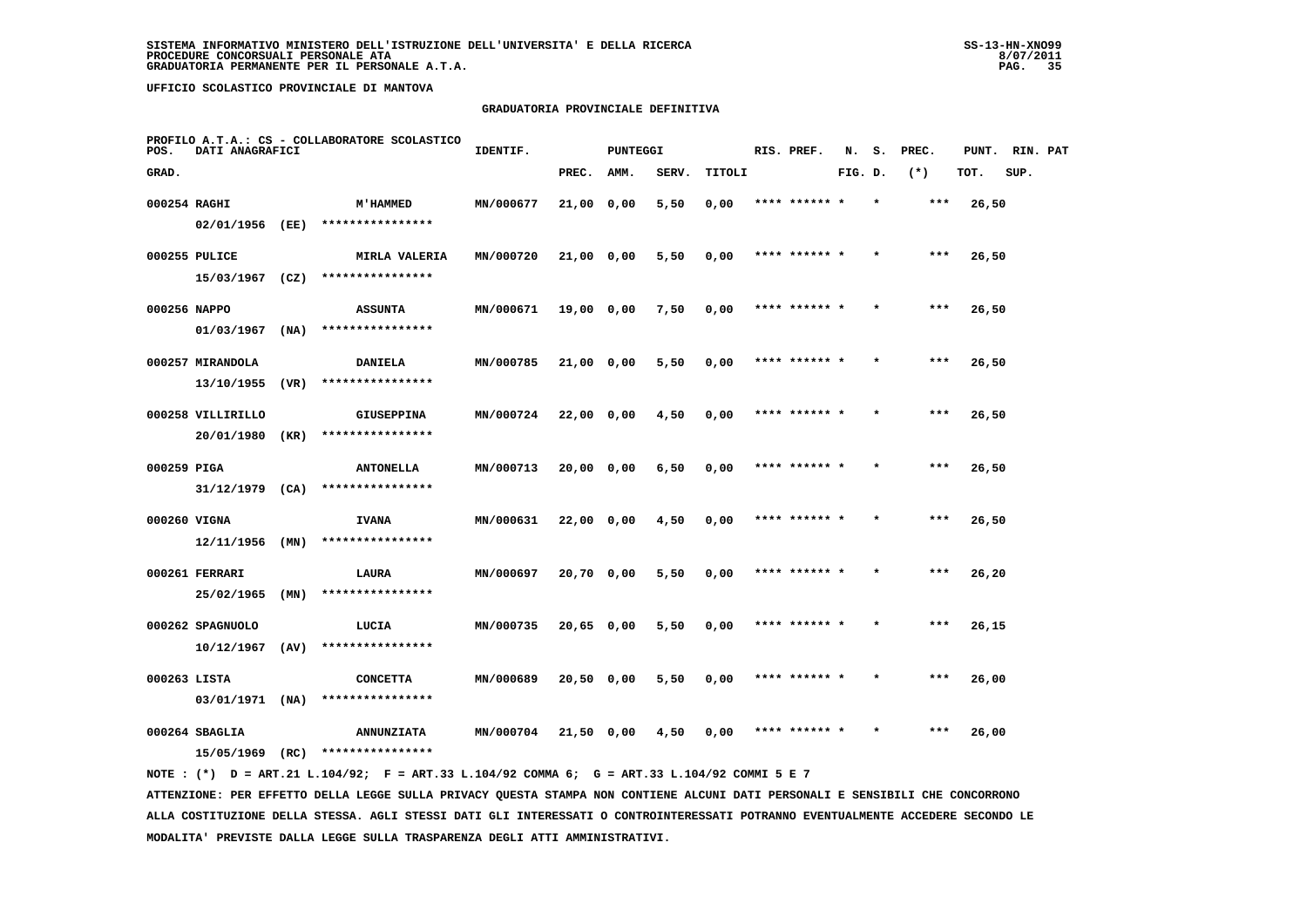SISTEMA INFORMATIVO MINISTERO DELL'ISTRUZIONE DELL'UNIVERSITA' E DELLA RICERCA
PROCEDURE CONCORSUALI PERSONALE ATA
GRADUATORIA PERMANENTE PER IL PERSONALE A.T.A.

UFFICIO SCOLASTICO PROVINCIALE DI MANTOVA

GRADUATORIA PROVINCIALE DEFINITIVA

PROFILO A.T.A.: CS - COLLABORATORE SCOLASTICO

| POS. GRAD. | DATI ANAGRAFICI | | IDENTIF. | PUNTEGGI PREC. | AMM. | SERV. | TITOLI | RIS. PREF. | N. FIG. | S. D. | PREC. (*) | PUNT. TOT. | RIN. SUP. | PAT |
|---|---|---|---|---|---|---|---|---|---|---|---|---|---|---|
| 000254 | RAGHI 02/01/1956 (EE) | M'HAMMED **************** | MN/000677 | 21,00 | 0,00 | 5,50 | 0,00 | **** ****** * | | * | *** | 26,50 | | |
| 000255 | PULICE 15/03/1967 (CZ) | MIRLA VALERIA **************** | MN/000720 | 21,00 | 0,00 | 5,50 | 0,00 | **** ****** * | | * | *** | 26,50 | | |
| 000256 | NAPPO 01/03/1967 (NA) | ASSUNTA **************** | MN/000671 | 19,00 | 0,00 | 7,50 | 0,00 | **** ****** * | | * | *** | 26,50 | | |
| 000257 | MIRANDOLA 13/10/1955 (VR) | DANIELA **************** | MN/000785 | 21,00 | 0,00 | 5,50 | 0,00 | **** ****** * | | * | *** | 26,50 | | |
| 000258 | VILLIRILLO 20/01/1980 (KR) | GIUSEPPINA **************** | MN/000724 | 22,00 | 0,00 | 4,50 | 0,00 | **** ****** * | | * | *** | 26,50 | | |
| 000259 | PIGA 31/12/1979 (CA) | ANTONELLA **************** | MN/000713 | 20,00 | 0,00 | 6,50 | 0,00 | **** ****** * | | * | *** | 26,50 | | |
| 000260 | VIGNA 12/11/1956 (MN) | IVANA **************** | MN/000631 | 22,00 | 0,00 | 4,50 | 0,00 | **** ****** * | | * | *** | 26,50 | | |
| 000261 | FERRARI 25/02/1965 (MN) | LAURA **************** | MN/000697 | 20,70 | 0,00 | 5,50 | 0,00 | **** ****** * | | * | *** | 26,20 | | |
| 000262 | SPAGNUOLO 10/12/1967 (AV) | LUCIA **************** | MN/000735 | 20,65 | 0,00 | 5,50 | 0,00 | **** ****** * | | * | *** | 26,15 | | |
| 000263 | LISTA 03/01/1971 (NA) | CONCETTA **************** | MN/000689 | 20,50 | 0,00 | 5,50 | 0,00 | **** ****** * | | * | *** | 26,00 | | |
| 000264 | SBAGLIA 15/05/1969 (RC) | ANNUNZIATA **************** | MN/000704 | 21,50 | 0,00 | 4,50 | 0,00 | **** ****** * | | * | *** | 26,00 | | |

NOTE : (*) D = ART.21 L.104/92; F = ART.33 L.104/92 COMMA 6; G = ART.33 L.104/92 COMMI 5 E 7

ATTENZIONE: PER EFFETTO DELLA LEGGE SULLA PRIVACY QUESTA STAMPA NON CONTIENE ALCUNI DATI PERSONALI E SENSIBILI CHE CONCORRONO ALLA COSTITUZIONE DELLA STESSA. AGLI STESSI DATI GLI INTERESSATI O CONTROINTERESSATI POTRANNO EVENTUALMENTE ACCEDERE SECONDO LE MODALITA' PREVISTE DALLA LEGGE SULLA TRASPARENZA DEGLI ATTI AMMINISTRATIVI.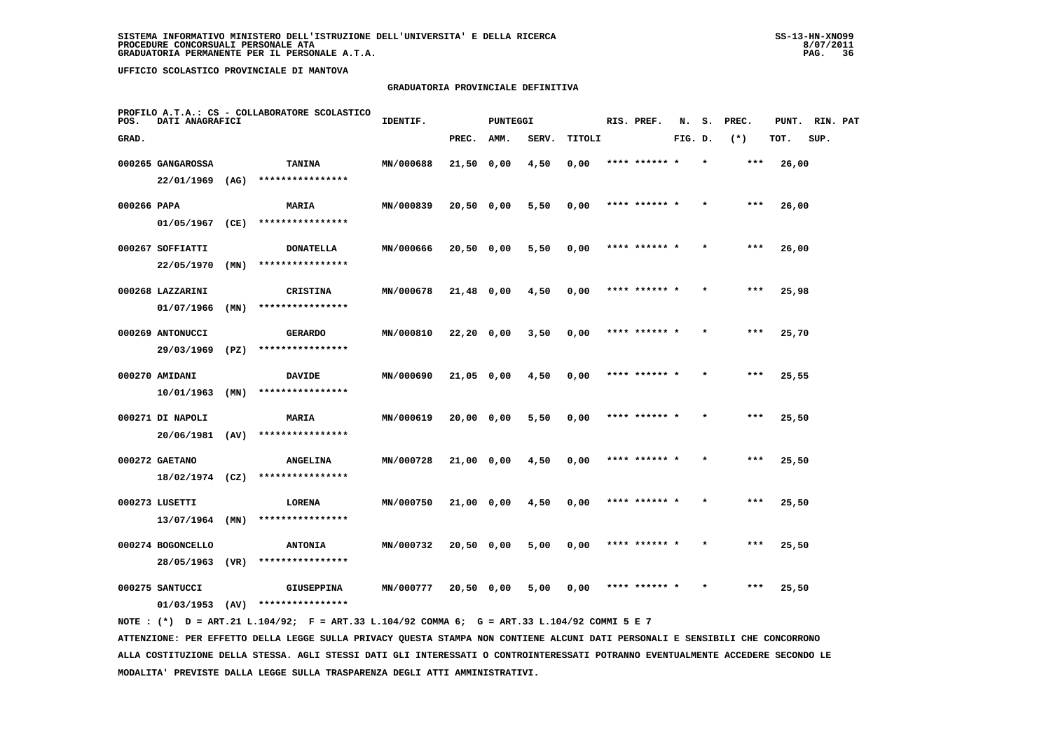SISTEMA INFORMATIVO MINISTERO DELL'ISTRUZIONE DELL'UNIVERSITA' E DELLA RICERCA
PROCEDURE CONCORSUALI PERSONALE ATA
GRADUATORIA PERMANENTE PER IL PERSONALE A.T.A.

UFFICIO SCOLASTICO PROVINCIALE DI MANTOVA

GRADUATORIA PROVINCIALE DEFINITIVA

PROFILO A.T.A.: CS - COLLABORATORE SCOLASTICO

| POS. GRAD. | DATI ANAGRAFICI | | IDENTIF. | PUNTEGGI PREC. | AMM. | SERV. | TITOLI | RIS. PREF. | N. FIG. | S. D. | PREC. (*) | PUNT. TOT. | RIN. SUP. | PAT |
|---|---|---|---|---|---|---|---|---|---|---|---|---|---|---|
| 000265 | GANGAROSSA 22/01/1969 (AG) | TANINA **************** | MN/000688 | 21,50 | 0,00 | 4,50 | 0,00 | **** ****** * | | * | *** | 26,00 | | |
| 000266 | PAPA 01/05/1967 (CE) | MARIA **************** | MN/000839 | 20,50 | 0,00 | 5,50 | 0,00 | **** ****** * | | * | *** | 26,00 | | |
| 000267 | SOFFIATTI 22/05/1970 (MN) | DONATELLA **************** | MN/000666 | 20,50 | 0,00 | 5,50 | 0,00 | **** ****** * | | * | *** | 26,00 | | |
| 000268 | LAZZARINI 01/07/1966 (MN) | CRISTINA **************** | MN/000678 | 21,48 | 0,00 | 4,50 | 0,00 | **** ****** * | | * | *** | 25,98 | | |
| 000269 | ANTONUCCI 29/03/1969 (PZ) | GERARDO **************** | MN/000810 | 22,20 | 0,00 | 3,50 | 0,00 | **** ****** * | | * | *** | 25,70 | | |
| 000270 | AMIDANI 10/01/1963 (MN) | DAVIDE **************** | MN/000690 | 21,05 | 0,00 | 4,50 | 0,00 | **** ****** * | | * | *** | 25,55 | | |
| 000271 | DI NAPOLI 20/06/1981 (AV) | MARIA **************** | MN/000619 | 20,00 | 0,00 | 5,50 | 0,00 | **** ****** * | | * | *** | 25,50 | | |
| 000272 | GAETANO 18/02/1974 (CZ) | ANGELINA **************** | MN/000728 | 21,00 | 0,00 | 4,50 | 0,00 | **** ****** * | | * | *** | 25,50 | | |
| 000273 | LUSETTI 13/07/1964 (MN) | LORENA **************** | MN/000750 | 21,00 | 0,00 | 4,50 | 0,00 | **** ****** * | | * | *** | 25,50 | | |
| 000274 | BOGONCELLO 28/05/1963 (VR) | ANTONIA **************** | MN/000732 | 20,50 | 0,00 | 5,00 | 0,00 | **** ****** * | | * | *** | 25,50 | | |
| 000275 | SANTUCCI 01/03/1953 (AV) | GIUSEPPINA **************** | MN/000777 | 20,50 | 0,00 | 5,00 | 0,00 | **** ****** * | | * | *** | 25,50 | | |

NOTE : (*) D = ART.21 L.104/92; F = ART.33 L.104/92 COMMA 6; G = ART.33 L.104/92 COMMI 5 E 7

ATTENZIONE: PER EFFETTO DELLA LEGGE SULLA PRIVACY QUESTA STAMPA NON CONTIENE ALCUNI DATI PERSONALI E SENSIBILI CHE CONCORRONO ALLA COSTITUZIONE DELLA STESSA. AGLI STESSI DATI GLI INTERESSATI O CONTROINTERESSATI POTRANNO EVENTUALMENTE ACCEDERE SECONDO LE MODALITA' PREVISTE DALLA LEGGE SULLA TRASPARENZA DEGLI ATTI AMMINISTRATIVI.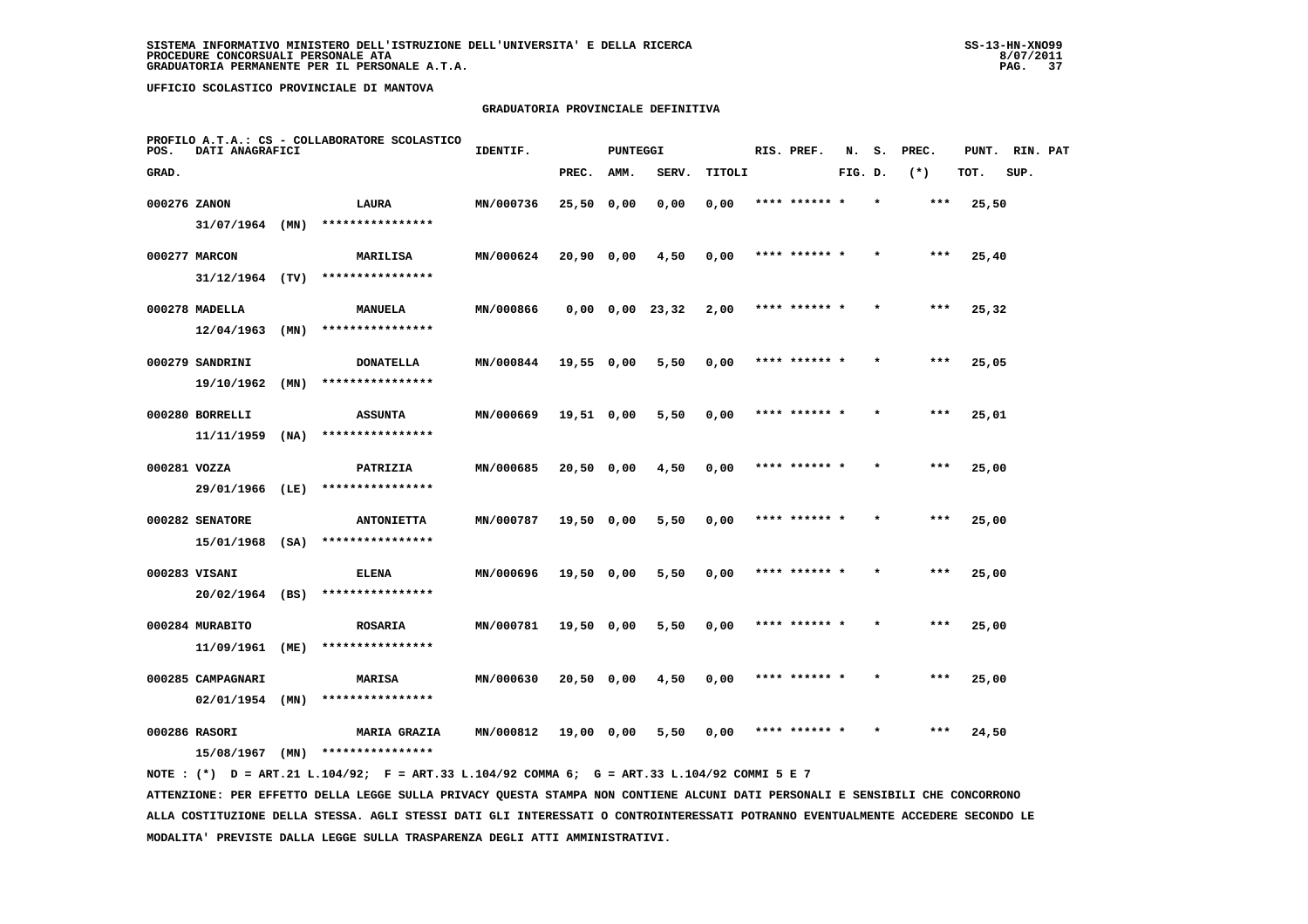SISTEMA INFORMATIVO MINISTERO DELL'ISTRUZIONE DELL'UNIVERSITA' E DELLA RICERCA
PROCEDURE CONCORSUALI PERSONALE ATA
GRADUATORIA PERMANENTE PER IL PERSONALE A.T.A.

UFFICIO SCOLASTICO PROVINCIALE DI MANTOVA

## GRADUATORIA PROVINCIALE DEFINITIVA

PROFILO A.T.A.: CS - COLLABORATORE SCOLASTICO

| POS. GRAD. | DATI ANAGRAFICI | | | IDENTIF. | PUNTEGGI PREC. | AMM. | SERV. | TITOLI | RIS. PREF. | N. FIG. | S. D. | PREC. (*) | PUNT. TOT. | RIN. SUP. | PAT |
|---|---|---|---|---|---|---|---|---|---|---|---|---|---|---|---|
| 000276 | ZANON | | LAURA | MN/000736 | 25,50 | 0,00 | 0,00 | 0,00 | **** ****** * | | * | *** | 25,50 | | |
| | 31/07/1964 | (MN) | **************** | | | | | | | | | | | | |
| 000277 | MARCON | | MARILISA | MN/000624 | 20,90 | 0,00 | 4,50 | 0,00 | **** ****** * | | * | *** | 25,40 | | |
| | 31/12/1964 | (TV) | **************** | | | | | | | | | | | | |
| 000278 | MADELLA | | MANUELA | MN/000866 | 0,00 | 0,00 | 23,32 | 2,00 | **** ****** * | | * | *** | 25,32 | | |
| | 12/04/1963 | (MN) | **************** | | | | | | | | | | | | |
| 000279 | SANDRINI | | DONATELLA | MN/000844 | 19,55 | 0,00 | 5,50 | 0,00 | **** ****** * | | * | *** | 25,05 | | |
| | 19/10/1962 | (MN) | **************** | | | | | | | | | | | | |
| 000280 | BORRELLI | | ASSUNTA | MN/000669 | 19,51 | 0,00 | 5,50 | 0,00 | **** ****** * | | * | *** | 25,01 | | |
| | 11/11/1959 | (NA) | **************** | | | | | | | | | | | | |
| 000281 | VOZZA | | PATRIZIA | MN/000685 | 20,50 | 0,00 | 4,50 | 0,00 | **** ****** * | | * | *** | 25,00 | | |
| | 29/01/1966 | (LE) | **************** | | | | | | | | | | | | |
| 000282 | SENATORE | | ANTONIETTA | MN/000787 | 19,50 | 0,00 | 5,50 | 0,00 | **** ****** * | | * | *** | 25,00 | | |
| | 15/01/1968 | (SA) | **************** | | | | | | | | | | | | |
| 000283 | VISANI | | ELENA | MN/000696 | 19,50 | 0,00 | 5,50 | 0,00 | **** ****** * | | * | *** | 25,00 | | |
| | 20/02/1964 | (BS) | **************** | | | | | | | | | | | | |
| 000284 | MURABITO | | ROSARIA | MN/000781 | 19,50 | 0,00 | 5,50 | 0,00 | **** ****** * | | * | *** | 25,00 | | |
| | 11/09/1961 | (ME) | **************** | | | | | | | | | | | | |
| 000285 | CAMPAGNARI | | MARISA | MN/000630 | 20,50 | 0,00 | 4,50 | 0,00 | **** ****** * | | * | *** | 25,00 | | |
| | 02/01/1954 | (MN) | **************** | | | | | | | | | | | | |
| 000286 | RASORI | | MARIA GRAZIA | MN/000812 | 19,00 | 0,00 | 5,50 | 0,00 | **** ****** * | | * | *** | 24,50 | | |
| | 15/08/1967 | (MN) | **************** | | | | | | | | | | | | |

NOTE : (*) D = ART.21 L.104/92; F = ART.33 L.104/92 COMMA 6; G = ART.33 L.104/92 COMMI 5 E 7

ATTENZIONE: PER EFFETTO DELLA LEGGE SULLA PRIVACY QUESTA STAMPA NON CONTIENE ALCUNI DATI PERSONALI E SENSIBILI CHE CONCORRONO ALLA COSTITUZIONE DELLA STESSA. AGLI STESSI DATI GLI INTERESSATI O CONTROINTERESSATI POTRANNO EVENTUALMENTE ACCEDERE SECONDO LE MODALITA' PREVISTE DALLA LEGGE SULLA TRASPARENZA DEGLI ATTI AMMINISTRATIVI.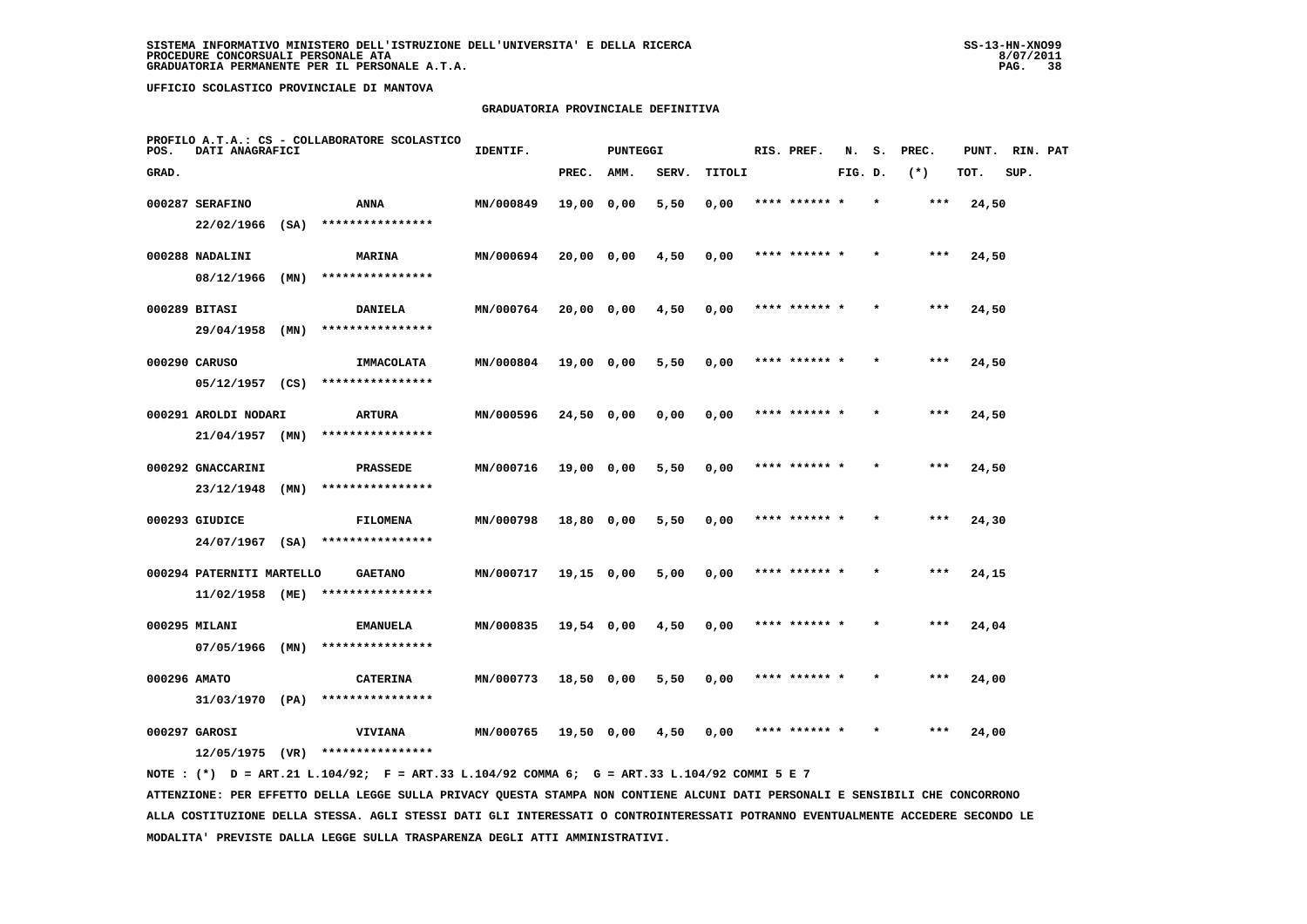SISTEMA INFORMATIVO MINISTERO DELL'ISTRUZIONE DELL'UNIVERSITA' E DELLA RICERCA
PROCEDURE CONCORSUALI PERSONALE ATA
GRADUATORIA PERMANENTE PER IL PERSONALE A.T.A.

UFFICIO SCOLASTICO PROVINCIALE DI MANTOVA

GRADUATORIA PROVINCIALE DEFINITIVA

PROFILO A.T.A.: CS - COLLABORATORE SCOLASTICO

| POS. GRAD. | DATI ANAGRAFICI | | IDENTIF. | PUNTEGGI PREC. | AMM. | SERV. | TITOLI | RIS. PREF. | N. FIG. | S. D. | PREC. (*) | PUNT. TOT. | RIN. SUP. | PAT |
|---|---|---|---|---|---|---|---|---|---|---|---|---|---|---|
| 000287 | SERAFINO 22/02/1966 (SA) | ANNA **************** | MN/000849 | 19,00 | 0,00 | 5,50 | 0,00 | **** ****** * | | * | *** | 24,50 | | |
| 000288 | NADALINI 08/12/1966 (MN) | MARINA **************** | MN/000694 | 20,00 | 0,00 | 4,50 | 0,00 | **** ****** * | | * | *** | 24,50 | | |
| 000289 | BITASI 29/04/1958 (MN) | DANIELA **************** | MN/000764 | 20,00 | 0,00 | 4,50 | 0,00 | **** ****** * | | * | *** | 24,50 | | |
| 000290 | CARUSO 05/12/1957 (CS) | IMMACOLATA **************** | MN/000804 | 19,00 | 0,00 | 5,50 | 0,00 | **** ****** * | | * | *** | 24,50 | | |
| 000291 | AROLDI NODARI 21/04/1957 (MN) | ARTURA **************** | MN/000596 | 24,50 | 0,00 | 0,00 | 0,00 | **** ****** * | | * | *** | 24,50 | | |
| 000292 | GNACCARINI 23/12/1948 (MN) | PRASSEDE **************** | MN/000716 | 19,00 | 0,00 | 5,50 | 0,00 | **** ****** * | | * | *** | 24,50 | | |
| 000293 | GIUDICE 24/07/1967 (SA) | FILOMENA **************** | MN/000798 | 18,80 | 0,00 | 5,50 | 0,00 | **** ****** * | | * | *** | 24,30 | | |
| 000294 | PATERNITI MARTELLO 11/02/1958 (ME) | GAETANO **************** | MN/000717 | 19,15 | 0,00 | 5,00 | 0,00 | **** ****** * | | * | *** | 24,15 | | |
| 000295 | MILANI 07/05/1966 (MN) | EMANUELA **************** | MN/000835 | 19,54 | 0,00 | 4,50 | 0,00 | **** ****** * | | * | *** | 24,04 | | |
| 000296 | AMATO 31/03/1970 (PA) | CATERINA **************** | MN/000773 | 18,50 | 0,00 | 5,50 | 0,00 | **** ****** * | | * | *** | 24,00 | | |
| 000297 | GAROSI 12/05/1975 (VR) | VIVIANA **************** | MN/000765 | 19,50 | 0,00 | 4,50 | 0,00 | **** ****** * | | * | *** | 24,00 | | |

NOTE : (*) D = ART.21 L.104/92; F = ART.33 L.104/92 COMMA 6; G = ART.33 L.104/92 COMMI 5 E 7

ATTENZIONE: PER EFFETTO DELLA LEGGE SULLA PRIVACY QUESTA STAMPA NON CONTIENE ALCUNI DATI PERSONALI E SENSIBILI CHE CONCORRONO ALLA COSTITUZIONE DELLA STESSA. AGLI STESSI DATI GLI INTERESSATI O CONTROINTERESSATI POTRANNO EVENTUALMENTE ACCEDERE SECONDO LE MODALITA' PREVISTE DALLA LEGGE SULLA TRASPARENZA DEGLI ATTI AMMINISTRATIVI.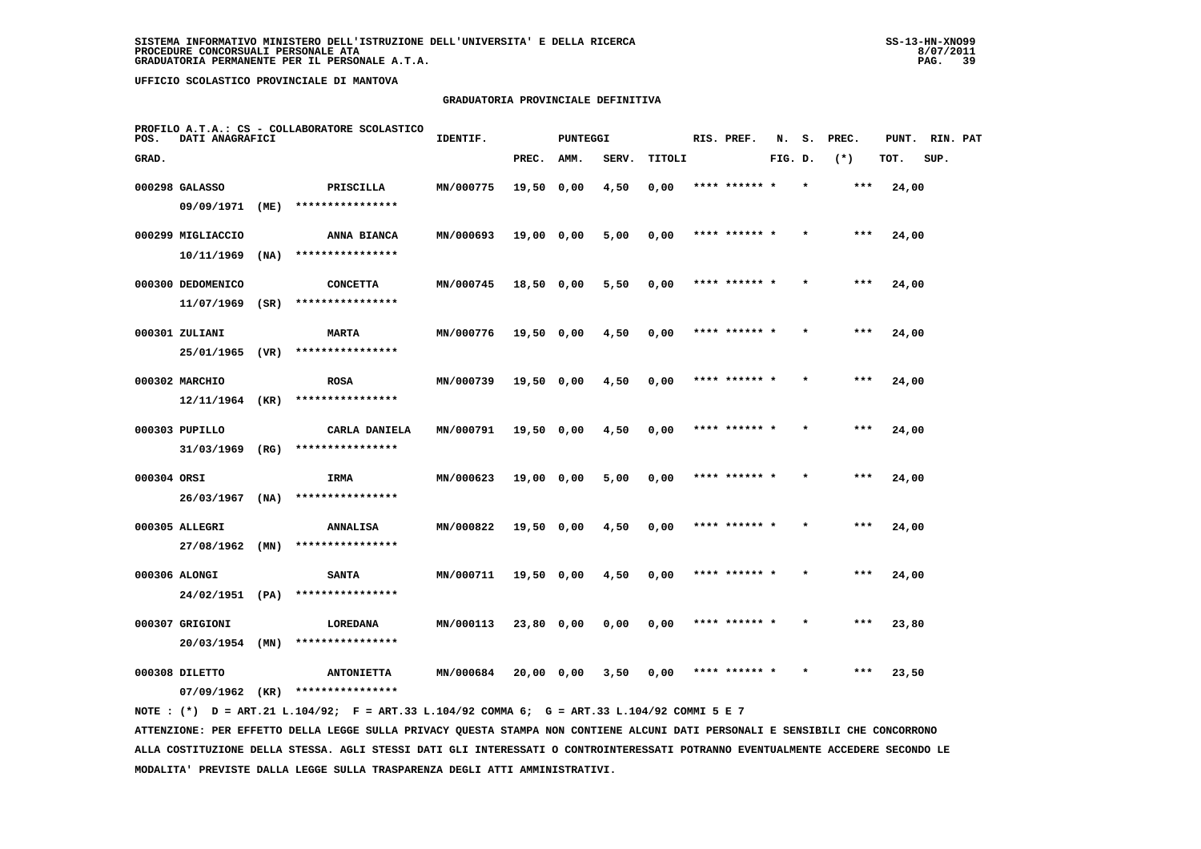**SISTEMA INFORMATIVO MINISTERO DELL'ISTRUZIONE DELL'UNIVERSITA' E DELLA RICERCA**
**PROCEDURE CONCORSUALI PERSONALE ATA**
**GRADUATORIA PERMANENTE PER IL PERSONALE A.T.A.**

**UFFICIO SCOLASTICO PROVINCIALE DI MANTOVA**

## GRADUATORIA PROVINCIALE DEFINITIVA

PROFILO A.T.A.: CS - COLLABORATORE SCOLASTICO

| POS. GRAD. | DATI ANAGRAFICI | | IDENTIF. | PUNTEGGI PREC. | AMM. | SERV. | TITOLI | RIS. PREF. | N. FIG. | S. D. | PREC. (*) | PUNT. TOT. | RIN. SUP. | PAT |
|---|---|---|---|---|---|---|---|---|---|---|---|---|---|---|
| 000298 | GALASSO 09/09/1971 (ME) | PRISCILLA **************** | MN/000775 | 19,50 | 0,00 | 4,50 | 0,00 | **** ****** * | | * | *** | 24,00 | | |
| 000299 | MIGLIACCIO 10/11/1969 (NA) | ANNA BIANCA **************** | MN/000693 | 19,00 | 0,00 | 5,00 | 0,00 | **** ****** * | | * | *** | 24,00 | | |
| 000300 | DEDOMENICO 11/07/1969 (SR) | CONCETTA **************** | MN/000745 | 18,50 | 0,00 | 5,50 | 0,00 | **** ****** * | | * | *** | 24,00 | | |
| 000301 | ZULIANI 25/01/1965 (VR) | MARTA **************** | MN/000776 | 19,50 | 0,00 | 4,50 | 0,00 | **** ****** * | | * | *** | 24,00 | | |
| 000302 | MARCHIO 12/11/1964 (KR) | ROSA **************** | MN/000739 | 19,50 | 0,00 | 4,50 | 0,00 | **** ****** * | | * | *** | 24,00 | | |
| 000303 | PUPILLO 31/03/1969 (RG) | CARLA DANIELA **************** | MN/000791 | 19,50 | 0,00 | 4,50 | 0,00 | **** ****** * | | * | *** | 24,00 | | |
| 000304 | ORSI 26/03/1967 (NA) | IRMA **************** | MN/000623 | 19,00 | 0,00 | 5,00 | 0,00 | **** ****** * | | * | *** | 24,00 | | |
| 000305 | ALLEGRI 27/08/1962 (MN) | ANNALISA **************** | MN/000822 | 19,50 | 0,00 | 4,50 | 0,00 | **** ****** * | | * | *** | 24,00 | | |
| 000306 | ALONGI 24/02/1951 (PA) | SANTA **************** | MN/000711 | 19,50 | 0,00 | 4,50 | 0,00 | **** ****** * | | * | *** | 24,00 | | |
| 000307 | GRIGIONI 20/03/1954 (MN) | LOREDANA **************** | MN/000113 | 23,80 | 0,00 | 0,00 | 0,00 | **** ****** * | | * | *** | 23,80 | | |
| 000308 | DILETTO 07/09/1962 (KR) | ANTONIETTA **************** | MN/000684 | 20,00 | 0,00 | 3,50 | 0,00 | **** ****** * | | * | *** | 23,50 | | |

NOTE : (*) D = ART.21 L.104/92; F = ART.33 L.104/92 COMMA 6; G = ART.33 L.104/92 COMMI 5 E 7

ATTENZIONE: PER EFFETTO DELLA LEGGE SULLA PRIVACY QUESTA STAMPA NON CONTIENE ALCUNI DATI PERSONALI E SENSIBILI CHE CONCORRONO ALLA COSTITUZIONE DELLA STESSA. AGLI STESSI DATI GLI INTERESSATI O CONTROINTERESSATI POTRANNO EVENTUALMENTE ACCEDERE SECONDO LE MODALITA' PREVISTE DALLA LEGGE SULLA TRASPARENZA DEGLI ATTI AMMINISTRATIVI.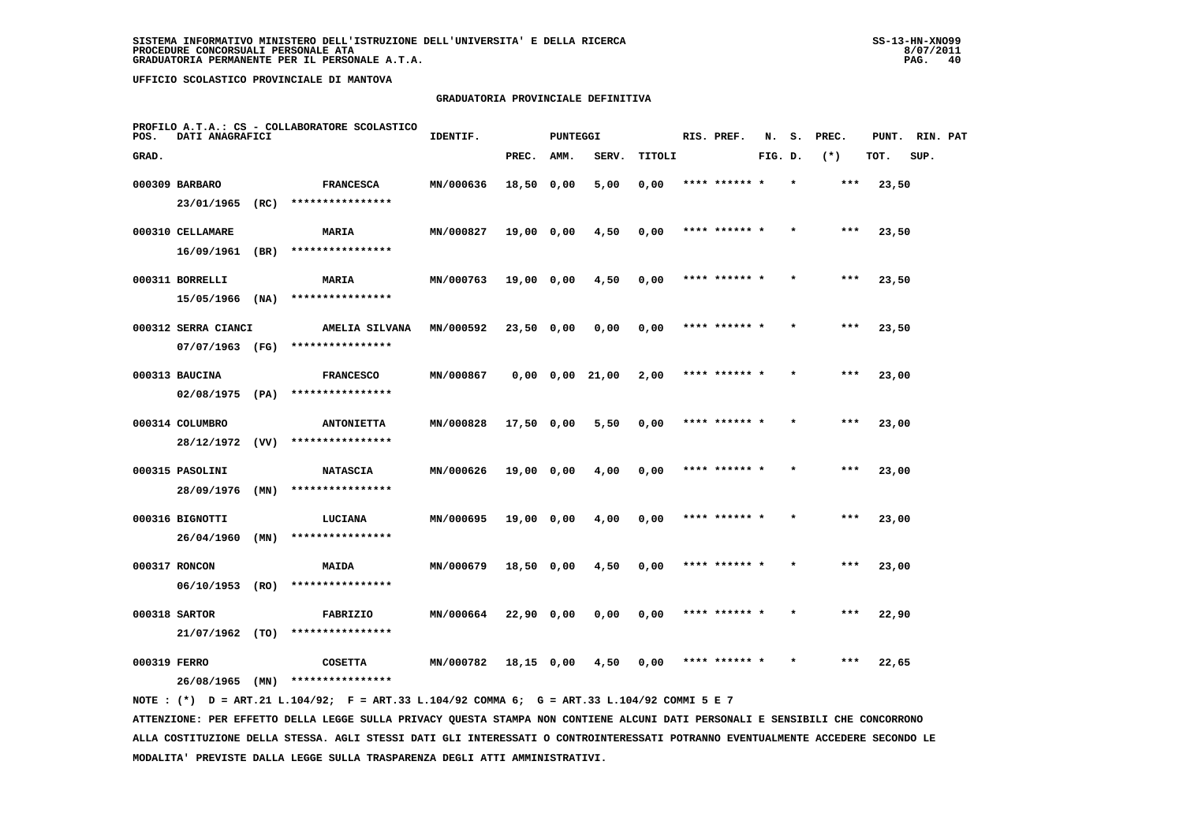SISTEMA INFORMATIVO MINISTERO DELL'ISTRUZIONE DELL'UNIVERSITA' E DELLA RICERCA
PROCEDURE CONCORSUALI PERSONALE ATA
GRADUATORIA PERMANENTE PER IL PERSONALE A.T.A.

UFFICIO SCOLASTICO PROVINCIALE DI MANTOVA

## GRADUATORIA PROVINCIALE DEFINITIVA

PROFILO A.T.A.: CS - COLLABORATORE SCOLASTICO

| POS. GRAD. | DATI ANAGRAFICI | | IDENTIF. | PUNTEGGI PREC. | AMM. | SERV. | TITOLI | RIS. PREF. | N. FIG. | S. D. | PREC. (*) | PUNT. TOT. | RIN. SUP. | PAT |
|---|---|---|---|---|---|---|---|---|---|---|---|---|---|---|
| 000309 | BARBARO 23/01/1965 (RC) | FRANCESCA **************** | MN/000636 | 18,50 | 0,00 | 5,00 | 0,00 | **** ****** * | | * | *** | 23,50 | | |
| 000310 | CELLAMARE 16/09/1961 (BR) | MARIA **************** | MN/000827 | 19,00 | 0,00 | 4,50 | 0,00 | **** ****** * | | * | *** | 23,50 | | |
| 000311 | BORRELLI 15/05/1966 (NA) | MARIA **************** | MN/000763 | 19,00 | 0,00 | 4,50 | 0,00 | **** ****** * | | * | *** | 23,50 | | |
| 000312 | SERRA CIANCI 07/07/1963 (FG) | AMELIA SILVANA **************** | MN/000592 | 23,50 | 0,00 | 0,00 | 0,00 | **** ****** * | | * | *** | 23,50 | | |
| 000313 | BAUCINA 02/08/1975 (PA) | FRANCESCO **************** | MN/000867 | 0,00 | 0,00 | 21,00 | 2,00 | **** ****** * | | * | *** | 23,00 | | |
| 000314 | COLUMBRO 28/12/1972 (VV) | ANTONIETTA **************** | MN/000828 | 17,50 | 0,00 | 5,50 | 0,00 | **** ****** * | | * | *** | 23,00 | | |
| 000315 | PASOLINI 28/09/1976 (MN) | NATASCIA **************** | MN/000626 | 19,00 | 0,00 | 4,00 | 0,00 | **** ****** * | | * | *** | 23,00 | | |
| 000316 | BIGNOTTI 26/04/1960 (MN) | LUCIANA **************** | MN/000695 | 19,00 | 0,00 | 4,00 | 0,00 | **** ****** * | | * | *** | 23,00 | | |
| 000317 | RONCON 06/10/1953 (RO) | MAIDA **************** | MN/000679 | 18,50 | 0,00 | 4,50 | 0,00 | **** ****** * | | * | *** | 23,00 | | |
| 000318 | SARTOR 21/07/1962 (TO) | FABRIZIO **************** | MN/000664 | 22,90 | 0,00 | 0,00 | 0,00 | **** ****** * | | * | *** | 22,90 | | |
| 000319 | FERRO 26/08/1965 (MN) | COSETTA **************** | MN/000782 | 18,15 | 0,00 | 4,50 | 0,00 | **** ****** * | | * | *** | 22,65 | | |

NOTE : (*) D = ART.21 L.104/92; F = ART.33 L.104/92 COMMA 6; G = ART.33 L.104/92 COMMI 5 E 7

ATTENZIONE: PER EFFETTO DELLA LEGGE SULLA PRIVACY QUESTA STAMPA NON CONTIENE ALCUNI DATI PERSONALI E SENSIBILI CHE CONCORRONO ALLA COSTITUZIONE DELLA STESSA. AGLI STESSI DATI GLI INTERESSATI O CONTROINTERESSATI POTRANNO EVENTUALMENTE ACCEDERE SECONDO LE MODALITA' PREVISTE DALLA LEGGE SULLA TRASPARENZA DEGLI ATTI AMMINISTRATIVI.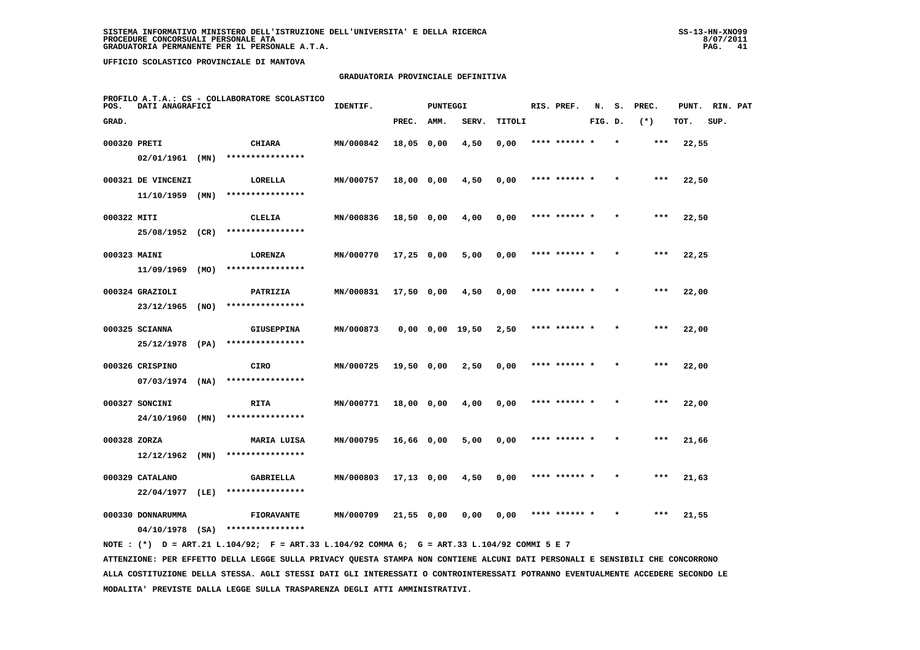SISTEMA INFORMATIVO MINISTERO DELL'ISTRUZIONE DELL'UNIVERSITA' E DELLA RICERCA
PROCEDURE CONCORSUALI PERSONALE ATA
GRADUATORIA PERMANENTE PER IL PERSONALE A.T.A.

UFFICIO SCOLASTICO PROVINCIALE DI MANTOVA

GRADUATORIA PROVINCIALE DEFINITIVA

PROFILO A.T.A.: CS - COLLABORATORE SCOLASTICO

| POS. GRAD. | DATI ANAGRAFICI | | IDENTIF. | PUNTEGGI PREC. | AMM. | SERV. | TITOLI | RIS. PREF. | N. FIG. | S. D. | PREC. (*) | PUNT. TOT. | RIN. SUP. | PAT |
|---|---|---|---|---|---|---|---|---|---|---|---|---|---|---|
| 000320 | PRETI 02/01/1961 (MN) | CHIARA **************** | MN/000842 | 18,05 | 0,00 | 4,50 | 0,00 | **** ****** * | | * | *** | 22,55 | | |
| 000321 | DE VINCENZI 11/10/1959 (MN) | LORELLA **************** | MN/000757 | 18,00 | 0,00 | 4,50 | 0,00 | **** ****** * | | * | *** | 22,50 | | |
| 000322 | MITI 25/08/1952 (CR) | CLELIA **************** | MN/000836 | 18,50 | 0,00 | 4,00 | 0,00 | **** ****** * | | * | *** | 22,50 | | |
| 000323 | MAINI 11/09/1969 (MO) | LORENZA **************** | MN/000770 | 17,25 | 0,00 | 5,00 | 0,00 | **** ****** * | | * | *** | 22,25 | | |
| 000324 | GRAZIOLI 23/12/1965 (NO) | PATRIZIA **************** | MN/000831 | 17,50 | 0,00 | 4,50 | 0,00 | **** ****** * | | * | *** | 22,00 | | |
| 000325 | SCIANNA 25/12/1978 (PA) | GIUSEPPINA **************** | MN/000873 | 0,00 | 0,00 | 19,50 | 2,50 | **** ****** * | | * | *** | 22,00 | | |
| 000326 | CRISPINO 07/03/1974 (NA) | CIRO **************** | MN/000725 | 19,50 | 0,00 | 2,50 | 0,00 | **** ****** * | | * | *** | 22,00 | | |
| 000327 | SONCINI 24/10/1960 (MN) | RITA **************** | MN/000771 | 18,00 | 0,00 | 4,00 | 0,00 | **** ****** * | | * | *** | 22,00 | | |
| 000328 | ZORZA 12/12/1962 (MN) | MARIA LUISA **************** | MN/000795 | 16,66 | 0,00 | 5,00 | 0,00 | **** ****** * | | * | *** | 21,66 | | |
| 000329 | CATALANO 22/04/1977 (LE) | GABRIELLA **************** | MN/000803 | 17,13 | 0,00 | 4,50 | 0,00 | **** ****** * | | * | *** | 21,63 | | |
| 000330 | DONNARUMMA 04/10/1978 (SA) | FIORAVANTE **************** | MN/000709 | 21,55 | 0,00 | 0,00 | 0,00 | **** ****** * | | * | *** | 21,55 | | |

NOTE : (*) D = ART.21 L.104/92; F = ART.33 L.104/92 COMMA 6; G = ART.33 L.104/92 COMMI 5 E 7

ATTENZIONE: PER EFFETTO DELLA LEGGE SULLA PRIVACY QUESTA STAMPA NON CONTIENE ALCUNI DATI PERSONALI E SENSIBILI CHE CONCORRONO ALLA COSTITUZIONE DELLA STESSA. AGLI STESSI DATI GLI INTERESSATI O CONTROINTERESSATI POTRANNO EVENTUALMENTE ACCEDERE SECONDO LE MODALITA' PREVISTE DALLA LEGGE SULLA TRASPARENZA DEGLI ATTI AMMINISTRATIVI.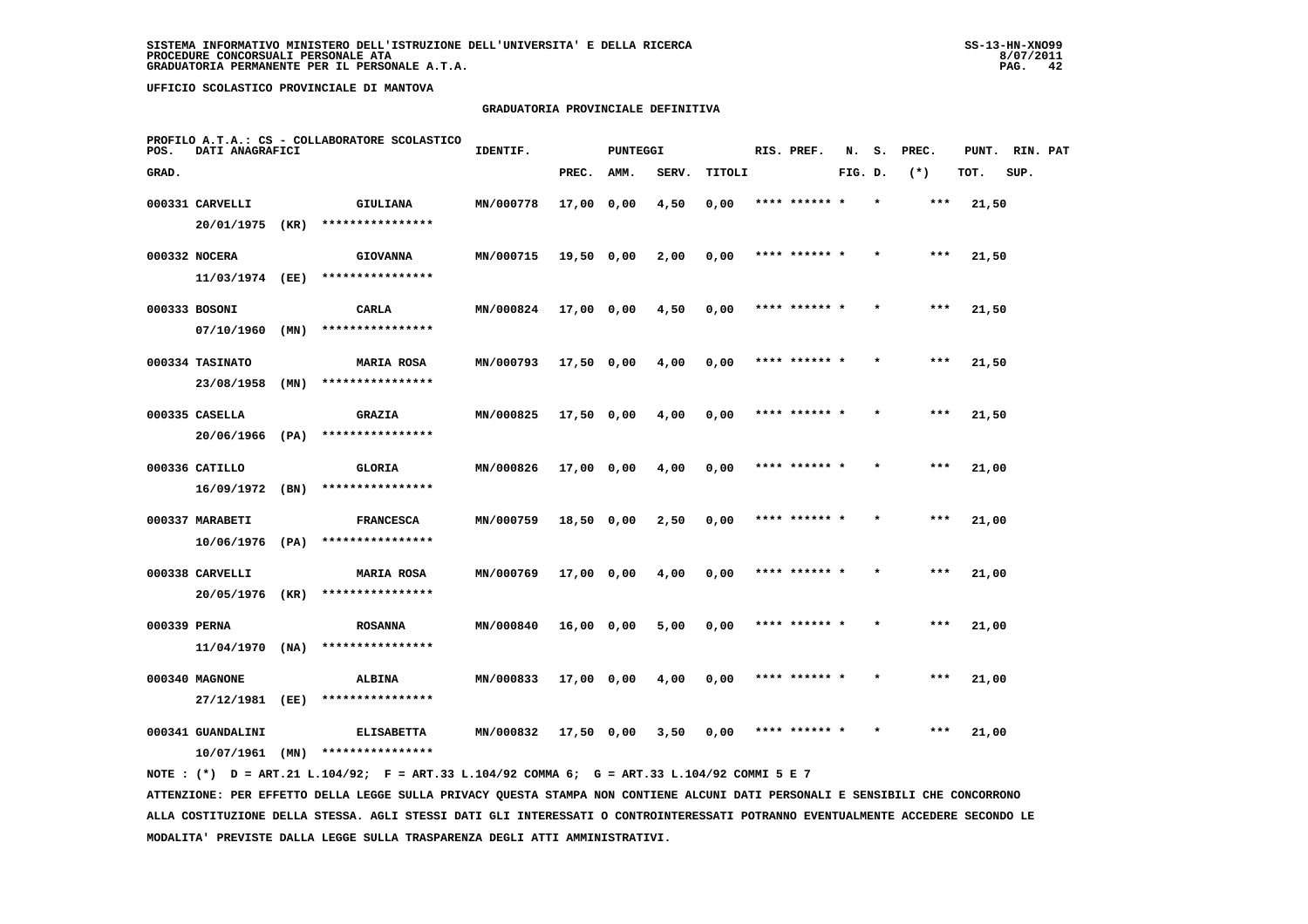SISTEMA INFORMATIVO MINISTERO DELL'ISTRUZIONE DELL'UNIVERSITA' E DELLA RICERCA
PROCEDURE CONCORSUALI PERSONALE ATA
GRADUATORIA PERMANENTE PER IL PERSONALE A.T.A.

UFFICIO SCOLASTICO PROVINCIALE DI MANTOVA

GRADUATORIA PROVINCIALE DEFINITIVA

PROFILO A.T.A.: CS - COLLABORATORE SCOLASTICO

| POS. GRAD. | DATI ANAGRAFICI | | IDENTIF. | PUNTEGGI PREC. | AMM. | SERV. | TITOLI | RIS. PREF. | N. FIG. | S. D. | PREC. (*) | PUNT. TOT. | RIN. SUP. | PAT |
|---|---|---|---|---|---|---|---|---|---|---|---|---|---|---|
| 000331 | CARVELLI 20/01/1975 (KR) | GIULIANA **************** | MN/000778 | 17,00 | 0,00 | 4,50 | 0,00 | **** ****** * | | * | *** | 21,50 | | |
| 000332 | NOCERA 11/03/1974 (EE) | GIOVANNA **************** | MN/000715 | 19,50 | 0,00 | 2,00 | 0,00 | **** ****** * | | * | *** | 21,50 | | |
| 000333 | BOSONI 07/10/1960 (MN) | CARLA **************** | MN/000824 | 17,00 | 0,00 | 4,50 | 0,00 | **** ****** * | | * | *** | 21,50 | | |
| 000334 | TASINATO 23/08/1958 (MN) | MARIA ROSA **************** | MN/000793 | 17,50 | 0,00 | 4,00 | 0,00 | **** ****** * | | * | *** | 21,50 | | |
| 000335 | CASELLA 20/06/1966 (PA) | GRAZIA **************** | MN/000825 | 17,50 | 0,00 | 4,00 | 0,00 | **** ****** * | | * | *** | 21,50 | | |
| 000336 | CATILLO 16/09/1972 (BN) | GLORIA **************** | MN/000826 | 17,00 | 0,00 | 4,00 | 0,00 | **** ****** * | | * | *** | 21,00 | | |
| 000337 | MARABETI 10/06/1976 (PA) | FRANCESCA **************** | MN/000759 | 18,50 | 0,00 | 2,50 | 0,00 | **** ****** * | | * | *** | 21,00 | | |
| 000338 | CARVELLI 20/05/1976 (KR) | MARIA ROSA **************** | MN/000769 | 17,00 | 0,00 | 4,00 | 0,00 | **** ****** * | | * | *** | 21,00 | | |
| 000339 | PERNA 11/04/1970 (NA) | ROSANNA **************** | MN/000840 | 16,00 | 0,00 | 5,00 | 0,00 | **** ****** * | | * | *** | 21,00 | | |
| 000340 | MAGNONE 27/12/1981 (EE) | ALBINA **************** | MN/000833 | 17,00 | 0,00 | 4,00 | 0,00 | **** ****** * | | * | *** | 21,00 | | |
| 000341 | GUANDALINI 10/07/1961 (MN) | ELISABETTA **************** | MN/000832 | 17,50 | 0,00 | 3,50 | 0,00 | **** ****** * | | * | *** | 21,00 | | |

NOTE : (*) D = ART.21 L.104/92; F = ART.33 L.104/92 COMMA 6; G = ART.33 L.104/92 COMMI 5 E 7

ATTENZIONE: PER EFFETTO DELLA LEGGE SULLA PRIVACY QUESTA STAMPA NON CONTIENE ALCUNI DATI PERSONALI E SENSIBILI CHE CONCORRONO ALLA COSTITUZIONE DELLA STESSA. AGLI STESSI DATI GLI INTERESSATI O CONTROINTERESSATI POTRANNO EVENTUALMENTE ACCEDERE SECONDO LE MODALITA' PREVISTE DALLA LEGGE SULLA TRASPARENZA DEGLI ATTI AMMINISTRATIVI.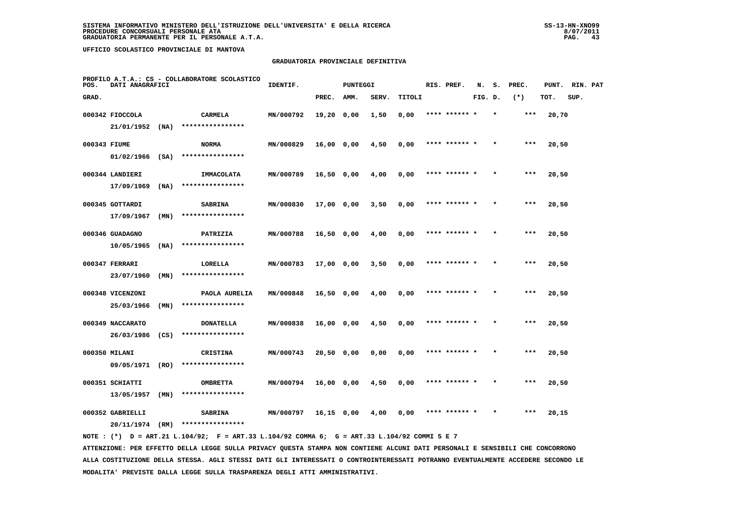**SISTEMA INFORMATIVO MINISTERO DELL'ISTRUZIONE DELL'UNIVERSITA' E DELLA RICERCA**
**PROCEDURE CONCORSUALI PERSONALE ATA**
**GRADUATORIA PERMANENTE PER IL PERSONALE A.T.A.**

**UFFICIO SCOLASTICO PROVINCIALE DI MANTOVA**

## GRADUATORIA PROVINCIALE DEFINITIVA

PROFILO A.T.A.: CS - COLLABORATORE SCOLASTICO

| POS. GRAD. | DATI ANAGRAFICI | | IDENTIF. | PUNTEGGI PREC. | AMM. | SERV. | TITOLI | RIS. PREF. | N. FIG. | S. D. | PREC. (*) | PUNT. TOT. | RIN. SUP. | PAT |
|---|---|---|---|---|---|---|---|---|---|---|---|---|---|---|
| 000342 | FIOCCOLA 21/01/1952 (NA) | CARMELA **************** | MN/000792 | 19,20 | 0,00 | 1,50 | 0,00 | **** ****** * | | * | *** | 20,70 | | |
| 000343 | FIUME 01/02/1966 (SA) | NORMA **************** | MN/000829 | 16,00 | 0,00 | 4,50 | 0,00 | **** ****** * | | * | *** | 20,50 | | |
| 000344 | LANDIERI 17/09/1969 (NA) | IMMACOLATA **************** | MN/000789 | 16,50 | 0,00 | 4,00 | 0,00 | **** ****** * | | * | *** | 20,50 | | |
| 000345 | GOTTARDI 17/09/1967 (MN) | SABRINA **************** | MN/000830 | 17,00 | 0,00 | 3,50 | 0,00 | **** ****** * | | * | *** | 20,50 | | |
| 000346 | GUADAGNO 10/05/1965 (NA) | PATRIZIA **************** | MN/000788 | 16,50 | 0,00 | 4,00 | 0,00 | **** ****** * | | * | *** | 20,50 | | |
| 000347 | FERRARI 23/07/1960 (MN) | LORELLA **************** | MN/000783 | 17,00 | 0,00 | 3,50 | 0,00 | **** ****** * | | * | *** | 20,50 | | |
| 000348 | VICENZONI 25/03/1966 (MN) | PAOLA AURELIA **************** | MN/000848 | 16,50 | 0,00 | 4,00 | 0,00 | **** ****** * | | * | *** | 20,50 | | |
| 000349 | NACCARATO 26/03/1986 (CS) | DONATELLA **************** | MN/000838 | 16,00 | 0,00 | 4,50 | 0,00 | **** ****** * | | * | *** | 20,50 | | |
| 000350 | MILANI 09/05/1971 (RO) | CRISTINA **************** | MN/000743 | 20,50 | 0,00 | 0,00 | 0,00 | **** ****** * | | * | *** | 20,50 | | |
| 000351 | SCHIATTI 13/05/1957 (MN) | OMBRETTA **************** | MN/000794 | 16,00 | 0,00 | 4,50 | 0,00 | **** ****** * | | * | *** | 20,50 | | |
| 000352 | GABRIELLI 20/11/1974 (RM) | SABRINA **************** | MN/000797 | 16,15 | 0,00 | 4,00 | 0,00 | **** ****** * | | * | *** | 20,15 | | |

NOTE : (*) D = ART.21 L.104/92; F = ART.33 L.104/92 COMMA 6; G = ART.33 L.104/92 COMMI 5 E 7

ATTENZIONE: PER EFFETTO DELLA LEGGE SULLA PRIVACY QUESTA STAMPA NON CONTIENE ALCUNI DATI PERSONALI E SENSIBILI CHE CONCORRONO ALLA COSTITUZIONE DELLA STESSA. AGLI STESSI DATI GLI INTERESSATI O CONTROINTERESSATI POTRANNO EVENTUALMENTE ACCEDERE SECONDO LE MODALITA' PREVISTE DALLA LEGGE SULLA TRASPARENZA DEGLI ATTI AMMINISTRATIVI.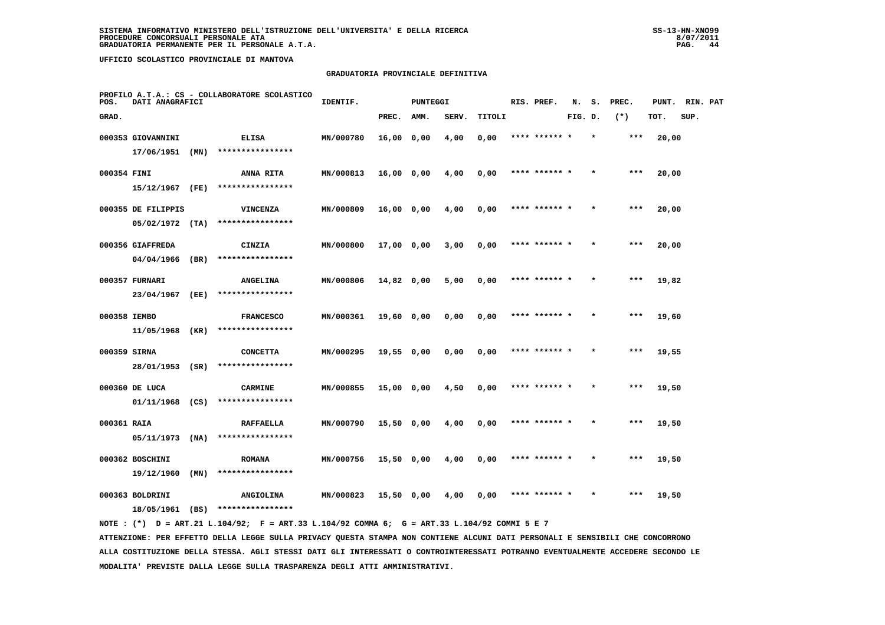SISTEMA INFORMATIVO MINISTERO DELL'ISTRUZIONE DELL'UNIVERSITA' E DELLA RICERCA
PROCEDURE CONCORSUALI PERSONALE ATA
GRADUATORIA PERMANENTE PER IL PERSONALE A.T.A.

UFFICIO SCOLASTICO PROVINCIALE DI MANTOVA

GRADUATORIA PROVINCIALE DEFINITIVA

PROFILO A.T.A.: CS - COLLABORATORE SCOLASTICO

| POS. GRAD. | DATI ANAGRAFICI | | IDENTIF. | PUNTEGGI PREC. | AMM. | SERV. | TITOLI | RIS. PREF. | N. FIG. | S. D. | PREC. (*) | PUNT. TOT. | RIN. PAT SUP. |
|---|---|---|---|---|---|---|---|---|---|---|---|---|---|
| 000353 | GIOVANNINI 17/06/1951 (MN) | ELISA **************** | MN/000780 | 16,00 | 0,00 | 4,00 | 0,00 | **** ****** | * | * | *** | 20,00 | |
| 000354 | FINI 15/12/1967 (FE) | ANNA RITA **************** | MN/000813 | 16,00 | 0,00 | 4,00 | 0,00 | **** ****** | * | * | *** | 20,00 | |
| 000355 | DE FILIPPIS 05/02/1972 (TA) | VINCENZA **************** | MN/000809 | 16,00 | 0,00 | 4,00 | 0,00 | **** ****** | * | * | *** | 20,00 | |
| 000356 | GIAFFREDA 04/04/1966 (BR) | CINZIA **************** | MN/000800 | 17,00 | 0,00 | 3,00 | 0,00 | **** ****** | * | * | *** | 20,00 | |
| 000357 | FURNARI 23/04/1967 (EE) | ANGELINA **************** | MN/000806 | 14,82 | 0,00 | 5,00 | 0,00 | **** ****** | * | * | *** | 19,82 | |
| 000358 | IEMBO 11/05/1968 (KR) | FRANCESCO **************** | MN/000361 | 19,60 | 0,00 | 0,00 | 0,00 | **** ****** | * | * | *** | 19,60 | |
| 000359 | SIRNA 28/01/1953 (SR) | CONCETTA **************** | MN/000295 | 19,55 | 0,00 | 0,00 | 0,00 | **** ****** | * | * | *** | 19,55 | |
| 000360 | DE LUCA 01/11/1968 (CS) | CARMINE **************** | MN/000855 | 15,00 | 0,00 | 4,50 | 0,00 | **** ****** | * | * | *** | 19,50 | |
| 000361 | RAIA 05/11/1973 (NA) | RAFFAELLA **************** | MN/000790 | 15,50 | 0,00 | 4,00 | 0,00 | **** ****** | * | * | *** | 19,50 | |
| 000362 | BOSCHINI 19/12/1960 (MN) | ROMANA **************** | MN/000756 | 15,50 | 0,00 | 4,00 | 0,00 | **** ****** | * | * | *** | 19,50 | |
| 000363 | BOLDRINI 18/05/1961 (BS) | ANGIOLINA **************** | MN/000823 | 15,50 | 0,00 | 4,00 | 0,00 | **** ****** | * | * | *** | 19,50 | |

NOTE : (*) D = ART.21 L.104/92; F = ART.33 L.104/92 COMMA 6; G = ART.33 L.104/92 COMMI 5 E 7

ATTENZIONE: PER EFFETTO DELLA LEGGE SULLA PRIVACY QUESTA STAMPA NON CONTIENE ALCUNI DATI PERSONALI E SENSIBILI CHE CONCORRONO ALLA COSTITUZIONE DELLA STESSA. AGLI STESSI DATI GLI INTERESSATI O CONTROINTERESSATI POTRANNO EVENTUALMENTE ACCEDERE SECONDO LE MODALITA' PREVISTE DALLA LEGGE SULLA TRASPARENZA DEGLI ATTI AMMINISTRATIVI.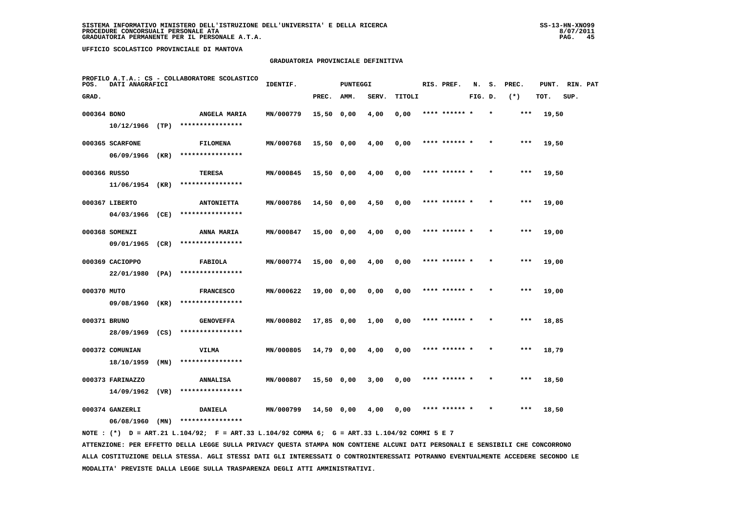SISTEMA INFORMATIVO MINISTERO DELL'ISTRUZIONE DELL'UNIVERSITA' E DELLA RICERCA
PROCEDURE CONCORSUALI PERSONALE ATA
GRADUATORIA PERMANENTE PER IL PERSONALE A.T.A.

UFFICIO SCOLASTICO PROVINCIALE DI MANTOVA

## GRADUATORIA PROVINCIALE DEFINITIVA

PROFILO A.T.A.: CS - COLLABORATORE SCOLASTICO

| POS. GRAD. | DATI ANAGRAFICI | | IDENTIF. | PUNTEGGI PREC. | AMM. | SERV. | TITOLI | RIS. PREF. | N. FIG. | S. D. | PREC. (*) | PUNT. TOT. | RIN. SUP. | PAT |
|---|---|---|---|---|---|---|---|---|---|---|---|---|---|---|
| 000364 | BONO<br>10/12/1966 (TP) | ANGELA MARIA<br>**************** | MN/000779 | 15,50 | 0,00 | 4,00 | 0,00 | **** ****** * | | * | *** | 19,50 | | |
| 000365 | SCARFONE<br>06/09/1966 (KR) | FILOMENA<br>**************** | MN/000768 | 15,50 | 0,00 | 4,00 | 0,00 | **** ****** * | | * | *** | 19,50 | | |
| 000366 | RUSSO<br>11/06/1954 (KR) | TERESA<br>**************** | MN/000845 | 15,50 | 0,00 | 4,00 | 0,00 | **** ****** * | | * | *** | 19,50 | | |
| 000367 | LIBERTO<br>04/03/1966 (CE) | ANTONIETTA<br>**************** | MN/000786 | 14,50 | 0,00 | 4,50 | 0,00 | **** ****** * | | * | *** | 19,00 | | |
| 000368 | SOMENZI<br>09/01/1965 (CR) | ANNA MARIA<br>**************** | MN/000847 | 15,00 | 0,00 | 4,00 | 0,00 | **** ****** * | | * | *** | 19,00 | | |
| 000369 | CACIOPPO<br>22/01/1980 (PA) | FABIOLA<br>**************** | MN/000774 | 15,00 | 0,00 | 4,00 | 0,00 | **** ****** * | | * | *** | 19,00 | | |
| 000370 | MUTO<br>09/08/1960 (KR) | FRANCESCO<br>**************** | MN/000622 | 19,00 | 0,00 | 0,00 | 0,00 | **** ****** * | | * | *** | 19,00 | | |
| 000371 | BRUNO<br>28/09/1969 (CS) | GENOVEFFA<br>**************** | MN/000802 | 17,85 | 0,00 | 1,00 | 0,00 | **** ****** * | | * | *** | 18,85 | | |
| 000372 | COMUNIAN<br>18/10/1959 (MN) | VILMA<br>**************** | MN/000805 | 14,79 | 0,00 | 4,00 | 0,00 | **** ****** * | | * | *** | 18,79 | | |
| 000373 | FARINAZZO<br>14/09/1962 (VR) | ANNALISA<br>**************** | MN/000807 | 15,50 | 0,00 | 3,00 | 0,00 | **** ****** * | | * | *** | 18,50 | | |
| 000374 | GANZERLI<br>06/08/1960 (MN) | DANIELA<br>**************** | MN/000799 | 14,50 | 0,00 | 4,00 | 0,00 | **** ****** * | | * | *** | 18,50 | | |

NOTE : (*) D = ART.21 L.104/92; F = ART.33 L.104/92 COMMA 6; G = ART.33 L.104/92 COMMI 5 E 7

ATTENZIONE: PER EFFETTO DELLA LEGGE SULLA PRIVACY QUESTA STAMPA NON CONTIENE ALCUNI DATI PERSONALI E SENSIBILI CHE CONCORRONO ALLA COSTITUZIONE DELLA STESSA. AGLI STESSI DATI GLI INTERESSATI O CONTROINTERESSATI POTRANNO EVENTUALMENTE ACCEDERE SECONDO LE MODALITA' PREVISTE DALLA LEGGE SULLA TRASPARENZA DEGLI ATTI AMMINISTRATIVI.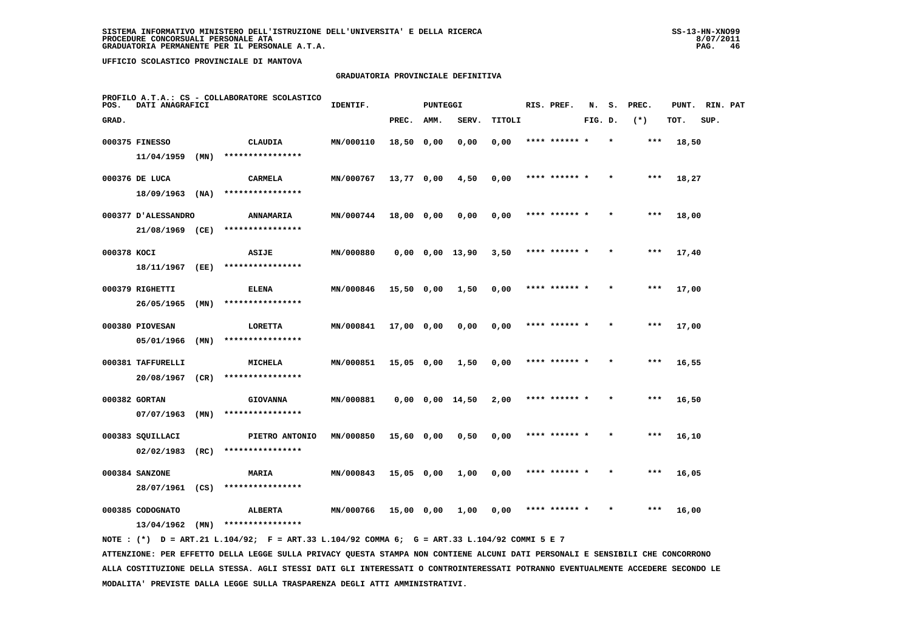**SISTEMA INFORMATIVO MINISTERO DELL'ISTRUZIONE DELL'UNIVERSITA' E DELLA RICERCA**
**PROCEDURE CONCORSUALI PERSONALE ATA**
**GRADUATORIA PERMANENTE PER IL PERSONALE A.T.A.**

SS-13-HN-XNO99
8/07/2011

**UFFICIO SCOLASTICO PROVINCIALE DI MANTOVA**

**GRADUATORIA PROVINCIALE DEFINITIVA**

PROFILO A.T.A.: CS - COLLABORATORE SCOLASTICO

| POS. GRAD. | DATI ANAGRAFICI | | IDENTIF. | PUNTEGGI PREC. | AMM. | SERV. | TITOLI | RIS. PREF. | N. FIG. | S. D. | PREC. (*) | PUNT. TOT. | RIN. SUP. | PAT |
|---|---|---|---|---|---|---|---|---|---|---|---|---|---|---|
| 000375 | FINESSO 11/04/1959 (MN) | CLAUDIA **************** | MN/000110 | 18,50 | 0,00 | 0,00 | 0,00 | **** ****** * | | * | *** | 18,50 | | |
| 000376 | DE LUCA 18/09/1963 (NA) | CARMELA **************** | MN/000767 | 13,77 | 0,00 | 4,50 | 0,00 | **** ****** * | | * | *** | 18,27 | | |
| 000377 | D'ALESSANDRO 21/08/1969 (CE) | ANNAMARIA **************** | MN/000744 | 18,00 | 0,00 | 0,00 | 0,00 | **** ****** * | | * | *** | 18,00 | | |
| 000378 | KOCI 18/11/1967 (EE) | ASIJE **************** | MN/000880 | 0,00 | 0,00 | 13,90 | 3,50 | **** ****** * | | * | *** | 17,40 | | |
| 000379 | RIGHETTI 26/05/1965 (MN) | ELENA **************** | MN/000846 | 15,50 | 0,00 | 1,50 | 0,00 | **** ****** * | | * | *** | 17,00 | | |
| 000380 | PIOVESAN 05/01/1966 (MN) | LORETTA **************** | MN/000841 | 17,00 | 0,00 | 0,00 | 0,00 | **** ****** * | | * | *** | 17,00 | | |
| 000381 | TAFFURELLI 20/08/1967 (CR) | MICHELA **************** | MN/000851 | 15,05 | 0,00 | 1,50 | 0,00 | **** ****** * | | * | *** | 16,55 | | |
| 000382 | GORTAN 07/07/1963 (MN) | GIOVANNA **************** | MN/000881 | 0,00 | 0,00 | 14,50 | 2,00 | **** ****** * | | * | *** | 16,50 | | |
| 000383 | SQUILLACI 02/02/1983 (RC) | PIETRO ANTONIO **************** | MN/000850 | 15,60 | 0,00 | 0,50 | 0,00 | **** ****** * | | * | *** | 16,10 | | |
| 000384 | SANZONE 28/07/1961 (CS) | MARIA **************** | MN/000843 | 15,05 | 0,00 | 1,00 | 0,00 | **** ****** * | | * | *** | 16,05 | | |
| 000385 | CODOGNATO 13/04/1962 (MN) | ALBERTA **************** | MN/000766 | 15,00 | 0,00 | 1,00 | 0,00 | **** ****** * | | * | *** | 16,00 | | |

NOTE : (*) D = ART.21 L.104/92; F = ART.33 L.104/92 COMMA 6; G = ART.33 L.104/92 COMMI 5 E 7

ATTENZIONE: PER EFFETTO DELLA LEGGE SULLA PRIVACY QUESTA STAMPA NON CONTIENE ALCUNI DATI PERSONALI E SENSIBILI CHE CONCORRONO ALLA COSTITUZIONE DELLA STESSA. AGLI STESSI DATI GLI INTERESSATI O CONTROINTERESSATI POTRANNO EVENTUALMENTE ACCEDERE SECONDO LE MODALITA' PREVISTE DALLA LEGGE SULLA TRASPARENZA DEGLI ATTI AMMINISTRATIVI.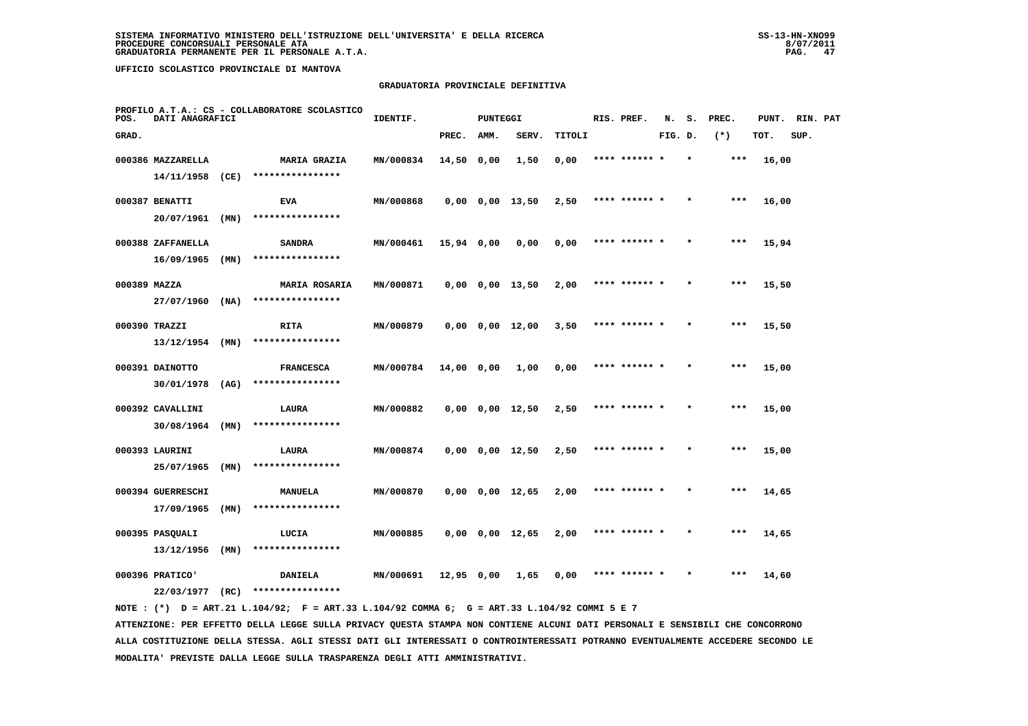SISTEMA INFORMATIVO MINISTERO DELL'ISTRUZIONE DELL'UNIVERSITA' E DELLA RICERCA
PROCEDURE CONCORSUALI PERSONALE ATA
GRADUATORIA PERMANENTE PER IL PERSONALE A.T.A.

UFFICIO SCOLASTICO PROVINCIALE DI MANTOVA

GRADUATORIA PROVINCIALE DEFINITIVA

PROFILO A.T.A.: CS - COLLABORATORE SCOLASTICO

| POS. GRAD. | DATI ANAGRAFICI | | IDENTIF. | PUNTEGGI PREC. | AMM. | SERV. | TITOLI | RIS. PREF. | N. FIG. | S. D. | PREC. (*) | PUNT. TOT. | RIN. SUP. | PAT |
|---|---|---|---|---|---|---|---|---|---|---|---|---|---|---|
| 000386 | MAZZARELLA 14/11/1958 (CE) | MARIA GRAZIA **************** | MN/000834 | 14,50 | 0,00 | 1,50 | 0,00 | **** ****** * | | * | *** | 16,00 | | |
| 000387 | BENATTI 20/07/1961 (MN) | EVA **************** | MN/000868 | 0,00 | 0,00 | 13,50 | 2,50 | **** ****** * | | * | *** | 16,00 | | |
| 000388 | ZAFFANELLA 16/09/1965 (MN) | SANDRA **************** | MN/000461 | 15,94 | 0,00 | 0,00 | 0,00 | **** ****** * | | * | *** | 15,94 | | |
| 000389 | MAZZA 27/07/1960 (NA) | MARIA ROSARIA **************** | MN/000871 | 0,00 | 0,00 | 13,50 | 2,00 | **** ****** * | | * | *** | 15,50 | | |
| 000390 | TRAZZI 13/12/1954 (MN) | RITA **************** | MN/000879 | 0,00 | 0,00 | 12,00 | 3,50 | **** ****** * | | * | *** | 15,50 | | |
| 000391 | DAINOTTO 30/01/1978 (AG) | FRANCESCA **************** | MN/000784 | 14,00 | 0,00 | 1,00 | 0,00 | **** ****** * | | * | *** | 15,00 | | |
| 000392 | CAVALLINI 30/08/1964 (MN) | LAURA **************** | MN/000882 | 0,00 | 0,00 | 12,50 | 2,50 | **** ****** * | | * | *** | 15,00 | | |
| 000393 | LAURINI 25/07/1965 (MN) | LAURA **************** | MN/000874 | 0,00 | 0,00 | 12,50 | 2,50 | **** ****** * | | * | *** | 15,00 | | |
| 000394 | GUERRESCHI 17/09/1965 (MN) | MANUELA **************** | MN/000870 | 0,00 | 0,00 | 12,65 | 2,00 | **** ****** * | | * | *** | 14,65 | | |
| 000395 | PASQUALI 13/12/1956 (MN) | LUCIA **************** | MN/000885 | 0,00 | 0,00 | 12,65 | 2,00 | **** ****** * | | * | *** | 14,65 | | |
| 000396 | PRATICO' 22/03/1977 (RC) | DANIELA **************** | MN/000691 | 12,95 | 0,00 | 1,65 | 0,00 | **** ****** * | | * | *** | 14,60 | | |

NOTE : (*) D = ART.21 L.104/92; F = ART.33 L.104/92 COMMA 6; G = ART.33 L.104/92 COMMI 5 E 7

ATTENZIONE: PER EFFETTO DELLA LEGGE SULLA PRIVACY QUESTA STAMPA NON CONTIENE ALCUNI DATI PERSONALI E SENSIBILI CHE CONCORRONO ALLA COSTITUZIONE DELLA STESSA. AGLI STESSI DATI GLI INTERESSATI O CONTROINTERESSATI POTRANNO EVENTUALMENTE ACCEDERE SECONDO LE MODALITA' PREVISTE DALLA LEGGE SULLA TRASPARENZA DEGLI ATTI AMMINISTRATIVI.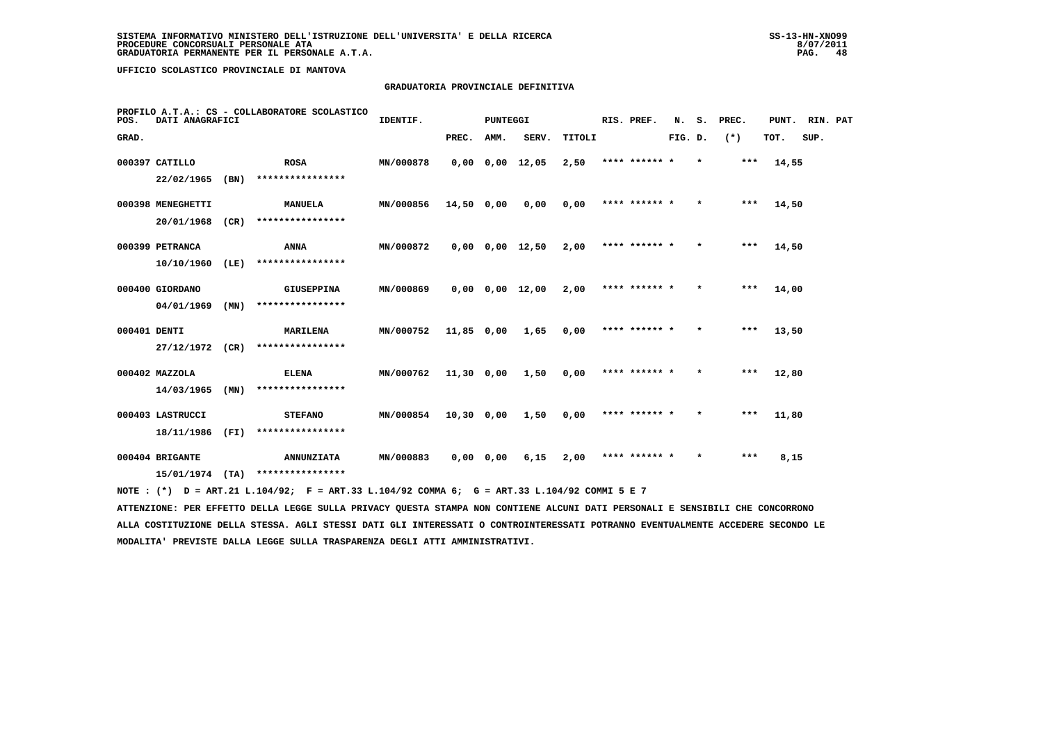SISTEMA INFORMATIVO MINISTERO DELL'ISTRUZIONE DELL'UNIVERSITA' E DELLA RICERCA
PROCEDURE CONCORSUALI PERSONALE ATA
GRADUATORIA PERMANENTE PER IL PERSONALE A.T.A.

UFFICIO SCOLASTICO PROVINCIALE DI MANTOVA

## GRADUATORIA PROVINCIALE DEFINITIVA

PROFILO A.T.A.: CS - COLLABORATORE SCOLASTICO

| POS. GRAD. | DATI ANAGRAFICI | | IDENTIF. | PUNTEGGI PREC. | AMM. | SERV. | TITOLI | RIS. PREF. | N. FIG. | S. D. | PREC. (*) | PUNT. TOT. | RIN. SUP. | PAT |
|---|---|---|---|---|---|---|---|---|---|---|---|---|---|---|
| 000397 | CATILLO 22/02/1965 (BN) | ROSA **************** | MN/000878 | 0,00 | 0,00 | 12,05 | 2,50 | **** ****** * | | * | *** | 14,55 | | |
| 000398 | MENEGHETTI 20/01/1968 (CR) | MANUELA **************** | MN/000856 | 14,50 | 0,00 | 0,00 | 0,00 | **** ****** * | | * | *** | 14,50 | | |
| 000399 | PETRANCA 10/10/1960 (LE) | ANNA **************** | MN/000872 | 0,00 | 0,00 | 12,50 | 2,00 | **** ****** * | | * | *** | 14,50 | | |
| 000400 | GIORDANO 04/01/1969 (MN) | GIUSEPPINA **************** | MN/000869 | 0,00 | 0,00 | 12,00 | 2,00 | **** ****** * | | * | *** | 14,00 | | |
| 000401 | DENTI 27/12/1972 (CR) | MARILENA **************** | MN/000752 | 11,85 | 0,00 | 1,65 | 0,00 | **** ****** * | | * | *** | 13,50 | | |
| 000402 | MAZZOLA 14/03/1965 (MN) | ELENA **************** | MN/000762 | 11,30 | 0,00 | 1,50 | 0,00 | **** ****** * | | * | *** | 12,80 | | |
| 000403 | LASTRUCCI 18/11/1986 (FI) | STEFANO **************** | MN/000854 | 10,30 | 0,00 | 1,50 | 0,00 | **** ****** * | | * | *** | 11,80 | | |
| 000404 | BRIGANTE 15/01/1974 (TA) | ANNUNZIATA **************** | MN/000883 | 0,00 | 0,00 | 6,15 | 2,00 | **** ****** * | | * | *** | 8,15 | | |

NOTE : (*) D = ART.21 L.104/92; F = ART.33 L.104/92 COMMA 6; G = ART.33 L.104/92 COMMI 5 E 7

ATTENZIONE: PER EFFETTO DELLA LEGGE SULLA PRIVACY QUESTA STAMPA NON CONTIENE ALCUNI DATI PERSONALI E SENSIBILI CHE CONCORRONO ALLA COSTITUZIONE DELLA STESSA. AGLI STESSI DATI GLI INTERESSATI O CONTROINTERESSATI POTRANNO EVENTUALMENTE ACCEDERE SECONDO LE MODALITA' PREVISTE DALLA LEGGE SULLA TRASPARENZA DEGLI ATTI AMMINISTRATIVI.